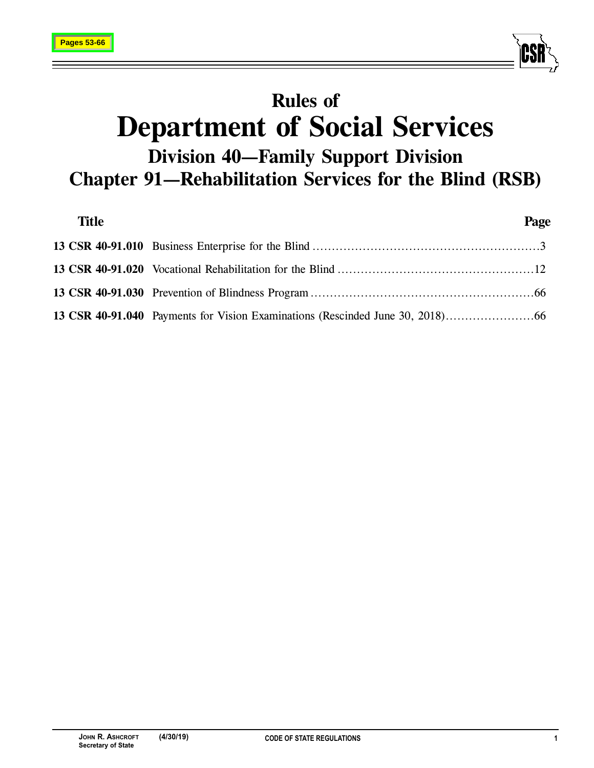# Rules of
# Department of Social Services
## Division 40—Family Support Division
## Chapter 91—Rehabilitation Services for the Blind (RSB)

| Title | | Page |
|---|---|---|
| **13 CSR 40-91.010** | Business Enterprise for the Blind | 3 |
| **13 CSR 40-91.020** | Vocational Rehabilitation for the Blind | 12 |
| **13 CSR 40-91.030** | Prevention of Blindness Program | 66 |
| **13 CSR 40-91.040** | Payments for Vision Examinations (Rescinded June 30, 2018) | 66 |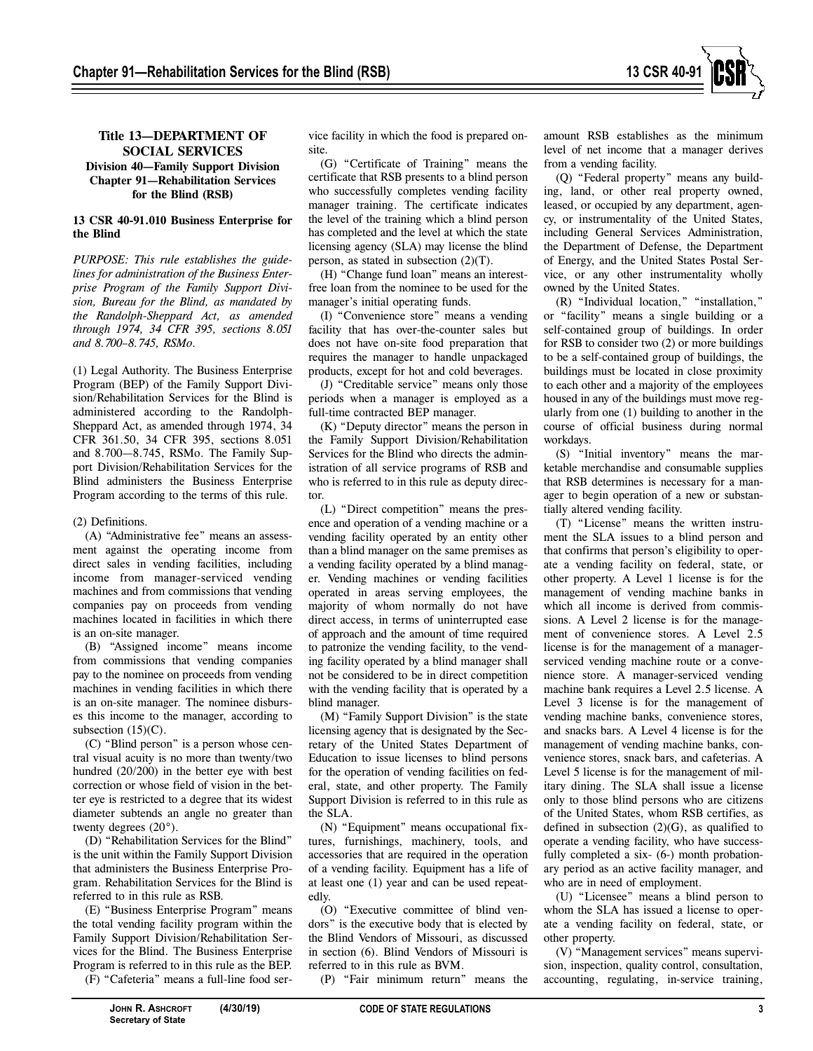# Title 13—DEPARTMENT OF SOCIAL SERVICES
## Division 40—Family Support Division
## Chapter 91—Rehabilitation Services for the Blind (RSB)

### 13 CSR 40-91.010 Business Enterprise for the Blind

*PURPOSE: This rule establishes the guidelines for administration of the Business Enterprise Program of the Family Support Division, Bureau for the Blind, as mandated by the Randolph-Sheppard Act, as amended through 1974, 34 CFR 395, sections 8.051 and 8.700–8.745, RSMo.*

(1) Legal Authority. The Business Enterprise Program (BEP) of the Family Support Division/Rehabilitation Services for the Blind is administered according to the Randolph-Sheppard Act, as amended through 1974, 34 CFR 361.50, 34 CFR 395, sections 8.051 and 8.700—8.745, RSMo. The Family Support Division/Rehabilitation Services for the Blind administers the Business Enterprise Program according to the terms of this rule.

(2) Definitions.

(A) "Administrative fee" means an assessment against the operating income from direct sales in vending facilities, including income from manager-serviced vending machines and from commissions that vending companies pay on proceeds from vending machines located in facilities in which there is an on-site manager.

(B) "Assigned income" means income from commissions that vending companies pay to the nominee on proceeds from vending machines in vending facilities in which there is an on-site manager. The nominee disburses this income to the manager, according to subsection (15)(C).

(C) "Blind person" is a person whose central visual acuity is no more than twenty/two hundred (20/200) in the better eye with best correction or whose field of vision in the better eye is restricted to a degree that its widest diameter subtends an angle no greater than twenty degrees (20°).

(D) "Rehabilitation Services for the Blind" is the unit within the Family Support Division that administers the Business Enterprise Program. Rehabilitation Services for the Blind is referred to in this rule as RSB.

(E) "Business Enterprise Program" means the total vending facility program within the Family Support Division/Rehabilitation Services for the Blind. The Business Enterprise Program is referred to in this rule as the BEP.

(F) "Cafeteria" means a full-line food service facility in which the food is prepared on-site.

(G) "Certificate of Training" means the certificate that RSB presents to a blind person who successfully completes vending facility manager training. The certificate indicates the level of the training which a blind person has completed and the level at which the state licensing agency (SLA) may license the blind person, as stated in subsection (2)(T).

(H) "Change fund loan" means an interest-free loan from the nominee to be used for the manager's initial operating funds.

(I) "Convenience store" means a vending facility that has over-the-counter sales but does not have on-site food preparation that requires the manager to handle unpackaged products, except for hot and cold beverages.

(J) "Creditable service" means only those periods when a manager is employed as a full-time contracted BEP manager.

(K) "Deputy director" means the person in the Family Support Division/Rehabilitation Services for the Blind who directs the administration of all service programs of RSB and who is referred to in this rule as deputy director.

(L) "Direct competition" means the presence and operation of a vending machine or a vending facility operated by an entity other than a blind manager on the same premises as a vending facility operated by a blind manager. Vending machines or vending facilities operated in areas serving employees, the majority of whom normally do not have direct access, in terms of uninterrupted ease of approach and the amount of time required to patronize the vending facility, to the vending facility operated by a blind manager shall not be considered to be in direct competition with the vending facility that is operated by a blind manager.

(M) "Family Support Division" is the state licensing agency that is designated by the Secretary of the United States Department of Education to issue licenses to blind persons for the operation of vending facilities on federal, state, and other property. The Family Support Division is referred to in this rule as the SLA.

(N) "Equipment" means occupational fixtures, furnishings, machinery, tools, and accessories that are required in the operation of a vending facility. Equipment has a life of at least one (1) year and can be used repeatedly.

(O) "Executive committee of blind vendors" is the executive body that is elected by the Blind Vendors of Missouri, as discussed in section (6). Blind Vendors of Missouri is referred to in this rule as BVM.

(P) "Fair minimum return" means the amount RSB establishes as the minimum level of net income that a manager derives from a vending facility.

(Q) "Federal property" means any building, land, or other real property owned, leased, or occupied by any department, agency, or instrumentality of the United States, including General Services Administration, the Department of Defense, the Department of Energy, and the United States Postal Service, or any other instrumentality wholly owned by the United States.

(R) "Individual location," "installation," or "facility" means a single building or a self-contained group of buildings. In order for RSB to consider two (2) or more buildings to be a self-contained group of buildings, the buildings must be located in close proximity to each other and a majority of the employees housed in any of the buildings must move regularly from one (1) building to another in the course of official business during normal workdays.

(S) "Initial inventory" means the marketable merchandise and consumable supplies that RSB determines is necessary for a manager to begin operation of a new or substantially altered vending facility.

(T) "License" means the written instrument the SLA issues to a blind person and that confirms that person's eligibility to operate a vending facility on federal, state, or other property. A Level 1 license is for the management of vending machine banks in which all income is derived from commissions. A Level 2 license is for the management of convenience stores. A Level 2.5 license is for the management of a manager-serviced vending machine route or a convenience store. A manager-serviced vending machine bank requires a Level 2.5 license. A Level 3 license is for the management of vending machine banks, convenience stores, and snacks bars. A Level 4 license is for the management of vending machine banks, convenience stores, snack bars, and cafeterias. A Level 5 license is for the management of military dining. The SLA shall issue a license only to those blind persons who are citizens of the United States, whom RSB certifies, as defined in subsection (2)(G), as qualified to operate a vending facility, who have successfully completed a six- (6-) month probationary period as an active facility manager, and who are in need of employment.

(U) "Licensee" means a blind person to whom the SLA has issued a license to operate a vending facility on federal, state, or other property.

(V) "Management services" means supervision, inspection, quality control, consultation, accounting, regulating, in-service training,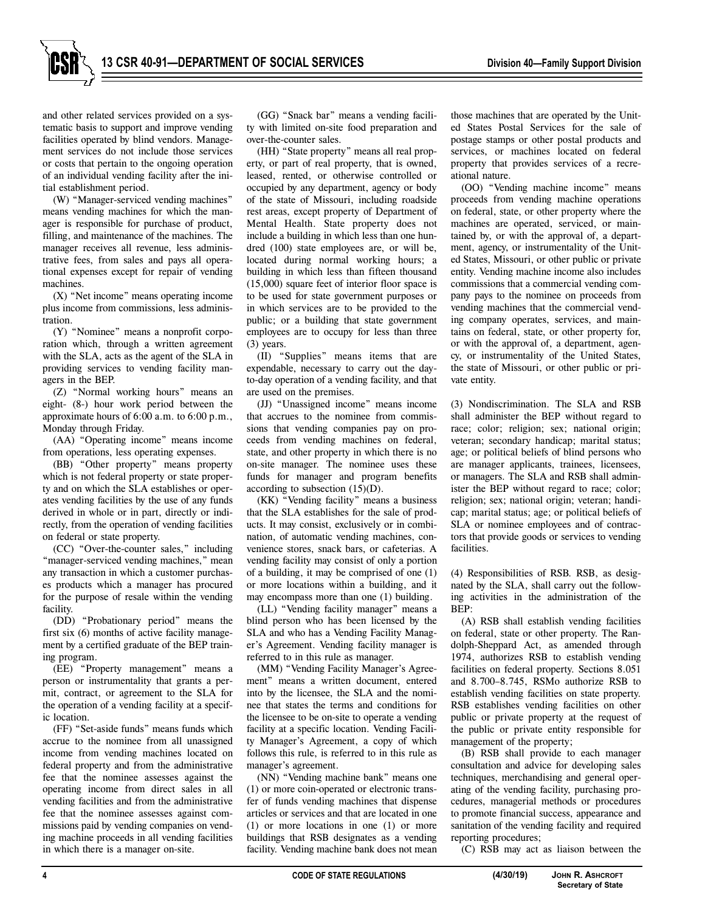and other related services provided on a systematic basis to support and improve vending facilities operated by blind vendors. Management services do not include those services or costs that pertain to the ongoing operation of an individual vending facility after the initial establishment period.

(W) "Manager-serviced vending machines" means vending machines for which the manager is responsible for purchase of product, filling, and maintenance of the machines. The manager receives all revenue, less administrative fees, from sales and pays all operational expenses except for repair of vending machines.

(X) "Net income" means operating income plus income from commissions, less administration.

(Y) "Nominee" means a nonprofit corporation which, through a written agreement with the SLA, acts as the agent of the SLA in providing services to vending facility managers in the BEP.

(Z) "Normal working hours" means an eight- (8-) hour work period between the approximate hours of 6:00 a.m. to 6:00 p.m., Monday through Friday.

(AA) "Operating income" means income from operations, less operating expenses.

(BB) "Other property" means property which is not federal property or state property and on which the SLA establishes or operates vending facilities by the use of any funds derived in whole or in part, directly or indirectly, from the operation of vending facilities on federal or state property.

(CC) "Over-the-counter sales," including "manager-serviced vending machines," mean any transaction in which a customer purchases products which a manager has procured for the purpose of resale within the vending facility.

(DD) "Probationary period" means the first six (6) months of active facility management by a certified graduate of the BEP training program.

(EE) "Property management" means a person or instrumentality that grants a permit, contract, or agreement to the SLA for the operation of a vending facility at a specific location.

(FF) "Set-aside funds" means funds which accrue to the nominee from all unassigned income from vending machines located on federal property and from the administrative fee that the nominee assesses against the operating income from direct sales in all vending facilities and from the administrative fee that the nominee assesses against commissions paid by vending companies on vending machine proceeds in all vending facilities in which there is a manager on-site.

(GG) "Snack bar" means a vending facility with limited on-site food preparation and over-the-counter sales.

(HH) "State property" means all real property, or part of real property, that is owned, leased, rented, or otherwise controlled or occupied by any department, agency or body of the state of Missouri, including roadside rest areas, except property of Department of Mental Health. State property does not include a building in which less than one hundred (100) state employees are, or will be, located during normal working hours; a building in which less than fifteen thousand (15,000) square feet of interior floor space is to be used for state government purposes or in which services are to be provided to the public; or a building that state government employees are to occupy for less than three (3) years.

(II) "Supplies" means items that are expendable, necessary to carry out the day-to-day operation of a vending facility, and that are used on the premises.

(JJ) "Unassigned income" means income that accrues to the nominee from commissions that vending companies pay on proceeds from vending machines on federal, state, and other property in which there is no on-site manager. The nominee uses these funds for manager and program benefits according to subsection (15)(D).

(KK) "Vending facility" means a business that the SLA establishes for the sale of products. It may consist, exclusively or in combination, of automatic vending machines, convenience stores, snack bars, or cafeterias. A vending facility may consist of only a portion of a building, it may be comprised of one (1) or more locations within a building, and it may encompass more than one (1) building.

(LL) "Vending facility manager" means a blind person who has been licensed by the SLA and who has a Vending Facility Manager's Agreement. Vending facility manager is referred to in this rule as manager.

(MM) "Vending Facility Manager's Agreement" means a written document, entered into by the licensee, the SLA and the nominee that states the terms and conditions for the licensee to be on-site to operate a vending facility at a specific location. Vending Facility Manager's Agreement, a copy of which follows this rule, is referred to in this rule as manager's agreement.

(NN) "Vending machine bank" means one (1) or more coin-operated or electronic transfer of funds vending machines that dispense articles or services and that are located in one (1) or more locations in one (1) or more buildings that RSB designates as a vending facility. Vending machine bank does not mean those machines that are operated by the United States Postal Services for the sale of postage stamps or other postal products and services, or machines located on federal property that provides services of a recreational nature.

(OO) "Vending machine income" means proceeds from vending machine operations on federal, state, or other property where the machines are operated, serviced, or maintained by, or with the approval of, a department, agency, or instrumentality of the United States, Missouri, or other public or private entity. Vending machine income also includes commissions that a commercial vending company pays to the nominee on proceeds from vending machines that the commercial vending company operates, services, and maintains on federal, state, or other property for, or with the approval of, a department, agency, or instrumentality of the United States, the state of Missouri, or other public or private entity.

(3) Nondiscrimination. The SLA and RSB shall administer the BEP without regard to race; color; religion; sex; national origin; veteran; secondary handicap; marital status; age; or political beliefs of blind persons who are manager applicants, trainees, licensees, or managers. The SLA and RSB shall administer the BEP without regard to race; color; religion; sex; national origin; veteran; handicap; marital status; age; or political beliefs of SLA or nominee employees and of contractors that provide goods or services to vending facilities.

(4) Responsibilities of RSB. RSB, as designated by the SLA, shall carry out the following activities in the administration of the BEP:

(A) RSB shall establish vending facilities on federal, state or other property. The Randolph-Sheppard Act, as amended through 1974, authorizes RSB to establish vending facilities on federal property. Sections 8.051 and 8.700–8.745, RSMo authorize RSB to establish vending facilities on state property. RSB establishes vending facilities on other public or private property at the request of the public or private entity responsible for management of the property;

(B) RSB shall provide to each manager consultation and advice for developing sales techniques, merchandising and general operating of the vending facility, purchasing procedures, managerial methods or procedures to promote financial success, appearance and sanitation of the vending facility and required reporting procedures;

(C) RSB may act as liaison between the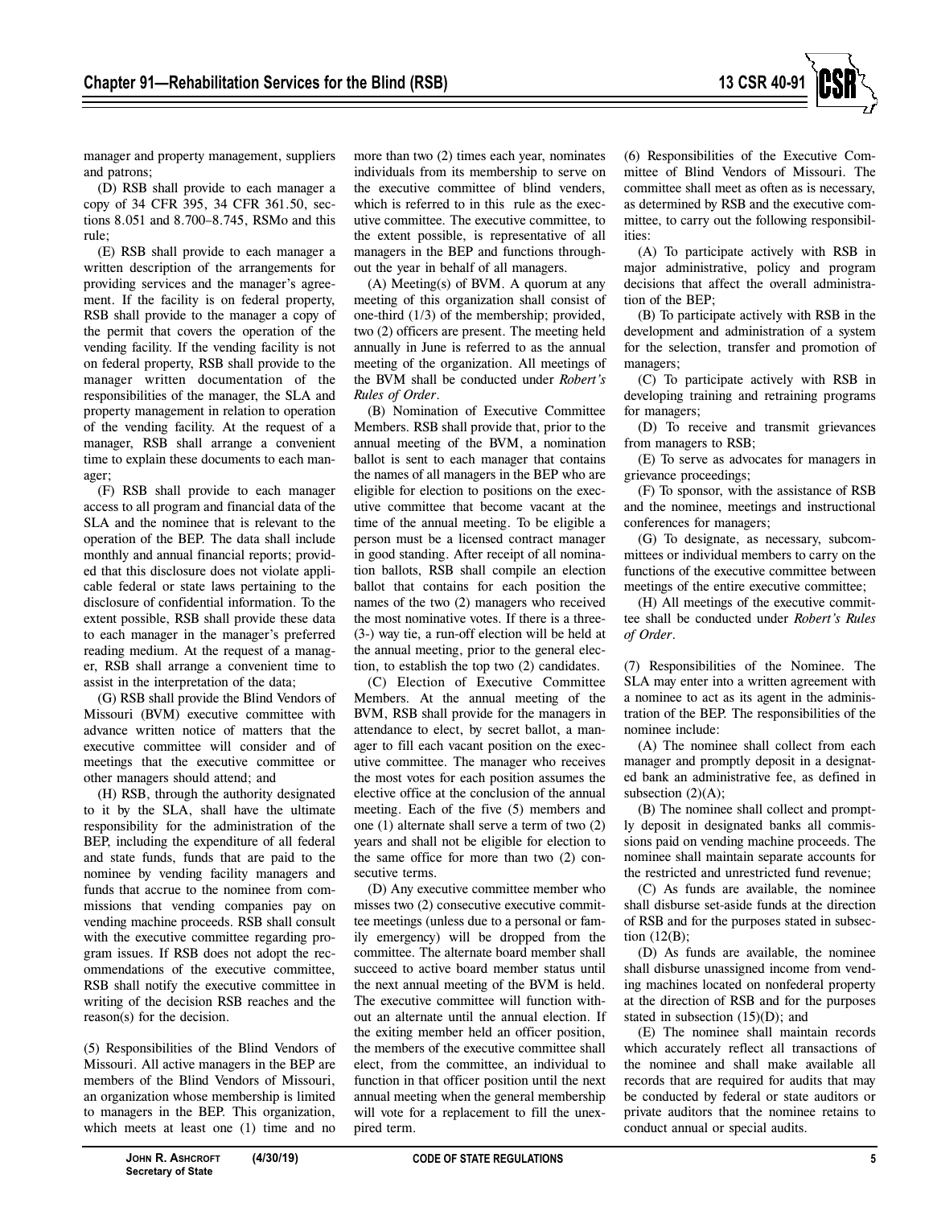manager and property management, suppliers and patrons;

(D) RSB shall provide to each manager a copy of 34 CFR 395, 34 CFR 361.50, sections 8.051 and 8.700–8.745, RSMo and this rule;

(E) RSB shall provide to each manager a written description of the arrangements for providing services and the manager's agreement. If the facility is on federal property, RSB shall provide to the manager a copy of the permit that covers the operation of the vending facility. If the vending facility is not on federal property, RSB shall provide to the manager written documentation of the responsibilities of the manager, the SLA and property management in relation to operation of the vending facility. At the request of a manager, RSB shall arrange a convenient time to explain these documents to each manager;

(F) RSB shall provide to each manager access to all program and financial data of the SLA and the nominee that is relevant to the operation of the BEP. The data shall include monthly and annual financial reports; provided that this disclosure does not violate applicable federal or state laws pertaining to the disclosure of confidential information. To the extent possible, RSB shall provide these data to each manager in the manager's preferred reading medium. At the request of a manager, RSB shall arrange a convenient time to assist in the interpretation of the data;

(G) RSB shall provide the Blind Vendors of Missouri (BVM) executive committee with advance written notice of matters that the executive committee will consider and of meetings that the executive committee or other managers should attend; and

(H) RSB, through the authority designated to it by the SLA, shall have the ultimate responsibility for the administration of the BEP, including the expenditure of all federal and state funds, funds that are paid to the nominee by vending facility managers and funds that accrue to the nominee from commissions that vending companies pay on vending machine proceeds. RSB shall consult with the executive committee regarding program issues. If RSB does not adopt the recommendations of the executive committee, RSB shall notify the executive committee in writing of the decision RSB reaches and the reason(s) for the decision.

(5) Responsibilities of the Blind Vendors of Missouri. All active managers in the BEP are members of the Blind Vendors of Missouri, an organization whose membership is limited to managers in the BEP. This organization, which meets at least one (1) time and no more than two (2) times each year, nominates individuals from its membership to serve on the executive committee of blind venders, which is referred to in this rule as the executive committee. The executive committee, to the extent possible, is representative of all managers in the BEP and functions throughout the year in behalf of all managers.

(A) Meeting(s) of BVM. A quorum at any meeting of this organization shall consist of one-third (1/3) of the membership; provided, two (2) officers are present. The meeting held annually in June is referred to as the annual meeting of the organization. All meetings of the BVM shall be conducted under *Robert's Rules of Order*.

(B) Nomination of Executive Committee Members. RSB shall provide that, prior to the annual meeting of the BVM, a nomination ballot is sent to each manager that contains the names of all managers in the BEP who are eligible for election to positions on the executive committee that become vacant at the time of the annual meeting. To be eligible a person must be a licensed contract manager in good standing. After receipt of all nomination ballots, RSB shall compile an election ballot that contains for each position the names of the two (2) managers who received the most nominative votes. If there is a three- (3-) way tie, a run-off election will be held at the annual meeting, prior to the general election, to establish the top two (2) candidates.

(C) Election of Executive Committee Members. At the annual meeting of the BVM, RSB shall provide for the managers in attendance to elect, by secret ballot, a manager to fill each vacant position on the executive committee. The manager who receives the most votes for each position assumes the elective office at the conclusion of the annual meeting. Each of the five (5) members and one (1) alternate shall serve a term of two (2) years and shall not be eligible for election to the same office for more than two (2) consecutive terms.

(D) Any executive committee member who misses two (2) consecutive executive committee meetings (unless due to a personal or family emergency) will be dropped from the committee. The alternate board member shall succeed to active board member status until the next annual meeting of the BVM is held. The executive committee will function without an alternate until the annual election. If the exiting member held an officer position, the members of the executive committee shall elect, from the committee, an individual to function in that officer position until the next annual meeting when the general membership will vote for a replacement to fill the unexpired term.

(6) Responsibilities of the Executive Committee of Blind Vendors of Missouri. The committee shall meet as often as is necessary, as determined by RSB and the executive committee, to carry out the following responsibilities:

(A) To participate actively with RSB in major administrative, policy and program decisions that affect the overall administration of the BEP;

(B) To participate actively with RSB in the development and administration of a system for the selection, transfer and promotion of managers;

(C) To participate actively with RSB in developing training and retraining programs for managers;

(D) To receive and transmit grievances from managers to RSB;

(E) To serve as advocates for managers in grievance proceedings;

(F) To sponsor, with the assistance of RSB and the nominee, meetings and instructional conferences for managers;

(G) To designate, as necessary, subcommittees or individual members to carry on the functions of the executive committee between meetings of the entire executive committee;

(H) All meetings of the executive committee shall be conducted under *Robert's Rules of Order*.

(7) Responsibilities of the Nominee. The SLA may enter into a written agreement with a nominee to act as its agent in the administration of the BEP. The responsibilities of the nominee include:

(A) The nominee shall collect from each manager and promptly deposit in a designated bank an administrative fee, as defined in subsection (2)(A);

(B) The nominee shall collect and promptly deposit in designated banks all commissions paid on vending machine proceeds. The nominee shall maintain separate accounts for the restricted and unrestricted fund revenue;

(C) As funds are available, the nominee shall disburse set-aside funds at the direction of RSB and for the purposes stated in subsection (12(B);

(D) As funds are available, the nominee shall disburse unassigned income from vending machines located on nonfederal property at the direction of RSB and for the purposes stated in subsection (15)(D); and

(E) The nominee shall maintain records which accurately reflect all transactions of the nominee and shall make available all records that are required for audits that may be conducted by federal or state auditors or private auditors that the nominee retains to conduct annual or special audits.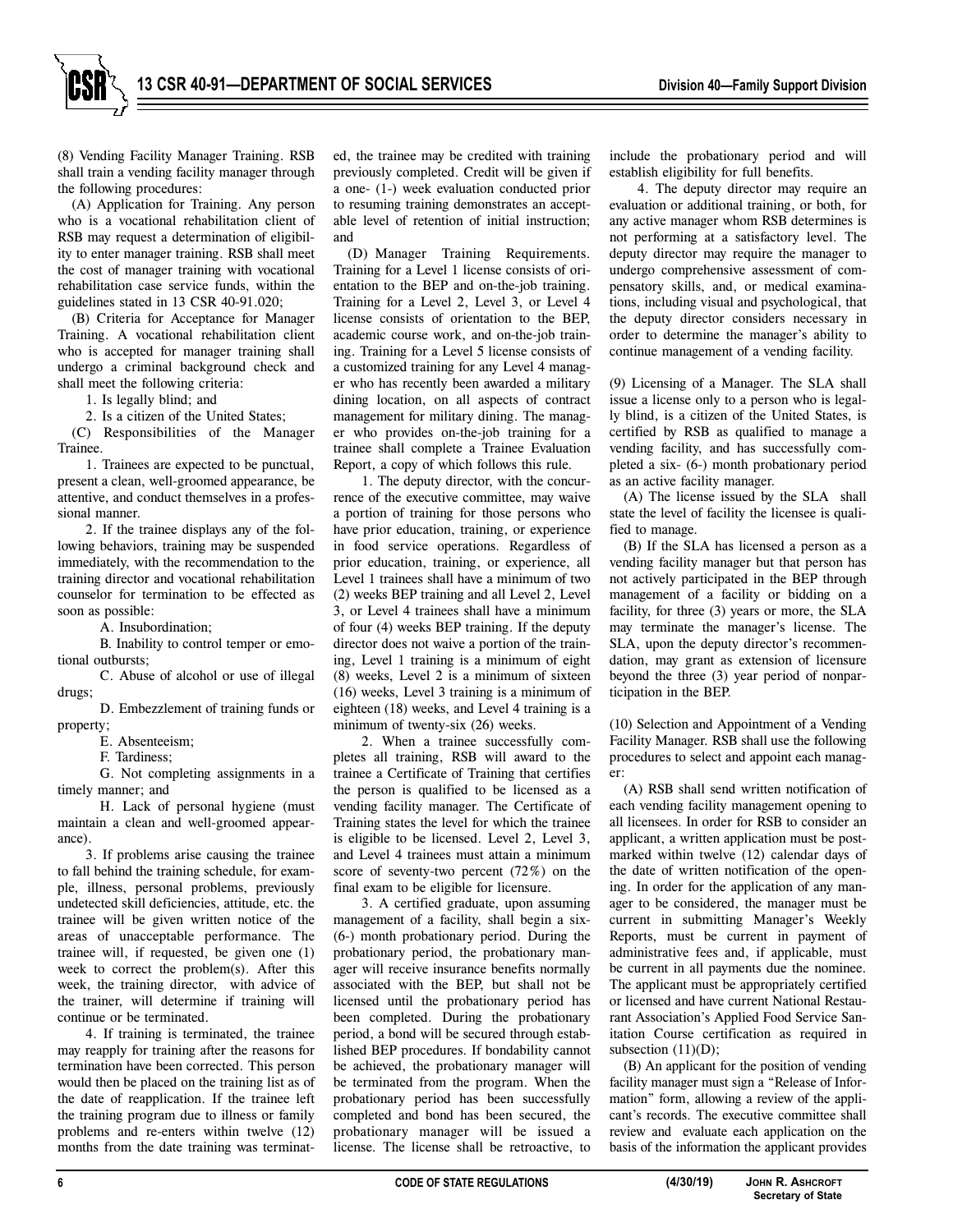(8) Vending Facility Manager Training. RSB shall train a vending facility manager through the following procedures:

(A) Application for Training. Any person who is a vocational rehabilitation client of RSB may request a determination of eligibility to enter manager training. RSB shall meet the cost of manager training with vocational rehabilitation case service funds, within the guidelines stated in 13 CSR 40-91.020;

(B) Criteria for Acceptance for Manager Training. A vocational rehabilitation client who is accepted for manager training shall undergo a criminal background check and shall meet the following criteria:

1. Is legally blind; and

2. Is a citizen of the United States;

(C) Responsibilities of the Manager Trainee.

1. Trainees are expected to be punctual, present a clean, well-groomed appearance, be attentive, and conduct themselves in a professional manner.

2. If the trainee displays any of the following behaviors, training may be suspended immediately, with the recommendation to the training director and vocational rehabilitation counselor for termination to be effected as soon as possible:

A. Insubordination;

B. Inability to control temper or emotional outbursts;

C. Abuse of alcohol or use of illegal drugs;

D. Embezzlement of training funds or property;

E. Absenteeism;

F. Tardiness;

G. Not completing assignments in a timely manner; and

H. Lack of personal hygiene (must maintain a clean and well-groomed appearance).

3. If problems arise causing the trainee to fall behind the training schedule, for example, illness, personal problems, previously undetected skill deficiencies, attitude, etc. the trainee will be given written notice of the areas of unacceptable performance. The trainee will, if requested, be given one (1) week to correct the problem(s). After this week, the training director, with advice of the trainer, will determine if training will continue or be terminated.

4. If training is terminated, the trainee may reapply for training after the reasons for termination have been corrected. This person would then be placed on the training list as of the date of reapplication. If the trainee left the training program due to illness or family problems and re-enters within twelve (12) months from the date training was terminated, the trainee may be credited with training previously completed. Credit will be given if a one- (1-) week evaluation conducted prior to resuming training demonstrates an acceptable level of retention of initial instruction; and

(D) Manager Training Requirements. Training for a Level 1 license consists of orientation to the BEP and on-the-job training. Training for a Level 2, Level 3, or Level 4 license consists of orientation to the BEP, academic course work, and on-the-job training. Training for a Level 5 license consists of a customized training for any Level 4 manager who has recently been awarded a military dining location, on all aspects of contract management for military dining. The manager who provides on-the-job training for a trainee shall complete a Trainee Evaluation Report, a copy of which follows this rule.

1. The deputy director, with the concurrence of the executive committee, may waive a portion of training for those persons who have prior education, training, or experience in food service operations. Regardless of prior education, training, or experience, all Level 1 trainees shall have a minimum of two (2) weeks BEP training and all Level 2, Level 3, or Level 4 trainees shall have a minimum of four (4) weeks BEP training. If the deputy director does not waive a portion of the training, Level 1 training is a minimum of eight (8) weeks, Level 2 is a minimum of sixteen (16) weeks, Level 3 training is a minimum of eighteen (18) weeks, and Level 4 training is a minimum of twenty-six (26) weeks.

2. When a trainee successfully completes all training, RSB will award to the trainee a Certificate of Training that certifies the person is qualified to be licensed as a vending facility manager. The Certificate of Training states the level for which the trainee is eligible to be licensed. Level 2, Level 3, and Level 4 trainees must attain a minimum score of seventy-two percent (72%) on the final exam to be eligible for licensure.

3. A certified graduate, upon assuming management of a facility, shall begin a six- (6-) month probationary period. During the probationary period, the probationary manager will receive insurance benefits normally associated with the BEP, but shall not be licensed until the probationary period has been completed. During the probationary period, a bond will be secured through established BEP procedures. If bondability cannot be achieved, the probationary manager will be terminated from the program. When the probationary period has been successfully completed and bond has been secured, the probationary manager will be issued a license. The license shall be retroactive, to include the probationary period and will establish eligibility for full benefits.

4. The deputy director may require an evaluation or additional training, or both, for any active manager whom RSB determines is not performing at a satisfactory level. The deputy director may require the manager to undergo comprehensive assessment of compensatory skills, and, or medical examinations, including visual and psychological, that the deputy director considers necessary in order to determine the manager's ability to continue management of a vending facility.

(9) Licensing of a Manager. The SLA shall issue a license only to a person who is legally blind, is a citizen of the United States, is certified by RSB as qualified to manage a vending facility, and has successfully completed a six- (6-) month probationary period as an active facility manager.

(A) The license issued by the SLA shall state the level of facility the licensee is qualified to manage.

(B) If the SLA has licensed a person as a vending facility manager but that person has not actively participated in the BEP through management of a facility or bidding on a facility, for three (3) years or more, the SLA may terminate the manager's license. The SLA, upon the deputy director's recommendation, may grant as extension of licensure beyond the three (3) year period of nonparticipation in the BEP.

(10) Selection and Appointment of a Vending Facility Manager. RSB shall use the following procedures to select and appoint each manager:

(A) RSB shall send written notification of each vending facility management opening to all licensees. In order for RSB to consider an applicant, a written application must be postmarked within twelve (12) calendar days of the date of written notification of the opening. In order for the application of any manager to be considered, the manager must be current in submitting Manager's Weekly Reports, must be current in payment of administrative fees and, if applicable, must be current in all payments due the nominee. The applicant must be appropriately certified or licensed and have current National Restaurant Association's Applied Food Service Sanitation Course certification as required in subsection (11)(D);

(B) An applicant for the position of vending facility manager must sign a "Release of Information" form, allowing a review of the applicant's records. The executive committee shall review and evaluate each application on the basis of the information the applicant provides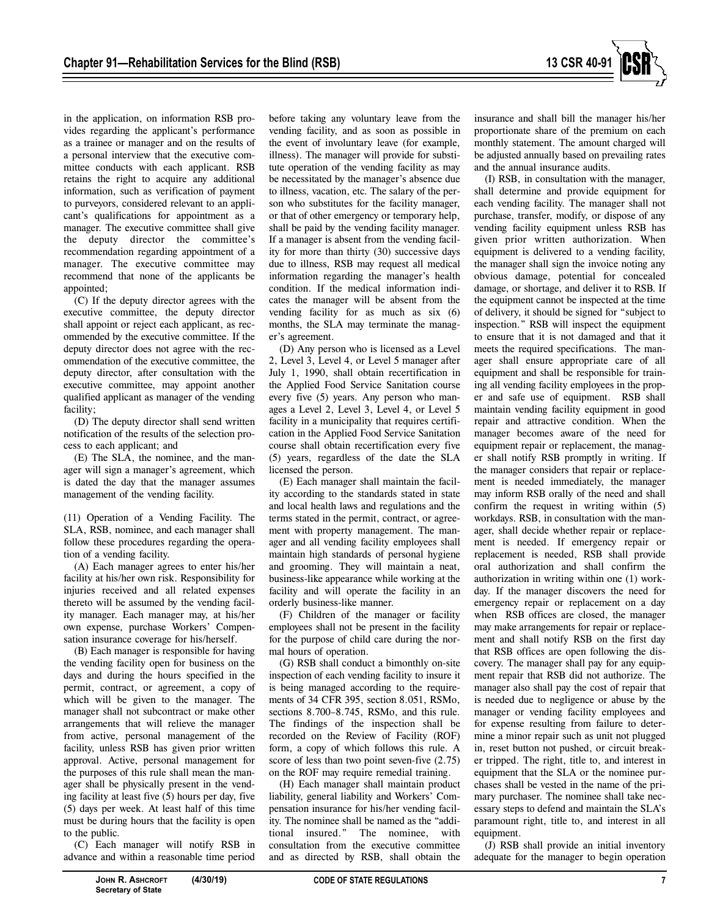in the application, on information RSB provides regarding the applicant's performance as a trainee or manager and on the results of a personal interview that the executive committee conducts with each applicant. RSB retains the right to acquire any additional information, such as verification of payment to purveyors, considered relevant to an applicant's qualifications for appointment as a manager. The executive committee shall give the deputy director the committee's recommendation regarding appointment of a manager. The executive committee may recommend that none of the applicants be appointed;

(C) If the deputy director agrees with the executive committee, the deputy director shall appoint or reject each applicant, as recommended by the executive committee. If the deputy director does not agree with the recommendation of the executive committee, the deputy director, after consultation with the executive committee, may appoint another qualified applicant as manager of the vending facility;

(D) The deputy director shall send written notification of the results of the selection process to each applicant; and

(E) The SLA, the nominee, and the manager will sign a manager's agreement, which is dated the day that the manager assumes management of the vending facility.

(11) Operation of a Vending Facility. The SLA, RSB, nominee, and each manager shall follow these procedures regarding the operation of a vending facility.

(A) Each manager agrees to enter his/her facility at his/her own risk. Responsibility for injuries received and all related expenses thereto will be assumed by the vending facility manager. Each manager may, at his/her own expense, purchase Workers' Compensation insurance coverage for his/herself.

(B) Each manager is responsible for having the vending facility open for business on the days and during the hours specified in the permit, contract, or agreement, a copy of which will be given to the manager. The manager shall not subcontract or make other arrangements that will relieve the manager from active, personal management of the facility, unless RSB has given prior written approval. Active, personal management for the purposes of this rule shall mean the manager shall be physically present in the vending facility at least five (5) hours per day, five (5) days per week. At least half of this time must be during hours that the facility is open to the public.

(C) Each manager will notify RSB in advance and within a reasonable time period before taking any voluntary leave from the vending facility, and as soon as possible in the event of involuntary leave (for example, illness). The manager will provide for substitute operation of the vending facility as may be necessitated by the manager's absence due to illness, vacation, etc. The salary of the person who substitutes for the facility manager, or that of other emergency or temporary help, shall be paid by the vending facility manager. If a manager is absent from the vending facility for more than thirty (30) successive days due to illness, RSB may request all medical information regarding the manager's health condition. If the medical information indicates the manager will be absent from the vending facility for as much as six (6) months, the SLA may terminate the manager's agreement.

(D) Any person who is licensed as a Level 2, Level 3, Level 4, or Level 5 manager after July 1, 1990, shall obtain recertification in the Applied Food Service Sanitation course every five (5) years. Any person who manages a Level 2, Level 3, Level 4, or Level 5 facility in a municipality that requires certification in the Applied Food Service Sanitation course shall obtain recertification every five (5) years, regardless of the date the SLA licensed the person.

(E) Each manager shall maintain the facility according to the standards stated in state and local health laws and regulations and the terms stated in the permit, contract, or agreement with property management. The manager and all vending facility employees shall maintain high standards of personal hygiene and grooming. They will maintain a neat, business-like appearance while working at the facility and will operate the facility in an orderly business-like manner.

(F) Children of the manager or facility employees shall not be present in the facility for the purpose of child care during the normal hours of operation.

(G) RSB shall conduct a bimonthly on-site inspection of each vending facility to insure it is being managed according to the requirements of 34 CFR 395, section 8.051, RSMo, sections 8.700–8.745, RSMo, and this rule. The findings of the inspection shall be recorded on the Review of Facility (ROF) form, a copy of which follows this rule. A score of less than two point seven-five (2.75) on the ROF may require remedial training.

(H) Each manager shall maintain product liability, general liability and Workers' Compensation insurance for his/her vending facility. The nominee shall be named as the "additional insured." The nominee, with consultation from the executive committee and as directed by RSB, shall obtain the insurance and shall bill the manager his/her proportionate share of the premium on each monthly statement. The amount charged will be adjusted annually based on prevailing rates and the annual insurance audits.

(I) RSB, in consultation with the manager, shall determine and provide equipment for each vending facility. The manager shall not purchase, transfer, modify, or dispose of any vending facility equipment unless RSB has given prior written authorization. When equipment is delivered to a vending facility, the manager shall sign the invoice noting any obvious damage, potential for concealed damage, or shortage, and deliver it to RSB. If the equipment cannot be inspected at the time of delivery, it should be signed for "subject to inspection." RSB will inspect the equipment to ensure that it is not damaged and that it meets the required specifications. The manager shall ensure appropriate care of all equipment and shall be responsible for training all vending facility employees in the proper and safe use of equipment. RSB shall maintain vending facility equipment in good repair and attractive condition. When the manager becomes aware of the need for equipment repair or replacement, the manager shall notify RSB promptly in writing. If the manager considers that repair or replacement is needed immediately, the manager may inform RSB orally of the need and shall confirm the request in writing within (5) workdays. RSB, in consultation with the manager, shall decide whether repair or replacement is needed. If emergency repair or replacement is needed, RSB shall provide oral authorization and shall confirm the authorization in writing within one (1) workday. If the manager discovers the need for emergency repair or replacement on a day when RSB offices are closed, the manager may make arrangements for repair or replacement and shall notify RSB on the first day that RSB offices are open following the discovery. The manager shall pay for any equipment repair that RSB did not authorize. The manager also shall pay the cost of repair that is needed due to negligence or abuse by the manager or vending facility employees and for expense resulting from failure to determine a minor repair such as unit not plugged in, reset button not pushed, or circuit breaker tripped. The right, title to, and interest in equipment that the SLA or the nominee purchases shall be vested in the name of the primary purchaser. The nominee shall take necessary steps to defend and maintain the SLA's paramount right, title to, and interest in all equipment.

(J) RSB shall provide an initial inventory adequate for the manager to begin operation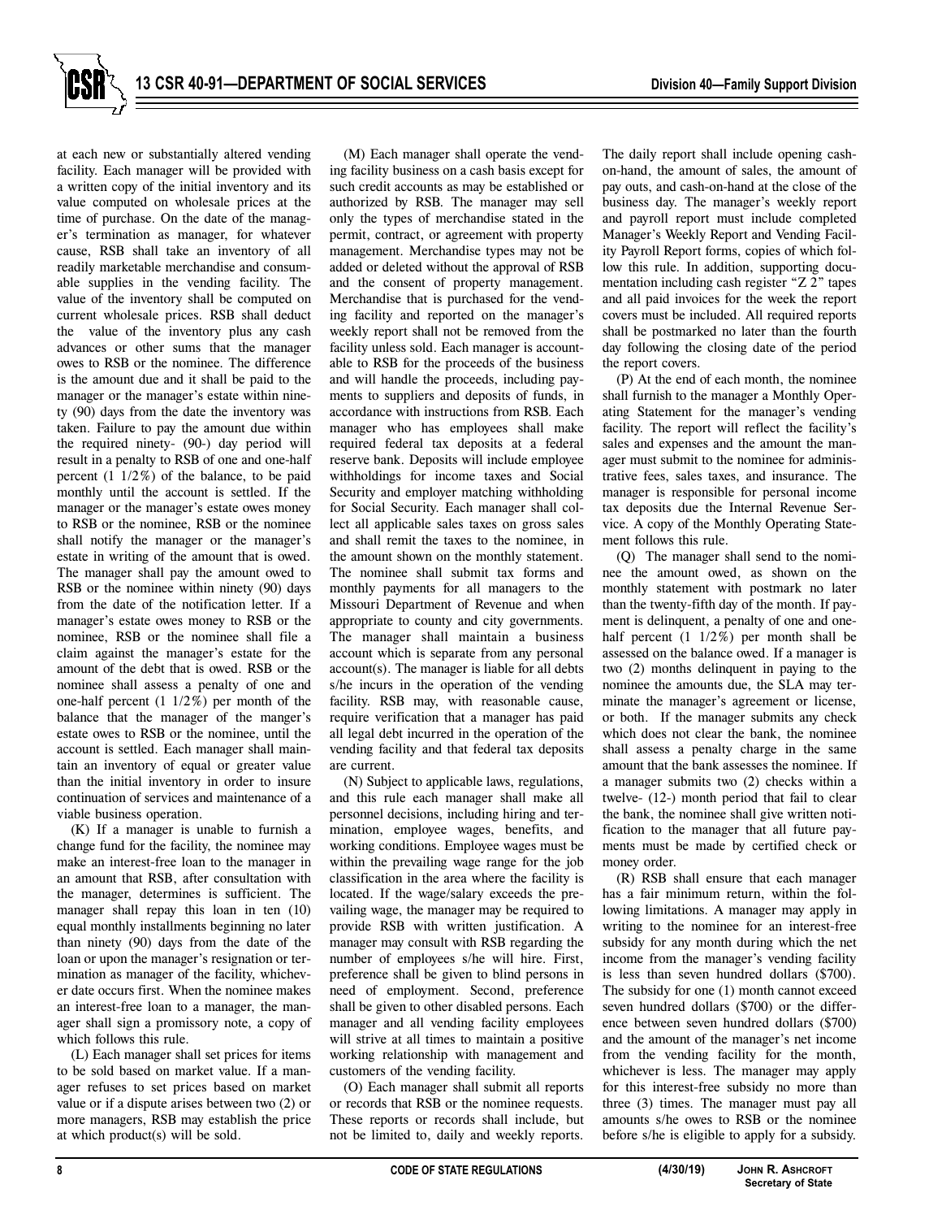at each new or substantially altered vending facility. Each manager will be provided with a written copy of the initial inventory and its value computed on wholesale prices at the time of purchase. On the date of the manager's termination as manager, for whatever cause, RSB shall take an inventory of all readily marketable merchandise and consumable supplies in the vending facility. The value of the inventory shall be computed on current wholesale prices. RSB shall deduct the value of the inventory plus any cash advances or other sums that the manager owes to RSB or the nominee. The difference is the amount due and it shall be paid to the manager or the manager's estate within ninety (90) days from the date the inventory was taken. Failure to pay the amount due within the required ninety- (90-) day period will result in a penalty to RSB of one and one-half percent (1 1/2%) of the balance, to be paid monthly until the account is settled. If the manager or the manager's estate owes money to RSB or the nominee, RSB or the nominee shall notify the manager or the manager's estate in writing of the amount that is owed. The manager shall pay the amount owed to RSB or the nominee within ninety (90) days from the date of the notification letter. If a manager's estate owes money to RSB or the nominee, RSB or the nominee shall file a claim against the manager's estate for the amount of the debt that is owed. RSB or the nominee shall assess a penalty of one and one-half percent (1 1/2%) per month of the balance that the manager of the manger's estate owes to RSB or the nominee, until the account is settled. Each manager shall maintain an inventory of equal or greater value than the initial inventory in order to insure continuation of services and maintenance of a viable business operation.

(K) If a manager is unable to furnish a change fund for the facility, the nominee may make an interest-free loan to the manager in an amount that RSB, after consultation with the manager, determines is sufficient. The manager shall repay this loan in ten (10) equal monthly installments beginning no later than ninety (90) days from the date of the loan or upon the manager's resignation or termination as manager of the facility, whichever date occurs first. When the nominee makes an interest-free loan to a manager, the manager shall sign a promissory note, a copy of which follows this rule.

(L) Each manager shall set prices for items to be sold based on market value. If a manager refuses to set prices based on market value or if a dispute arises between two (2) or more managers, RSB may establish the price at which product(s) will be sold.

(M) Each manager shall operate the vending facility business on a cash basis except for such credit accounts as may be established or authorized by RSB. The manager may sell only the types of merchandise stated in the permit, contract, or agreement with property management. Merchandise types may not be added or deleted without the approval of RSB and the consent of property management. Merchandise that is purchased for the vending facility and reported on the manager's weekly report shall not be removed from the facility unless sold. Each manager is accountable to RSB for the proceeds of the business and will handle the proceeds, including payments to suppliers and deposits of funds, in accordance with instructions from RSB. Each manager who has employees shall make required federal tax deposits at a federal reserve bank. Deposits will include employee withholdings for income taxes and Social Security and employer matching withholding for Social Security. Each manager shall collect all applicable sales taxes on gross sales and shall remit the taxes to the nominee, in the amount shown on the monthly statement. The nominee shall submit tax forms and monthly payments for all managers to the Missouri Department of Revenue and when appropriate to county and city governments. The manager shall maintain a business account which is separate from any personal account(s). The manager is liable for all debts s/he incurs in the operation of the vending facility. RSB may, with reasonable cause, require verification that a manager has paid all legal debt incurred in the operation of the vending facility and that federal tax deposits are current.

(N) Subject to applicable laws, regulations, and this rule each manager shall make all personnel decisions, including hiring and termination, employee wages, benefits, and working conditions. Employee wages must be within the prevailing wage range for the job classification in the area where the facility is located. If the wage/salary exceeds the prevailing wage, the manager may be required to provide RSB with written justification. A manager may consult with RSB regarding the number of employees s/he will hire. First, preference shall be given to blind persons in need of employment. Second, preference shall be given to other disabled persons. Each manager and all vending facility employees will strive at all times to maintain a positive working relationship with management and customers of the vending facility.

(O) Each manager shall submit all reports or records that RSB or the nominee requests. These reports or records shall include, but not be limited to, daily and weekly reports. The daily report shall include opening cash-on-hand, the amount of sales, the amount of pay outs, and cash-on-hand at the close of the business day. The manager's weekly report and payroll report must include completed Manager's Weekly Report and Vending Facility Payroll Report forms, copies of which follow this rule. In addition, supporting documentation including cash register "Z 2" tapes and all paid invoices for the week the report covers must be included. All required reports shall be postmarked no later than the fourth day following the closing date of the period the report covers.

(P) At the end of each month, the nominee shall furnish to the manager a Monthly Operating Statement for the manager's vending facility. The report will reflect the facility's sales and expenses and the amount the manager must submit to the nominee for administrative fees, sales taxes, and insurance. The manager is responsible for personal income tax deposits due the Internal Revenue Service. A copy of the Monthly Operating Statement follows this rule.

(Q) The manager shall send to the nominee the amount owed, as shown on the monthly statement with postmark no later than the twenty-fifth day of the month. If payment is delinquent, a penalty of one and one-half percent (1 1/2%) per month shall be assessed on the balance owed. If a manager is two (2) months delinquent in paying to the nominee the amounts due, the SLA may terminate the manager's agreement or license, or both. If the manager submits any check which does not clear the bank, the nominee shall assess a penalty charge in the same amount that the bank assesses the nominee. If a manager submits two (2) checks within a twelve- (12-) month period that fail to clear the bank, the nominee shall give written notification to the manager that all future payments must be made by certified check or money order.

(R) RSB shall ensure that each manager has a fair minimum return, within the following limitations. A manager may apply in writing to the nominee for an interest-free subsidy for any month during which the net income from the manager's vending facility is less than seven hundred dollars ($700). The subsidy for one (1) month cannot exceed seven hundred dollars ($700) or the difference between seven hundred dollars ($700) and the amount of the manager's net income from the vending facility for the month, whichever is less. The manager may apply for this interest-free subsidy no more than three (3) times. The manager must pay all amounts s/he owes to RSB or the nominee before s/he is eligible to apply for a subsidy.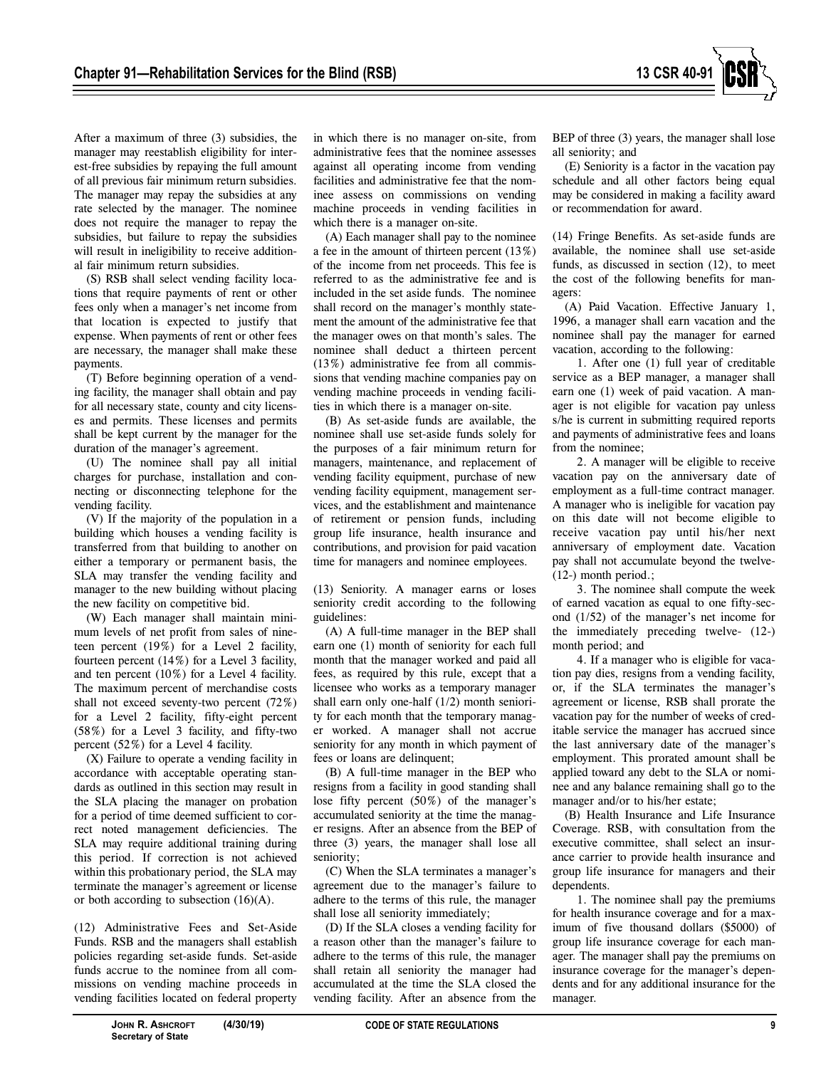After a maximum of three (3) subsidies, the manager may reestablish eligibility for interest-free subsidies by repaying the full amount of all previous fair minimum return subsidies. The manager may repay the subsidies at any rate selected by the manager. The nominee does not require the manager to repay the subsidies, but failure to repay the subsidies will result in ineligibility to receive additional fair minimum return subsidies.

(S) RSB shall select vending facility locations that require payments of rent or other fees only when a manager's net income from that location is expected to justify that expense. When payments of rent or other fees are necessary, the manager shall make these payments.

(T) Before beginning operation of a vending facility, the manager shall obtain and pay for all necessary state, county and city licenses and permits. These licenses and permits shall be kept current by the manager for the duration of the manager's agreement.

(U) The nominee shall pay all initial charges for purchase, installation and connecting or disconnecting telephone for the vending facility.

(V) If the majority of the population in a building which houses a vending facility is transferred from that building to another on either a temporary or permanent basis, the SLA may transfer the vending facility and manager to the new building without placing the new facility on competitive bid.

(W) Each manager shall maintain minimum levels of net profit from sales of nineteen percent (19%) for a Level 2 facility, fourteen percent (14%) for a Level 3 facility, and ten percent (10%) for a Level 4 facility. The maximum percent of merchandise costs shall not exceed seventy-two percent (72%) for a Level 2 facility, fifty-eight percent (58%) for a Level 3 facility, and fifty-two percent (52%) for a Level 4 facility.

(X) Failure to operate a vending facility in accordance with acceptable operating standards as outlined in this section may result in the SLA placing the manager on probation for a period of time deemed sufficient to correct noted management deficiencies. The SLA may require additional training during this period. If correction is not achieved within this probationary period, the SLA may terminate the manager's agreement or license or both according to subsection (16)(A).

(12) Administrative Fees and Set-Aside Funds. RSB and the managers shall establish policies regarding set-aside funds. Set-aside funds accrue to the nominee from all commissions on vending machine proceeds in vending facilities located on federal property in which there is no manager on-site, from administrative fees that the nominee assesses against all operating income from vending facilities and administrative fee that the nominee assess on commissions on vending machine proceeds in vending facilities in which there is a manager on-site.

(A) Each manager shall pay to the nominee a fee in the amount of thirteen percent (13%) of the income from net proceeds. This fee is referred to as the administrative fee and is included in the set aside funds. The nominee shall record on the manager's monthly statement the amount of the administrative fee that the manager owes on that month's sales. The nominee shall deduct a thirteen percent (13%) administrative fee from all commissions that vending machine companies pay on vending machine proceeds in vending facilities in which there is a manager on-site.

(B) As set-aside funds are available, the nominee shall use set-aside funds solely for the purposes of a fair minimum return for managers, maintenance, and replacement of vending facility equipment, purchase of new vending facility equipment, management services, and the establishment and maintenance of retirement or pension funds, including group life insurance, health insurance and contributions, and provision for paid vacation time for managers and nominee employees.

(13) Seniority. A manager earns or loses seniority credit according to the following guidelines:

(A) A full-time manager in the BEP shall earn one (1) month of seniority for each full month that the manager worked and paid all fees, as required by this rule, except that a licensee who works as a temporary manager shall earn only one-half (1/2) month seniority for each month that the temporary manager worked. A manager shall not accrue seniority for any month in which payment of fees or loans are delinquent;

(B) A full-time manager in the BEP who resigns from a facility in good standing shall lose fifty percent (50%) of the manager's accumulated seniority at the time the manager resigns. After an absence from the BEP of three (3) years, the manager shall lose all seniority;

(C) When the SLA terminates a manager's agreement due to the manager's failure to adhere to the terms of this rule, the manager shall lose all seniority immediately;

(D) If the SLA closes a vending facility for a reason other than the manager's failure to adhere to the terms of this rule, the manager shall retain all seniority the manager had accumulated at the time the SLA closed the vending facility. After an absence from the BEP of three (3) years, the manager shall lose all seniority; and

(E) Seniority is a factor in the vacation pay schedule and all other factors being equal may be considered in making a facility award or recommendation for award.

(14) Fringe Benefits. As set-aside funds are available, the nominee shall use set-aside funds, as discussed in section (12), to meet the cost of the following benefits for managers:

(A) Paid Vacation. Effective January 1, 1996, a manager shall earn vacation and the nominee shall pay the manager for earned vacation, according to the following:

1. After one (1) full year of creditable service as a BEP manager, a manager shall earn one (1) week of paid vacation. A manager is not eligible for vacation pay unless s/he is current in submitting required reports and payments of administrative fees and loans from the nominee;

2. A manager will be eligible to receive vacation pay on the anniversary date of employment as a full-time contract manager. A manager who is ineligible for vacation pay on this date will not become eligible to receive vacation pay until his/her next anniversary of employment date. Vacation pay shall not accumulate beyond the twelve- (12-) month period.;

3. The nominee shall compute the week of earned vacation as equal to one fifty-second (1/52) of the manager's net income for the immediately preceding twelve- (12-) month period; and

4. If a manager who is eligible for vacation pay dies, resigns from a vending facility, or, if the SLA terminates the manager's agreement or license, RSB shall prorate the vacation pay for the number of weeks of creditable service the manager has accrued since the last anniversary date of the manager's employment. This prorated amount shall be applied toward any debt to the SLA or nominee and any balance remaining shall go to the manager and/or to his/her estate;

(B) Health Insurance and Life Insurance Coverage. RSB, with consultation from the executive committee, shall select an insurance carrier to provide health insurance and group life insurance for managers and their dependents.

1. The nominee shall pay the premiums for health insurance coverage and for a maximum of five thousand dollars ($5000) of group life insurance coverage for each manager. The manager shall pay the premiums on insurance coverage for the manager's dependents and for any additional insurance for the manager.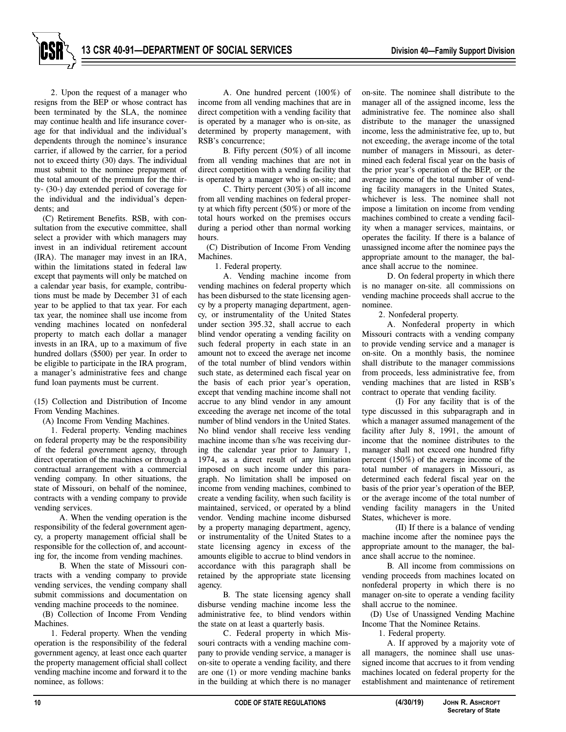2. Upon the request of a manager who resigns from the BEP or whose contract has been terminated by the SLA, the nominee may continue health and life insurance coverage for that individual and the individual's dependents through the nominee's insurance carrier, if allowed by the carrier, for a period not to exceed thirty (30) days. The individual must submit to the nominee prepayment of the total amount of the premium for the thirty- (30-) day extended period of coverage for the individual and the individual's dependents; and

(C) Retirement Benefits. RSB, with consultation from the executive committee, shall select a provider with which managers may invest in an individual retirement account (IRA). The manager may invest in an IRA, within the limitations stated in federal law except that payments will only be matched on a calendar year basis, for example, contributions must be made by December 31 of each year to be applied to that tax year. For each tax year, the nominee shall use income from vending machines located on nonfederal property to match each dollar a manager invests in an IRA, up to a maximum of five hundred dollars ($500) per year. In order to be eligible to participate in the IRA program, a manager's administrative fees and change fund loan payments must be current.

(15) Collection and Distribution of Income From Vending Machines.

(A) Income From Vending Machines.

1. Federal property. Vending machines on federal property may be the responsibility of the federal government agency, through direct operation of the machines or through a contractual arrangement with a commercial vending company. In other situations, the state of Missouri, on behalf of the nominee, contracts with a vending company to provide vending services.

A. When the vending operation is the responsibility of the federal government agency, a property management official shall be responsible for the collection of, and accounting for, the income from vending machines.

B. When the state of Missouri contracts with a vending company to provide vending services, the vending company shall submit commissions and documentation on vending machine proceeds to the nominee.

(B) Collection of Income From Vending Machines.

1. Federal property. When the vending operation is the responsibility of the federal government agency, at least once each quarter the property management official shall collect vending machine income and forward it to the nominee, as follows:

A. One hundred percent (100%) of income from all vending machines that are in direct competition with a vending facility that is operated by a manager who is on-site, as determined by property management, with RSB's concurrence;

B. Fifty percent (50%) of all income from all vending machines that are not in direct competition with a vending facility that is operated by a manager who is on-site; and

C. Thirty percent (30%) of all income from all vending machines on federal property at which fifty percent (50%) or more of the total hours worked on the premises occurs during a period other than normal working hours.

(C) Distribution of Income From Vending Machines.

1. Federal property.

A. Vending machine income from vending machines on federal property which has been disbursed to the state licensing agency by a property managing department, agency, or instrumentality of the United States under section 395.32, shall accrue to each blind vendor operating a vending facility on such federal property in each state in an amount not to exceed the average net income of the total number of blind vendors within such state, as determined each fiscal year on the basis of each prior year's operation, except that vending machine income shall not accrue to any blind vendor in any amount exceeding the average net income of the total number of blind vendors in the United States. No blind vendor shall receive less vending machine income than s/he was receiving during the calendar year prior to January 1, 1974, as a direct result of any limitation imposed on such income under this paragraph. No limitation shall be imposed on income from vending machines, combined to create a vending facility, when such facility is maintained, serviced, or operated by a blind vendor. Vending machine income disbursed by a property managing department, agency, or instrumentality of the United States to a state licensing agency in excess of the amounts eligible to accrue to blind vendors in accordance with this paragraph shall be retained by the appropriate state licensing agency.

B. The state licensing agency shall disburse vending machine income less the administrative fee, to blind vendors within the state on at least a quarterly basis.

C. Federal property in which Missouri contracts with a vending machine company to provide vending service, a manager is on-site to operate a vending facility, and there are one (1) or more vending machine banks in the building at which there is no manager on-site. The nominee shall distribute to the manager all of the assigned income, less the administrative fee. The nominee also shall distribute to the manager the unassigned income, less the administrative fee, up to, but not exceeding, the average income of the total number of managers in Missouri, as determined each federal fiscal year on the basis of the prior year's operation of the BEP, or the average income of the total number of vending facility managers in the United States, whichever is less. The nominee shall not impose a limitation on income from vending machines combined to create a vending facility when a manager services, maintains, or operates the facility. If there is a balance of unassigned income after the nominee pays the appropriate amount to the manager, the balance shall accrue to the nominee.

D. On federal property in which there is no manager on-site. all commissions on vending machine proceeds shall accrue to the nominee.

2. Nonfederal property.

A. Nonfederal property in which Missouri contracts with a vending company to provide vending service and a manager is on-site. On a monthly basis, the nominee shall distribute to the manager commissions from proceeds, less administrative fee, from vending machines that are listed in RSB's contract to operate that vending facility.

(I) For any facility that is of the type discussed in this subparagraph and in which a manager assumed management of the facility after July 8, 1991, the amount of income that the nominee distributes to the manager shall not exceed one hundred fifty percent (150%) of the average income of the total number of managers in Missouri, as determined each federal fiscal year on the basis of the prior year's operation of the BEP, or the average income of the total number of vending facility managers in the United States, whichever is more.

(II) If there is a balance of vending machine income after the nominee pays the appropriate amount to the manager, the balance shall accrue to the nominee.

B. All income from commissions on vending proceeds from machines located on nonfederal property in which there is no manager on-site to operate a vending facility shall accrue to the nominee.

(D) Use of Unassigned Vending Machine Income That the Nominee Retains.

1. Federal property.

A. If approved by a majority vote of all managers, the nominee shall use unassigned income that accrues to it from vending machines located on federal property for the establishment and maintenance of retirement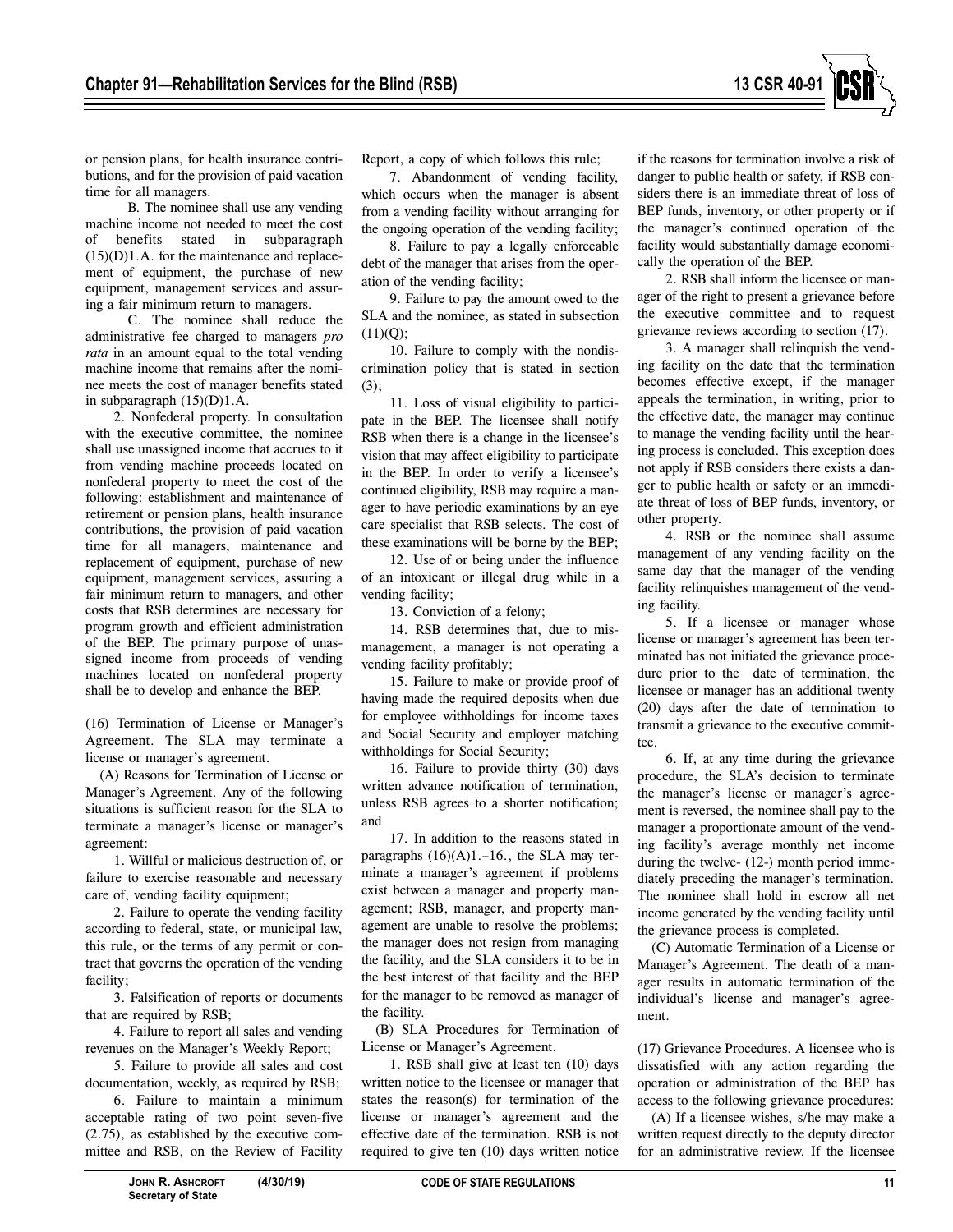or pension plans, for health insurance contributions, and for the provision of paid vacation time for all managers.

B. The nominee shall use any vending machine income not needed to meet the cost of benefits stated in subparagraph (15)(D)1.A. for the maintenance and replacement of equipment, the purchase of new equipment, management services and assuring a fair minimum return to managers.

C. The nominee shall reduce the administrative fee charged to managers *pro rata* in an amount equal to the total vending machine income that remains after the nominee meets the cost of manager benefits stated in subparagraph (15)(D)1.A.

2. Nonfederal property. In consultation with the executive committee, the nominee shall use unassigned income that accrues to it from vending machine proceeds located on nonfederal property to meet the cost of the following: establishment and maintenance of retirement or pension plans, health insurance contributions, the provision of paid vacation time for all managers, maintenance and replacement of equipment, purchase of new equipment, management services, assuring a fair minimum return to managers, and other costs that RSB determines are necessary for program growth and efficient administration of the BEP. The primary purpose of unassigned income from proceeds of vending machines located on nonfederal property shall be to develop and enhance the BEP.

(16) Termination of License or Manager's Agreement. The SLA may terminate a license or manager's agreement.

(A) Reasons for Termination of License or Manager's Agreement. Any of the following situations is sufficient reason for the SLA to terminate a manager's license or manager's agreement:

1. Willful or malicious destruction of, or failure to exercise reasonable and necessary care of, vending facility equipment;

2. Failure to operate the vending facility according to federal, state, or municipal law, this rule, or the terms of any permit or contract that governs the operation of the vending facility;

3. Falsification of reports or documents that are required by RSB;

4. Failure to report all sales and vending revenues on the Manager's Weekly Report;

5. Failure to provide all sales and cost documentation, weekly, as required by RSB;

6. Failure to maintain a minimum acceptable rating of two point seven-five (2.75), as established by the executive committee and RSB, on the Review of Facility Report, a copy of which follows this rule;

7. Abandonment of vending facility, which occurs when the manager is absent from a vending facility without arranging for the ongoing operation of the vending facility;

8. Failure to pay a legally enforceable debt of the manager that arises from the operation of the vending facility;

9. Failure to pay the amount owed to the SLA and the nominee, as stated in subsection (11)(Q);

10. Failure to comply with the nondiscrimination policy that is stated in section (3);

11. Loss of visual eligibility to participate in the BEP. The licensee shall notify RSB when there is a change in the licensee's vision that may affect eligibility to participate in the BEP. In order to verify a licensee's continued eligibility, RSB may require a manager to have periodic examinations by an eye care specialist that RSB selects. The cost of these examinations will be borne by the BEP;

12. Use of or being under the influence of an intoxicant or illegal drug while in a vending facility;

13. Conviction of a felony;

14. RSB determines that, due to mismanagement, a manager is not operating a vending facility profitably;

15. Failure to make or provide proof of having made the required deposits when due for employee withholdings for income taxes and Social Security and employer matching withholdings for Social Security;

16. Failure to provide thirty (30) days written advance notification of termination, unless RSB agrees to a shorter notification; and

17. In addition to the reasons stated in paragraphs (16)(A)1.–16., the SLA may terminate a manager's agreement if problems exist between a manager and property management; RSB, manager, and property management are unable to resolve the problems; the manager does not resign from managing the facility, and the SLA considers it to be in the best interest of that facility and the BEP for the manager to be removed as manager of the facility.

(B) SLA Procedures for Termination of License or Manager's Agreement.

1. RSB shall give at least ten (10) days written notice to the licensee or manager that states the reason(s) for termination of the license or manager's agreement and the effective date of the termination. RSB is not required to give ten (10) days written notice if the reasons for termination involve a risk of danger to public health or safety, if RSB considers there is an immediate threat of loss of BEP funds, inventory, or other property or if the manager's continued operation of the facility would substantially damage economically the operation of the BEP.

2. RSB shall inform the licensee or manager of the right to present a grievance before the executive committee and to request grievance reviews according to section (17).

3. A manager shall relinquish the vending facility on the date that the termination becomes effective except, if the manager appeals the termination, in writing, prior to the effective date, the manager may continue to manage the vending facility until the hearing process is concluded. This exception does not apply if RSB considers there exists a danger to public health or safety or an immediate threat of loss of BEP funds, inventory, or other property.

4. RSB or the nominee shall assume management of any vending facility on the same day that the manager of the vending facility relinquishes management of the vending facility.

5. If a licensee or manager whose license or manager's agreement has been terminated has not initiated the grievance procedure prior to the date of termination, the licensee or manager has an additional twenty (20) days after the date of termination to transmit a grievance to the executive committee.

6. If, at any time during the grievance procedure, the SLA's decision to terminate the manager's license or manager's agreement is reversed, the nominee shall pay to the manager a proportionate amount of the vending facility's average monthly net income during the twelve- (12-) month period immediately preceding the manager's termination. The nominee shall hold in escrow all net income generated by the vending facility until the grievance process is completed.

(C) Automatic Termination of a License or Manager's Agreement. The death of a manager results in automatic termination of the individual's license and manager's agreement.

(17) Grievance Procedures. A licensee who is dissatisfied with any action regarding the operation or administration of the BEP has access to the following grievance procedures:

(A) If a licensee wishes, s/he may make a written request directly to the deputy director for an administrative review. If the licensee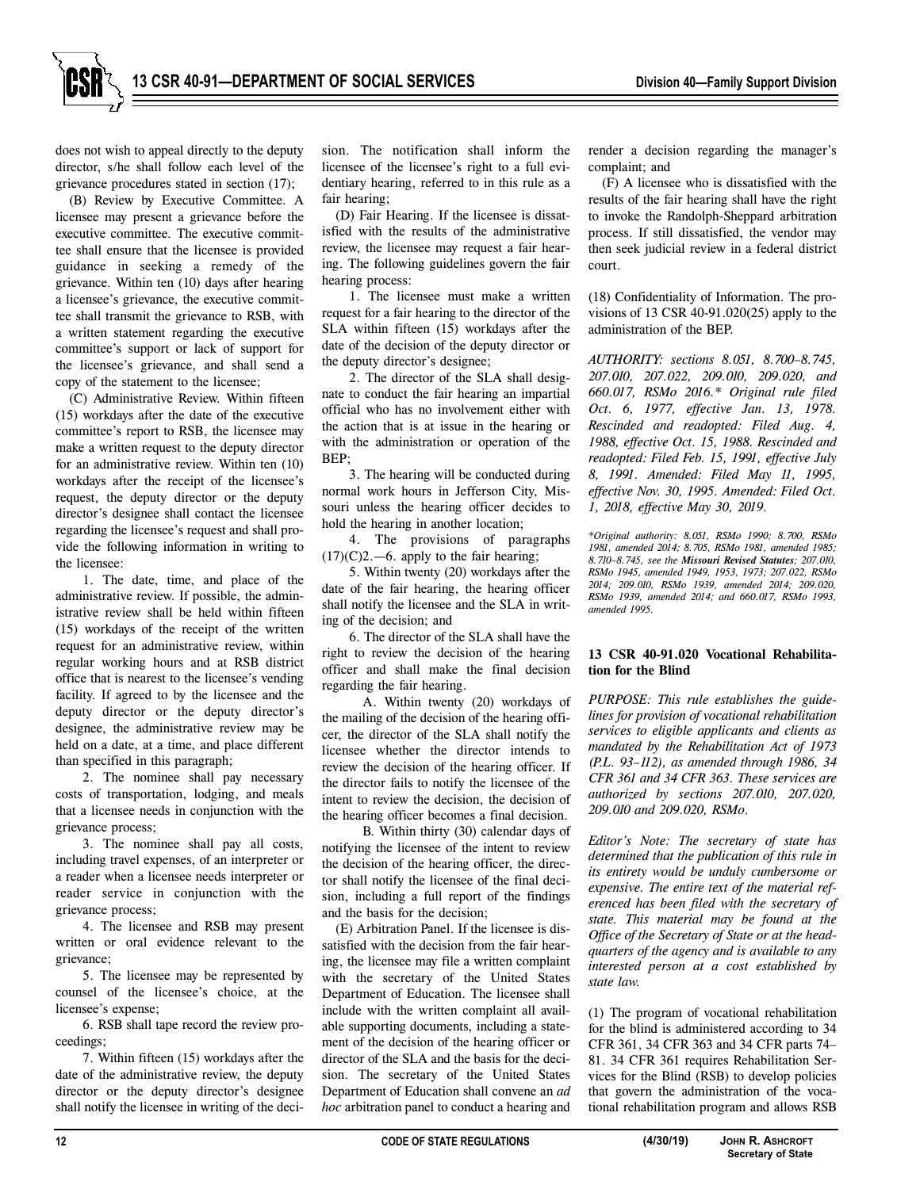does not wish to appeal directly to the deputy director, s/he shall follow each level of the grievance procedures stated in section (17);

(B) Review by Executive Committee. A licensee may present a grievance before the executive committee. The executive committee shall ensure that the licensee is provided guidance in seeking a remedy of the grievance. Within ten (10) days after hearing a licensee's grievance, the executive committee shall transmit the grievance to RSB, with a written statement regarding the executive committee's support or lack of support for the licensee's grievance, and shall send a copy of the statement to the licensee;

(C) Administrative Review. Within fifteen (15) workdays after the date of the executive committee's report to RSB, the licensee may make a written request to the deputy director for an administrative review. Within ten (10) workdays after the receipt of the licensee's request, the deputy director or the deputy director's designee shall contact the licensee regarding the licensee's request and shall provide the following information in writing to the licensee:

1. The date, time, and place of the administrative review. If possible, the administrative review shall be held within fifteen (15) workdays of the receipt of the written request for an administrative review, within regular working hours and at RSB district office that is nearest to the licensee's vending facility. If agreed to by the licensee and the deputy director or the deputy director's designee, the administrative review may be held on a date, at a time, and place different than specified in this paragraph;

2. The nominee shall pay necessary costs of transportation, lodging, and meals that a licensee needs in conjunction with the grievance process;

3. The nominee shall pay all costs, including travel expenses, of an interpreter or a reader when a licensee needs interpreter or reader service in conjunction with the grievance process;

4. The licensee and RSB may present written or oral evidence relevant to the grievance;

5. The licensee may be represented by counsel of the licensee's choice, at the licensee's expense;

6. RSB shall tape record the review proceedings;

7. Within fifteen (15) workdays after the date of the administrative review, the deputy director or the deputy director's designee shall notify the licensee in writing of the decision. The notification shall inform the licensee of the licensee's right to a full evidentiary hearing, referred to in this rule as a fair hearing;

(D) Fair Hearing. If the licensee is dissatisfied with the results of the administrative review, the licensee may request a fair hearing. The following guidelines govern the fair hearing process:

1. The licensee must make a written request for a fair hearing to the director of the SLA within fifteen (15) workdays after the date of the decision of the deputy director or the deputy director's designee;

2. The director of the SLA shall designate to conduct the fair hearing an impartial official who has no involvement either with the action that is at issue in the hearing or with the administration or operation of the BEP;

3. The hearing will be conducted during normal work hours in Jefferson City, Missouri unless the hearing officer decides to hold the hearing in another location;

4. The provisions of paragraphs (17)(C)2.—6. apply to the fair hearing;

5. Within twenty (20) workdays after the date of the fair hearing, the hearing officer shall notify the licensee and the SLA in writing of the decision; and

6. The director of the SLA shall have the right to review the decision of the hearing officer and shall make the final decision regarding the fair hearing.

A. Within twenty (20) workdays of the mailing of the decision of the hearing officer, the director of the SLA shall notify the licensee whether the director intends to review the decision of the hearing officer. If the director fails to notify the licensee of the intent to review the decision, the decision of the hearing officer becomes a final decision.

B. Within thirty (30) calendar days of notifying the licensee of the intent to review the decision of the hearing officer, the director shall notify the licensee of the final decision, including a full report of the findings and the basis for the decision;

(E) Arbitration Panel. If the licensee is dissatisfied with the decision from the fair hearing, the licensee may file a written complaint with the secretary of the United States Department of Education. The licensee shall include with the written complaint all available supporting documents, including a statement of the decision of the hearing officer or director of the SLA and the basis for the decision. The secretary of the United States Department of Education shall convene an *ad hoc* arbitration panel to conduct a hearing and render a decision regarding the manager's complaint; and

(F) A licensee who is dissatisfied with the results of the fair hearing shall have the right to invoke the Randolph-Sheppard arbitration process. If still dissatisfied, the vendor may then seek judicial review in a federal district court.

(18) Confidentiality of Information. The provisions of 13 CSR 40-91.020(25) apply to the administration of the BEP.

*AUTHORITY: sections 8.051, 8.700–8.745, 207.010, 207.022, 209.010, 209.020, and 660.017, RSMo 2016.\* Original rule filed Oct. 6, 1977, effective Jan. 13, 1978. Rescinded and readopted: Filed Aug. 4, 1988, effective Oct. 15, 1988. Rescinded and readopted: Filed Feb. 15, 1991, effective July 8, 1991. Amended: Filed May 11, 1995, effective Nov. 30, 1995. Amended: Filed Oct. 1, 2018, effective May 30, 2019.*

*\*Original authority: 8.051, RSMo 1990; 8.700, RSMo 1981, amended 2014; 8.705, RSMo 1981, amended 1985; 8.710–8.745, see the **Missouri Revised Statutes**; 207.010, RSMo 1945, amended 1949, 1953, 1973; 207.022, RSMo 2014; 209.010, RSMo 1939, amended 2014; 209.020, RSMo 1939, amended 2014; and 660.017, RSMo 1993, amended 1995.*

### 13 CSR 40-91.020 Vocational Rehabilitation for the Blind

*PURPOSE: This rule establishes the guidelines for provision of vocational rehabilitation services to eligible applicants and clients as mandated by the Rehabilitation Act of 1973 (P.L. 93–112), as amended through 1986, 34 CFR 361 and 34 CFR 363. These services are authorized by sections 207.010, 207.020, 209.010 and 209.020, RSMo.*

*Editor's Note: The secretary of state has determined that the publication of this rule in its entirety would be unduly cumbersome or expensive. The entire text of the material referenced has been filed with the secretary of state. This material may be found at the Office of the Secretary of State or at the headquarters of the agency and is available to any interested person at a cost established by state law.*

(1) The program of vocational rehabilitation for the blind is administered according to 34 CFR 361, 34 CFR 363 and 34 CFR parts 74–81. 34 CFR 361 requires Rehabilitation Services for the Blind (RSB) to develop policies that govern the administration of the vocational rehabilitation program and allows RSB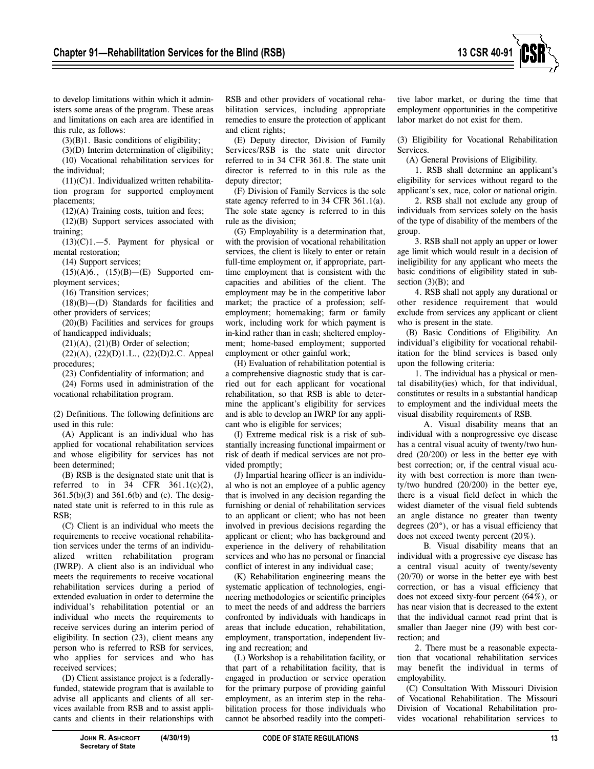to develop limitations within which it administers some areas of the program. These areas and limitations on each area are identified in this rule, as follows:

(3)(B)1. Basic conditions of eligibility;

(3)(D) Interim determination of eligibility;

(10) Vocational rehabilitation services for the individual;

(11)(C)1. Individualized written rehabilitation program for supported employment placements;

(12)(A) Training costs, tuition and fees;

(12)(B) Support services associated with training;

(13)(C)1.—5. Payment for physical or mental restoration;

(14) Support services;

(15)(A)6., (15)(B)—(E) Supported employment services;

(16) Transition services;

(18)(B)—(D) Standards for facilities and other providers of services;

(20)(B) Facilities and services for groups of handicapped individuals;

(21)(A), (21)(B) Order of selection;

(22)(A), (22)(D)1.L., (22)(D)2.C. Appeal procedures;

(23) Confidentiality of information; and

(24) Forms used in administration of the vocational rehabilitation program.

(2) Definitions. The following definitions are used in this rule:

(A) Applicant is an individual who has applied for vocational rehabilitation services and whose eligibility for services has not been determined;

(B) RSB is the designated state unit that is referred to in 34 CFR 361.1(c)(2), 361.5(b)(3) and 361.6(b) and (c). The designated state unit is referred to in this rule as RSB;

(C) Client is an individual who meets the requirements to receive vocational rehabilitation services under the terms of an individualized written rehabilitation program (IWRP). A client also is an individual who meets the requirements to receive vocational rehabilitation services during a period of extended evaluation in order to determine the individual's rehabilitation potential or an individual who meets the requirements to receive services during an interim period of eligibility. In section (23), client means any person who is referred to RSB for services, who applies for services and who has received services;

(D) Client assistance project is a federally-funded, statewide program that is available to advise all applicants and clients of all services available from RSB and to assist applicants and clients in their relationships with RSB and other providers of vocational rehabilitation services, including appropriate remedies to ensure the protection of applicant and client rights;

(E) Deputy director, Division of Family Services/RSB is the state unit director referred to in 34 CFR 361.8. The state unit director is referred to in this rule as the deputy director;

(F) Division of Family Services is the sole state agency referred to in 34 CFR 361.1(a). The sole state agency is referred to in this rule as the division;

(G) Employability is a determination that, with the provision of vocational rehabilitation services, the client is likely to enter or retain full-time employment or, if appropriate, part-time employment that is consistent with the capacities and abilities of the client. The employment may be in the competitive labor market; the practice of a profession; self-employment; homemaking; farm or family work, including work for which payment is in-kind rather than in cash; sheltered employment; home-based employment; supported employment or other gainful work;

(H) Evaluation of rehabilitation potential is a comprehensive diagnostic study that is carried out for each applicant for vocational rehabilitation, so that RSB is able to determine the applicant's eligibility for services and is able to develop an IWRP for any applicant who is eligible for services;

(I) Extreme medical risk is a risk of substantially increasing functional impairment or risk of death if medical services are not provided promptly;

(J) Impartial hearing officer is an individual who is not an employee of a public agency that is involved in any decision regarding the furnishing or denial of rehabilitation services to an applicant or client; who has not been involved in previous decisions regarding the applicant or client; who has background and experience in the delivery of rehabilitation services and who has no personal or financial conflict of interest in any individual case;

(K) Rehabilitation engineering means the systematic application of technologies, engineering methodologies or scientific principles to meet the needs of and address the barriers confronted by individuals with handicaps in areas that include education, rehabilitation, employment, transportation, independent living and recreation; and

(L) Workshop is a rehabilitation facility, or that part of a rehabilitation facility, that is engaged in production or service operation for the primary purpose of providing gainful employment, as an interim step in the rehabilitation process for those individuals who cannot be absorbed readily into the competitive labor market, or during the time that employment opportunities in the competitive labor market do not exist for them.

(3) Eligibility for Vocational Rehabilitation Services.

(A) General Provisions of Eligibility.

1. RSB shall determine an applicant's eligibility for services without regard to the applicant's sex, race, color or national origin.

2. RSB shall not exclude any group of individuals from services solely on the basis of the type of disability of the members of the group.

3. RSB shall not apply an upper or lower age limit which would result in a decision of ineligibility for any applicant who meets the basic conditions of eligibility stated in subsection (3)(B); and

4. RSB shall not apply any durational or other residence requirement that would exclude from services any applicant or client who is present in the state.

(B) Basic Conditions of Eligibility. An individual's eligibility for vocational rehabilitation for the blind services is based only upon the following criteria:

1. The individual has a physical or mental disability(ies) which, for that individual, constitutes or results in a substantial handicap to employment and the individual meets the visual disability requirements of RSB.

A. Visual disability means that an individual with a nonprogressive eye disease has a central visual acuity of twenty/two hundred (20/200) or less in the better eye with best correction; or, if the central visual acuity with best correction is more than twenty/two hundred (20/200) in the better eye, there is a visual field defect in which the widest diameter of the visual field subtends an angle distance no greater than twenty degrees (20°), or has a visual efficiency that does not exceed twenty percent (20%).

B. Visual disability means that an individual with a progressive eye disease has a central visual acuity of twenty/seventy (20/70) or worse in the better eye with best correction, or has a visual efficiency that does not exceed sixty-four percent (64%), or has near vision that is decreased to the extent that the individual cannot read print that is smaller than Jaeger nine (J9) with best correction; and

2. There must be a reasonable expectation that vocational rehabilitation services may benefit the individual in terms of employability.

(C) Consultation With Missouri Division of Vocational Rehabilitation. The Missouri Division of Vocational Rehabilitation provides vocational rehabilitation services to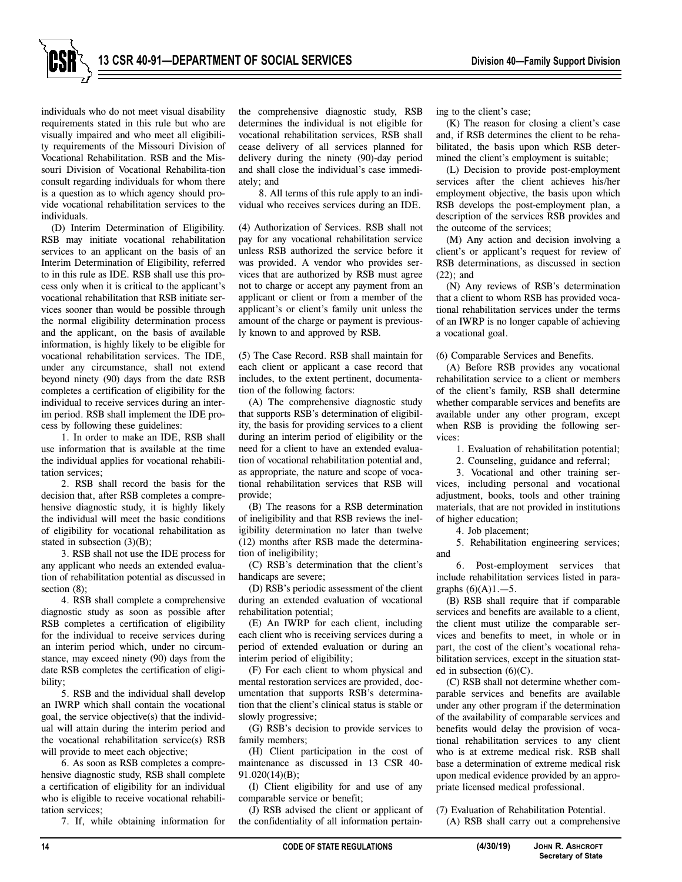individuals who do not meet visual disability requirements stated in this rule but who are visually impaired and who meet all eligibility requirements of the Missouri Division of Vocational Rehabilitation. RSB and the Missouri Division of Vocational Rehabilita-tion consult regarding individuals for whom there is a question as to which agency should provide vocational rehabilitation services to the individuals.

(D) Interim Determination of Eligibility. RSB may initiate vocational rehabilitation services to an applicant on the basis of an Interim Determination of Eligibility, referred to in this rule as IDE. RSB shall use this process only when it is critical to the applicant's vocational rehabilitation that RSB initiate services sooner than would be possible through the normal eligibility determination process and the applicant, on the basis of available information, is highly likely to be eligible for vocational rehabilitation services. The IDE, under any circumstance, shall not extend beyond ninety (90) days from the date RSB completes a certification of eligibility for the individual to receive services during an interim period. RSB shall implement the IDE process by following these guidelines:

1. In order to make an IDE, RSB shall use information that is available at the time the individual applies for vocational rehabilitation services;

2. RSB shall record the basis for the decision that, after RSB completes a comprehensive diagnostic study, it is highly likely the individual will meet the basic conditions of eligibility for vocational rehabilitation as stated in subsection (3)(B);

3. RSB shall not use the IDE process for any applicant who needs an extended evaluation of rehabilitation potential as discussed in section (8);

4. RSB shall complete a comprehensive diagnostic study as soon as possible after RSB completes a certification of eligibility for the individual to receive services during an interim period which, under no circumstance, may exceed ninety (90) days from the date RSB completes the certification of eligibility;

5. RSB and the individual shall develop an IWRP which shall contain the vocational goal, the service objective(s) that the individual will attain during the interim period and the vocational rehabilitation service(s) RSB will provide to meet each objective;

6. As soon as RSB completes a comprehensive diagnostic study, RSB shall complete a certification of eligibility for an individual who is eligible to receive vocational rehabilitation services;

7. If, while obtaining information for the comprehensive diagnostic study, RSB determines the individual is not eligible for vocational rehabilitation services, RSB shall cease delivery of all services planned for delivery during the ninety (90)-day period and shall close the individual's case immediately; and

8. All terms of this rule apply to an individual who receives services during an IDE.

(4) Authorization of Services. RSB shall not pay for any vocational rehabilitation service unless RSB authorized the service before it was provided. A vendor who provides services that are authorized by RSB must agree not to charge or accept any payment from an applicant or client or from a member of the applicant's or client's family unit unless the amount of the charge or payment is previously known to and approved by RSB.

(5) The Case Record. RSB shall maintain for each client or applicant a case record that includes, to the extent pertinent, documentation of the following factors:

(A) The comprehensive diagnostic study that supports RSB's determination of eligibility, the basis for providing services to a client during an interim period of eligibility or the need for a client to have an extended evaluation of vocational rehabilitation potential and, as appropriate, the nature and scope of vocational rehabilitation services that RSB will provide;

(B) The reasons for a RSB determination of ineligibility and that RSB reviews the ineligibility determination no later than twelve (12) months after RSB made the determination of ineligibility;

(C) RSB's determination that the client's handicaps are severe;

(D) RSB's periodic assessment of the client during an extended evaluation of vocational rehabilitation potential;

(E) An IWRP for each client, including each client who is receiving services during a period of extended evaluation or during an interim period of eligibility;

(F) For each client to whom physical and mental restoration services are provided, documentation that supports RSB's determination that the client's clinical status is stable or slowly progressive;

(G) RSB's decision to provide services to family members;

(H) Client participation in the cost of maintenance as discussed in 13 CSR 40-91.020(14)(B);

(I) Client eligibility for and use of any comparable service or benefit;

(J) RSB advised the client or applicant of the confidentiality of all information pertaining to the client's case;

(K) The reason for closing a client's case and, if RSB determines the client to be rehabilitated, the basis upon which RSB determined the client's employment is suitable;

(L) Decision to provide post-employment services after the client achieves his/her employment objective, the basis upon which RSB develops the post-employment plan, a description of the services RSB provides and the outcome of the services;

(M) Any action and decision involving a client's or applicant's request for review of RSB determinations, as discussed in section (22); and

(N) Any reviews of RSB's determination that a client to whom RSB has provided vocational rehabilitation services under the terms of an IWRP is no longer capable of achieving a vocational goal.

(6) Comparable Services and Benefits.

(A) Before RSB provides any vocational rehabilitation service to a client or members of the client's family, RSB shall determine whether comparable services and benefits are available under any other program, except when RSB is providing the following services:

1. Evaluation of rehabilitation potential;

2. Counseling, guidance and referral;

3. Vocational and other training services, including personal and vocational adjustment, books, tools and other training materials, that are not provided in institutions of higher education;

4. Job placement;

5. Rehabilitation engineering services; and

6. Post-employment services that include rehabilitation services listed in paragraphs (6)(A)1.—5.

(B) RSB shall require that if comparable services and benefits are available to a client, the client must utilize the comparable services and benefits to meet, in whole or in part, the cost of the client's vocational rehabilitation services, except in the situation stated in subsection (6)(C).

(C) RSB shall not determine whether comparable services and benefits are available under any other program if the determination of the availability of comparable services and benefits would delay the provision of vocational rehabilitation services to any client who is at extreme medical risk. RSB shall base a determination of extreme medical risk upon medical evidence provided by an appropriate licensed medical professional.

(7) Evaluation of Rehabilitation Potential.

(A) RSB shall carry out a comprehensive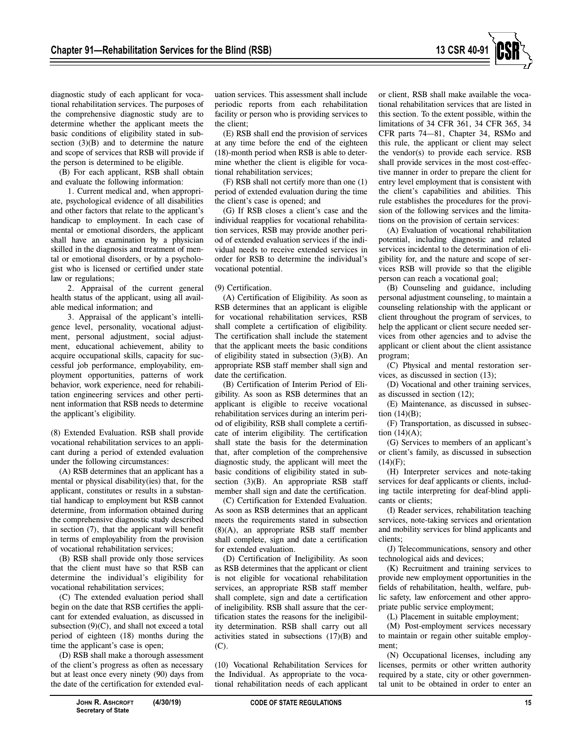diagnostic study of each applicant for vocational rehabilitation services. The purposes of the comprehensive diagnostic study are to determine whether the applicant meets the basic conditions of eligibility stated in subsection (3)(B) and to determine the nature and scope of services that RSB will provide if the person is determined to be eligible.

(B) For each applicant, RSB shall obtain and evaluate the following information:

1. Current medical and, when appropriate, psychological evidence of all disabilities and other factors that relate to the applicant's handicap to employment. In each case of mental or emotional disorders, the applicant shall have an examination by a physician skilled in the diagnosis and treatment of mental or emotional disorders, or by a psychologist who is licensed or certified under state law or regulations;

2. Appraisal of the current general health status of the applicant, using all available medical information; and

3. Appraisal of the applicant's intelligence level, personality, vocational adjustment, personal adjustment, social adjustment, educational achievement, ability to acquire occupational skills, capacity for successful job performance, employability, employment opportunities, patterns of work behavior, work experience, need for rehabilitation engineering services and other pertinent information that RSB needs to determine the applicant's eligibility.

(8) Extended Evaluation. RSB shall provide vocational rehabilitation services to an applicant during a period of extended evaluation under the following circumstances:

(A) RSB determines that an applicant has a mental or physical disability(ies) that, for the applicant, constitutes or results in a substantial handicap to employment but RSB cannot determine, from information obtained during the comprehensive diagnostic study described in section (7), that the applicant will benefit in terms of employability from the provision of vocational rehabilitation services;

(B) RSB shall provide only those services that the client must have so that RSB can determine the individual's eligibility for vocational rehabilitation services;

(C) The extended evaluation period shall begin on the date that RSB certifies the applicant for extended evaluation, as discussed in subsection (9)(C), and shall not exceed a total period of eighteen (18) months during the time the applicant's case is open;

(D) RSB shall make a thorough assessment of the client's progress as often as necessary but at least once every ninety (90) days from the date of the certification for extended evaluation services. This assessment shall include periodic reports from each rehabilitation facility or person who is providing services to the client;

(E) RSB shall end the provision of services at any time before the end of the eighteen (18)-month period when RSB is able to determine whether the client is eligible for vocational rehabilitation services;

(F) RSB shall not certify more than one (1) period of extended evaluation during the time the client's case is opened; and

(G) If RSB closes a client's case and the individual reapplies for vocational rehabilitation services, RSB may provide another period of extended evaluation services if the individual needs to receive extended services in order for RSB to determine the individual's vocational potential.

(9) Certification.

(A) Certification of Eligibility. As soon as RSB determines that an applicant is eligible for vocational rehabilitation services, RSB shall complete a certification of eligibility. The certification shall include the statement that the applicant meets the basic conditions of eligibility stated in subsection (3)(B). An appropriate RSB staff member shall sign and date the certification.

(B) Certification of Interim Period of Eligibility. As soon as RSB determines that an applicant is eligible to receive vocational rehabilitation services during an interim period of eligibility, RSB shall complete a certificate of interim eligibility. The certification shall state the basis for the determination that, after completion of the comprehensive diagnostic study, the applicant will meet the basic conditions of eligibility stated in subsection (3)(B). An appropriate RSB staff member shall sign and date the certification.

(C) Certification for Extended Evaluation. As soon as RSB determines that an applicant meets the requirements stated in subsection (8)(A), an appropriate RSB staff member shall complete, sign and date a certification for extended evaluation.

(D) Certification of Ineligibility. As soon as RSB determines that the applicant or client is not eligible for vocational rehabilitation services, an appropriate RSB staff member shall complete, sign and date a certification of ineligibility. RSB shall assure that the certification states the reasons for the ineligibility determination. RSB shall carry out all activities stated in subsections (17)(B) and (C).

(10) Vocational Rehabilitation Services for the Individual. As appropriate to the vocational rehabilitation needs of each applicant or client, RSB shall make available the vocational rehabilitation services that are listed in this section. To the extent possible, within the limitations of 34 CFR 361, 34 CFR 365, 34 CFR parts 74—81, Chapter 34, RSMo and this rule, the applicant or client may select the vendor(s) to provide each service. RSB shall provide services in the most cost-effective manner in order to prepare the client for entry level employment that is consistent with the client's capabilities and abilities. This rule establishes the procedures for the provision of the following services and the limitations on the provision of certain services:

(A) Evaluation of vocational rehabilitation potential, including diagnostic and related services incidental to the determination of eligibility for, and the nature and scope of services RSB will provide so that the eligible person can reach a vocational goal;

(B) Counseling and guidance, including personal adjustment counseling, to maintain a counseling relationship with the applicant or client throughout the program of services, to help the applicant or client secure needed services from other agencies and to advise the applicant or client about the client assistance program;

(C) Physical and mental restoration services, as discussed in section (13);

(D) Vocational and other training services, as discussed in section (12);

(E) Maintenance, as discussed in subsection (14)(B);

(F) Transportation, as discussed in subsection (14)(A);

(G) Services to members of an applicant's or client's family, as discussed in subsection (14)(F);

(H) Interpreter services and note-taking services for deaf applicants or clients, including tactile interpreting for deaf-blind applicants or clients;

(I) Reader services, rehabilitation teaching services, note-taking services and orientation and mobility services for blind applicants and clients;

(J) Telecommunications, sensory and other technological aids and devices;

(K) Recruitment and training services to provide new employment opportunities in the fields of rehabilitation, health, welfare, public safety, law enforcement and other appropriate public service employment;

(L) Placement in suitable employment;

(M) Post-employment services necessary to maintain or regain other suitable employment;

(N) Occupational licenses, including any licenses, permits or other written authority required by a state, city or other governmental unit to be obtained in order to enter an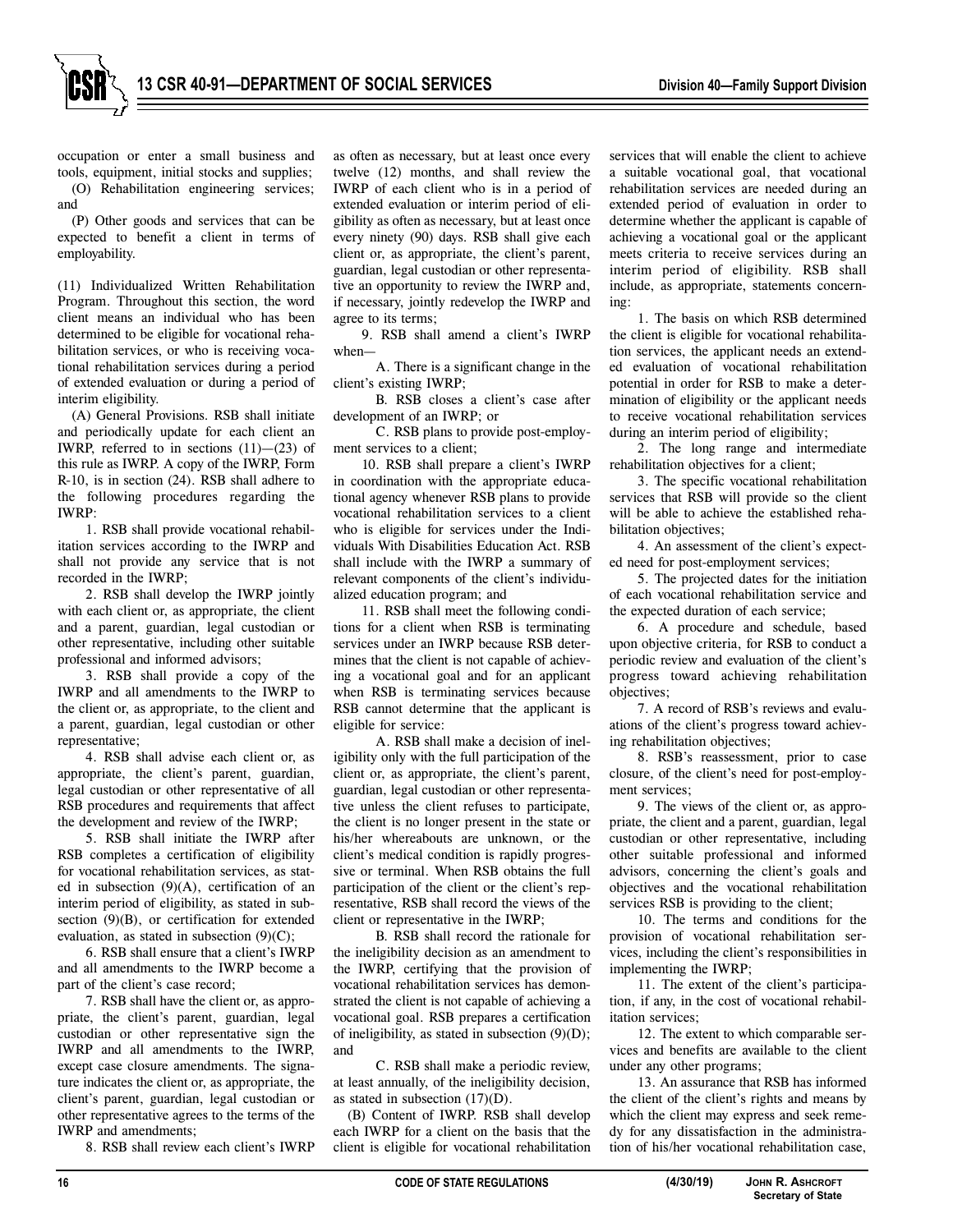occupation or enter a small business and tools, equipment, initial stocks and supplies;

(O) Rehabilitation engineering services; and

(P) Other goods and services that can be expected to benefit a client in terms of employability.

(11) Individualized Written Rehabilitation Program. Throughout this section, the word client means an individual who has been determined to be eligible for vocational rehabilitation services, or who is receiving vocational rehabilitation services during a period of extended evaluation or during a period of interim eligibility.

(A) General Provisions. RSB shall initiate and periodically update for each client an IWRP, referred to in sections (11)—(23) of this rule as IWRP. A copy of the IWRP, Form R-10, is in section (24). RSB shall adhere to the following procedures regarding the IWRP:

1. RSB shall provide vocational rehabilitation services according to the IWRP and shall not provide any service that is not recorded in the IWRP;

2. RSB shall develop the IWRP jointly with each client or, as appropriate, the client and a parent, guardian, legal custodian or other representative, including other suitable professional and informed advisors;

3. RSB shall provide a copy of the IWRP and all amendments to the IWRP to the client or, as appropriate, to the client and a parent, guardian, legal custodian or other representative;

4. RSB shall advise each client or, as appropriate, the client's parent, guardian, legal custodian or other representative of all RSB procedures and requirements that affect the development and review of the IWRP;

5. RSB shall initiate the IWRP after RSB completes a certification of eligibility for vocational rehabilitation services, as stated in subsection (9)(A), certification of an interim period of eligibility, as stated in subsection (9)(B), or certification for extended evaluation, as stated in subsection (9)(C);

6. RSB shall ensure that a client's IWRP and all amendments to the IWRP become a part of the client's case record;

7. RSB shall have the client or, as appropriate, the client's parent, guardian, legal custodian or other representative sign the IWRP and all amendments to the IWRP, except case closure amendments. The signature indicates the client or, as appropriate, the client's parent, guardian, legal custodian or other representative agrees to the terms of the IWRP and amendments;

8. RSB shall review each client's IWRP as often as necessary, but at least once every twelve (12) months, and shall review the IWRP of each client who is in a period of extended evaluation or interim period of eligibility as often as necessary, but at least once every ninety (90) days. RSB shall give each client or, as appropriate, the client's parent, guardian, legal custodian or other representative an opportunity to review the IWRP and, if necessary, jointly redevelop the IWRP and agree to its terms;

9. RSB shall amend a client's IWRP when—

A. There is a significant change in the client's existing IWRP;

B. RSB closes a client's case after development of an IWRP; or

C. RSB plans to provide post-employment services to a client;

10. RSB shall prepare a client's IWRP in coordination with the appropriate educational agency whenever RSB plans to provide vocational rehabilitation services to a client who is eligible for services under the Individuals With Disabilities Education Act. RSB shall include with the IWRP a summary of relevant components of the client's individualized education program; and

11. RSB shall meet the following conditions for a client when RSB is terminating services under an IWRP because RSB determines that the client is not capable of achieving a vocational goal and for an applicant when RSB is terminating services because RSB cannot determine that the applicant is eligible for service:

A. RSB shall make a decision of ineligibility only with the full participation of the client or, as appropriate, the client's parent, guardian, legal custodian or other representative unless the client refuses to participate, the client is no longer present in the state or his/her whereabouts are unknown, or the client's medical condition is rapidly progressive or terminal. When RSB obtains the full participation of the client or the client's representative, RSB shall record the views of the client or representative in the IWRP;

B. RSB shall record the rationale for the ineligibility decision as an amendment to the IWRP, certifying that the provision of vocational rehabilitation services has demonstrated the client is not capable of achieving a vocational goal. RSB prepares a certification of ineligibility, as stated in subsection (9)(D); and

C. RSB shall make a periodic review, at least annually, of the ineligibility decision, as stated in subsection (17)(D).

(B) Content of IWRP. RSB shall develop each IWRP for a client on the basis that the client is eligible for vocational rehabilitation services that will enable the client to achieve a suitable vocational goal, that vocational rehabilitation services are needed during an extended period of evaluation in order to determine whether the applicant is capable of achieving a vocational goal or the applicant meets criteria to receive services during an interim period of eligibility. RSB shall include, as appropriate, statements concerning:

1. The basis on which RSB determined the client is eligible for vocational rehabilitation services, the applicant needs an extended evaluation of vocational rehabilitation potential in order for RSB to make a determination of eligibility or the applicant needs to receive vocational rehabilitation services during an interim period of eligibility;

2. The long range and intermediate rehabilitation objectives for a client;

3. The specific vocational rehabilitation services that RSB will provide so the client will be able to achieve the established rehabilitation objectives;

4. An assessment of the client's expected need for post-employment services;

5. The projected dates for the initiation of each vocational rehabilitation service and the expected duration of each service;

6. A procedure and schedule, based upon objective criteria, for RSB to conduct a periodic review and evaluation of the client's progress toward achieving rehabilitation objectives;

7. A record of RSB's reviews and evaluations of the client's progress toward achieving rehabilitation objectives;

8. RSB's reassessment, prior to case closure, of the client's need for post-employment services;

9. The views of the client or, as appropriate, the client and a parent, guardian, legal custodian or other representative, including other suitable professional and informed advisors, concerning the client's goals and objectives and the vocational rehabilitation services RSB is providing to the client;

10. The terms and conditions for the provision of vocational rehabilitation services, including the client's responsibilities in implementing the IWRP;

11. The extent of the client's participation, if any, in the cost of vocational rehabilitation services;

12. The extent to which comparable services and benefits are available to the client under any other programs;

13. An assurance that RSB has informed the client of the client's rights and means by which the client may express and seek remedy for any dissatisfaction in the administration of his/her vocational rehabilitation case,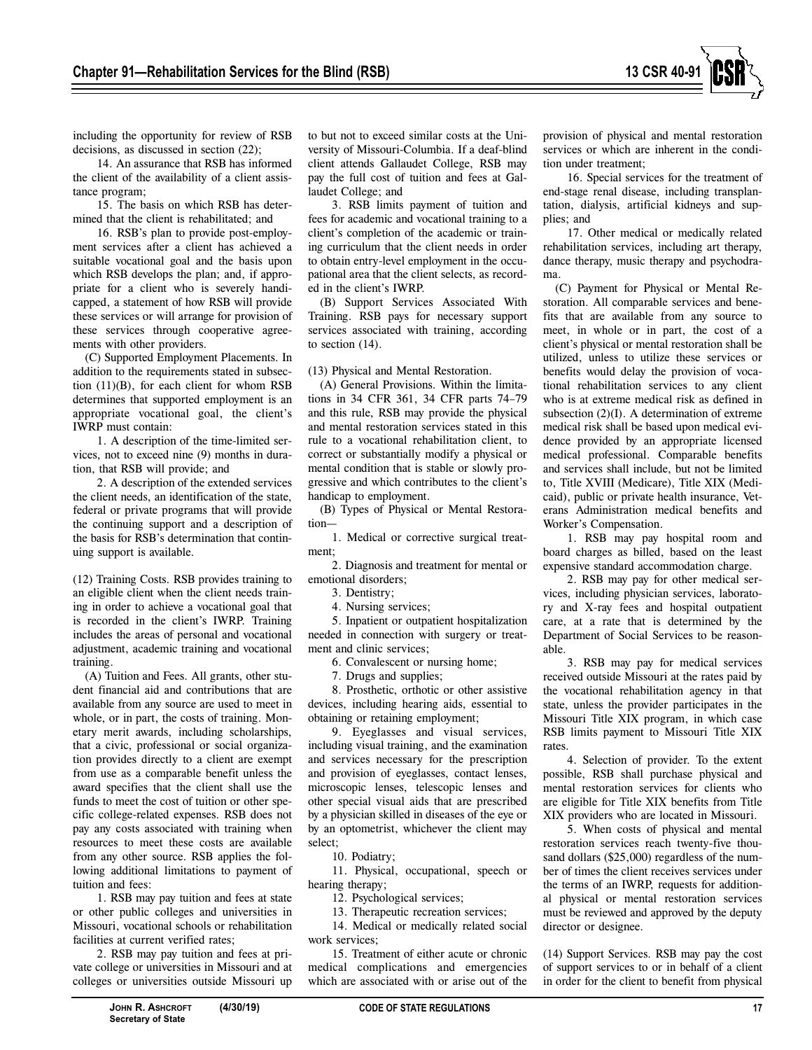including the opportunity for review of RSB decisions, as discussed in section (22);

14. An assurance that RSB has informed the client of the availability of a client assistance program;

15. The basis on which RSB has determined that the client is rehabilitated; and

16. RSB's plan to provide post-employment services after a client has achieved a suitable vocational goal and the basis upon which RSB develops the plan; and, if appropriate for a client who is severely handicapped, a statement of how RSB will provide these services or will arrange for provision of these services through cooperative agreements with other providers.

(C) Supported Employment Placements. In addition to the requirements stated in subsection (11)(B), for each client for whom RSB determines that supported employment is an appropriate vocational goal, the client's IWRP must contain:

1. A description of the time-limited services, not to exceed nine (9) months in duration, that RSB will provide; and

2. A description of the extended services the client needs, an identification of the state, federal or private programs that will provide the continuing support and a description of the basis for RSB's determination that continuing support is available.

(12) Training Costs. RSB provides training to an eligible client when the client needs training in order to achieve a vocational goal that is recorded in the client's IWRP. Training includes the areas of personal and vocational adjustment, academic training and vocational training.

(A) Tuition and Fees. All grants, other student financial aid and contributions that are available from any source are used to meet in whole, or in part, the costs of training. Monetary merit awards, including scholarships, that a civic, professional or social organization provides directly to a client are exempt from use as a comparable benefit unless the award specifies that the client shall use the funds to meet the cost of tuition or other specific college-related expenses. RSB does not pay any costs associated with training when resources to meet these costs are available from any other source. RSB applies the following additional limitations to payment of tuition and fees:

1. RSB may pay tuition and fees at state or other public colleges and universities in Missouri, vocational schools or rehabilitation facilities at current verified rates;

2. RSB may pay tuition and fees at private college or universities in Missouri and at colleges or universities outside Missouri up to but not to exceed similar costs at the University of Missouri-Columbia. If a deaf-blind client attends Gallaudet College, RSB may pay the full cost of tuition and fees at Gallaudet College; and

3. RSB limits payment of tuition and fees for academic and vocational training to a client's completion of the academic or training curriculum that the client needs in order to obtain entry-level employment in the occupational area that the client selects, as recorded in the client's IWRP.

(B) Support Services Associated With Training. RSB pays for necessary support services associated with training, according to section (14).

(13) Physical and Mental Restoration.

(A) General Provisions. Within the limitations in 34 CFR 361, 34 CFR parts 74–79 and this rule, RSB may provide the physical and mental restoration services stated in this rule to a vocational rehabilitation client, to correct or substantially modify a physical or mental condition that is stable or slowly progressive and which contributes to the client's handicap to employment.

(B) Types of Physical or Mental Restoration—

1. Medical or corrective surgical treatment;

2. Diagnosis and treatment for mental or emotional disorders;

3. Dentistry;

4. Nursing services;

5. Inpatient or outpatient hospitalization needed in connection with surgery or treatment and clinic services;

6. Convalescent or nursing home;

7. Drugs and supplies;

8. Prosthetic, orthotic or other assistive devices, including hearing aids, essential to obtaining or retaining employment;

9. Eyeglasses and visual services, including visual training, and the examination and services necessary for the prescription and provision of eyeglasses, contact lenses, microscopic lenses, telescopic lenses and other special visual aids that are prescribed by a physician skilled in diseases of the eye or by an optometrist, whichever the client may select;

10. Podiatry;

11. Physical, occupational, speech or hearing therapy;

12. Psychological services;

13. Therapeutic recreation services;

14. Medical or medically related social work services;

15. Treatment of either acute or chronic medical complications and emergencies which are associated with or arise out of the provision of physical and mental restoration services or which are inherent in the condition under treatment;

16. Special services for the treatment of end-stage renal disease, including transplantation, dialysis, artificial kidneys and supplies; and

17. Other medical or medically related rehabilitation services, including art therapy, dance therapy, music therapy and psychodrama.

(C) Payment for Physical or Mental Restoration. All comparable services and benefits that are available from any source to meet, in whole or in part, the cost of a client's physical or mental restoration shall be utilized, unless to utilize these services or benefits would delay the provision of vocational rehabilitation services to any client who is at extreme medical risk as defined in subsection (2)(I). A determination of extreme medical risk shall be based upon medical evidence provided by an appropriate licensed medical professional. Comparable benefits and services shall include, but not be limited to, Title XVIII (Medicare), Title XIX (Medicaid), public or private health insurance, Veterans Administration medical benefits and Worker's Compensation.

1. RSB may pay hospital room and board charges as billed, based on the least expensive standard accommodation charge.

2. RSB may pay for other medical services, including physician services, laboratory and X-ray fees and hospital outpatient care, at a rate that is determined by the Department of Social Services to be reasonable.

3. RSB may pay for medical services received outside Missouri at the rates paid by the vocational rehabilitation agency in that state, unless the provider participates in the Missouri Title XIX program, in which case RSB limits payment to Missouri Title XIX rates.

4. Selection of provider. To the extent possible, RSB shall purchase physical and mental restoration services for clients who are eligible for Title XIX benefits from Title XIX providers who are located in Missouri.

5. When costs of physical and mental restoration services reach twenty-five thousand dollars ($25,000) regardless of the number of times the client receives services under the terms of an IWRP, requests for additional physical or mental restoration services must be reviewed and approved by the deputy director or designee.

(14) Support Services. RSB may pay the cost of support services to or in behalf of a client in order for the client to benefit from physical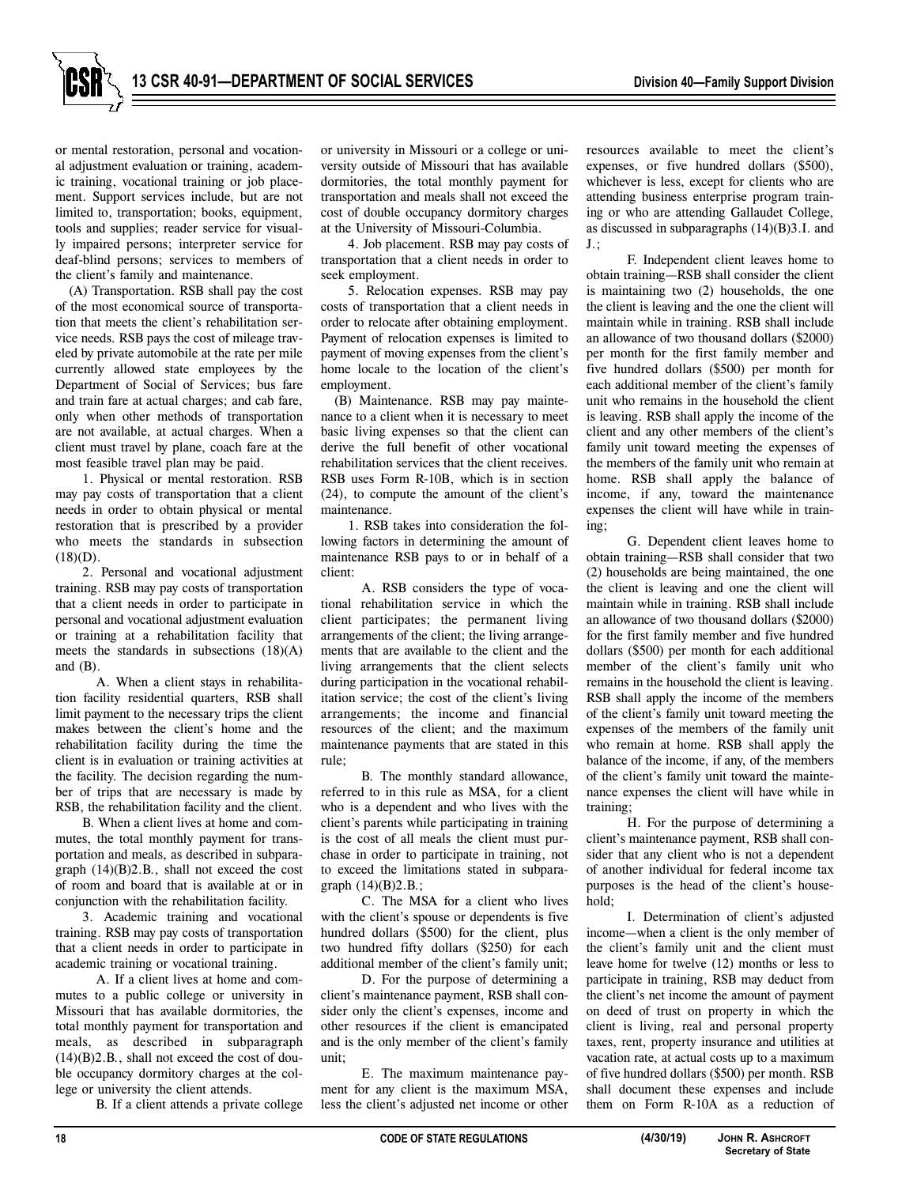or mental restoration, personal and vocational adjustment evaluation or training, academic training, vocational training or job placement. Support services include, but are not limited to, transportation; books, equipment, tools and supplies; reader service for visually impaired persons; interpreter service for deaf-blind persons; services to members of the client's family and maintenance.

(A) Transportation. RSB shall pay the cost of the most economical source of transportation that meets the client's rehabilitation service needs. RSB pays the cost of mileage traveled by private automobile at the rate per mile currently allowed state employees by the Department of Social of Services; bus fare and train fare at actual charges; and cab fare, only when other methods of transportation are not available, at actual charges. When a client must travel by plane, coach fare at the most feasible travel plan may be paid.

1. Physical or mental restoration. RSB may pay costs of transportation that a client needs in order to obtain physical or mental restoration that is prescribed by a provider who meets the standards in subsection (18)(D).

2. Personal and vocational adjustment training. RSB may pay costs of transportation that a client needs in order to participate in personal and vocational adjustment evaluation or training at a rehabilitation facility that meets the standards in subsections (18)(A) and (B).

A. When a client stays in rehabilitation facility residential quarters, RSB shall limit payment to the necessary trips the client makes between the client's home and the rehabilitation facility during the time the client is in evaluation or training activities at the facility. The decision regarding the number of trips that are necessary is made by RSB, the rehabilitation facility and the client.

B. When a client lives at home and commutes, the total monthly payment for transportation and meals, as described in subparagraph (14)(B)2.B., shall not exceed the cost of room and board that is available at or in conjunction with the rehabilitation facility.

3. Academic training and vocational training. RSB may pay costs of transportation that a client needs in order to participate in academic training or vocational training.

A. If a client lives at home and commutes to a public college or university in Missouri that has available dormitories, the total monthly payment for transportation and meals, as described in subparagraph (14)(B)2.B., shall not exceed the cost of double occupancy dormitory charges at the college or university the client attends.

B. If a client attends a private college or university in Missouri or a college or university outside of Missouri that has available dormitories, the total monthly payment for transportation and meals shall not exceed the cost of double occupancy dormitory charges at the University of Missouri-Columbia.

4. Job placement. RSB may pay costs of transportation that a client needs in order to seek employment.

5. Relocation expenses. RSB may pay costs of transportation that a client needs in order to relocate after obtaining employment. Payment of relocation expenses is limited to payment of moving expenses from the client's home locale to the location of the client's employment.

(B) Maintenance. RSB may pay maintenance to a client when it is necessary to meet basic living expenses so that the client can derive the full benefit of other vocational rehabilitation services that the client receives. RSB uses Form R-10B, which is in section (24), to compute the amount of the client's maintenance.

1. RSB takes into consideration the following factors in determining the amount of maintenance RSB pays to or in behalf of a client:

A. RSB considers the type of vocational rehabilitation service in which the client participates; the permanent living arrangements of the client; the living arrangements that are available to the client and the living arrangements that the client selects during participation in the vocational rehabilitation service; the cost of the client's living arrangements; the income and financial resources of the client; and the maximum maintenance payments that are stated in this rule;

B. The monthly standard allowance, referred to in this rule as MSA, for a client who is a dependent and who lives with the client's parents while participating in training is the cost of all meals the client must purchase in order to participate in training, not to exceed the limitations stated in subparagraph (14)(B)2.B.;

C. The MSA for a client who lives with the client's spouse or dependents is five hundred dollars ($500) for the client, plus two hundred fifty dollars ($250) for each additional member of the client's family unit;

D. For the purpose of determining a client's maintenance payment, RSB shall consider only the client's expenses, income and other resources if the client is emancipated and is the only member of the client's family unit;

E. The maximum maintenance payment for any client is the maximum MSA, less the client's adjusted net income or other resources available to meet the client's expenses, or five hundred dollars ($500), whichever is less, except for clients who are attending business enterprise program training or who are attending Gallaudet College, as discussed in subparagraphs (14)(B)3.I. and J.;

F. Independent client leaves home to obtain training—RSB shall consider the client is maintaining two (2) households, the one the client is leaving and the one the client will maintain while in training. RSB shall include an allowance of two thousand dollars ($2000) per month for the first family member and five hundred dollars ($500) per month for each additional member of the client's family unit who remains in the household the client is leaving. RSB shall apply the income of the client and any other members of the client's family unit toward meeting the expenses of the members of the family unit who remain at home. RSB shall apply the balance of income, if any, toward the maintenance expenses the client will have while in training;

G. Dependent client leaves home to obtain training—RSB shall consider that two (2) households are being maintained, the one the client is leaving and one the client will maintain while in training. RSB shall include an allowance of two thousand dollars ($2000) for the first family member and five hundred dollars ($500) per month for each additional member of the client's family unit who remains in the household the client is leaving. RSB shall apply the income of the members of the client's family unit toward meeting the expenses of the members of the family unit who remain at home. RSB shall apply the balance of the income, if any, of the members of the client's family unit toward the maintenance expenses the client will have while in training;

H. For the purpose of determining a client's maintenance payment, RSB shall consider that any client who is not a dependent of another individual for federal income tax purposes is the head of the client's household;

I. Determination of client's adjusted income—when a client is the only member of the client's family unit and the client must leave home for twelve (12) months or less to participate in training, RSB may deduct from the client's net income the amount of payment on deed of trust on property in which the client is living, real and personal property taxes, rent, property insurance and utilities at vacation rate, at actual costs up to a maximum of five hundred dollars ($500) per month. RSB shall document these expenses and include them on Form R-10A as a reduction of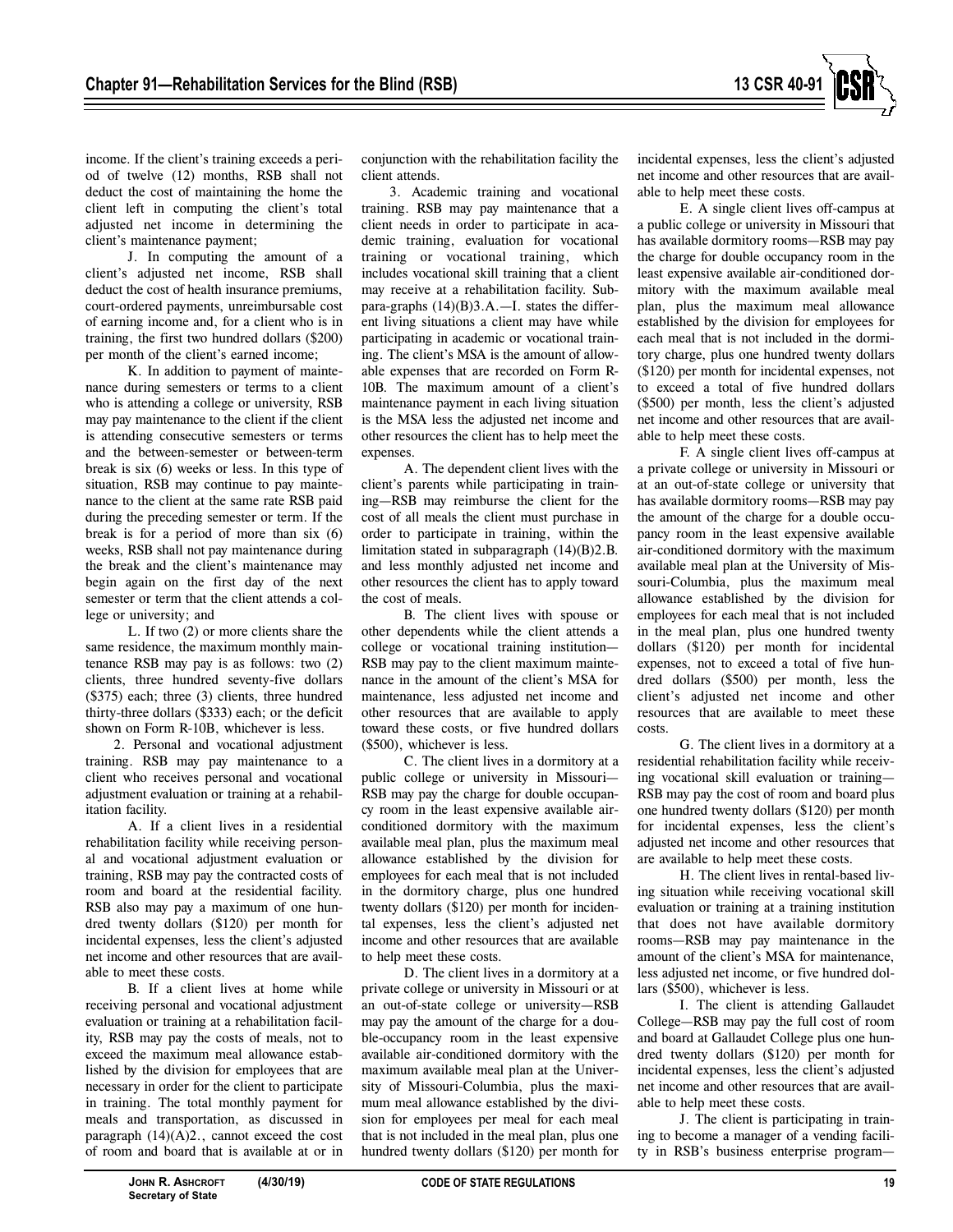income. If the client's training exceeds a period of twelve (12) months, RSB shall not deduct the cost of maintaining the home the client left in computing the client's total adjusted net income in determining the client's maintenance payment;

J. In computing the amount of a client's adjusted net income, RSB shall deduct the cost of health insurance premiums, court-ordered payments, unreimbursable cost of earning income and, for a client who is in training, the first two hundred dollars ($200) per month of the client's earned income;

K. In addition to payment of maintenance during semesters or terms to a client who is attending a college or university, RSB may pay maintenance to the client if the client is attending consecutive semesters or terms and the between-semester or between-term break is six (6) weeks or less. In this type of situation, RSB may continue to pay maintenance to the client at the same rate RSB paid during the preceding semester or term. If the break is for a period of more than six (6) weeks, RSB shall not pay maintenance during the break and the client's maintenance may begin again on the first day of the next semester or term that the client attends a college or university; and

L. If two (2) or more clients share the same residence, the maximum monthly maintenance RSB may pay is as follows: two (2) clients, three hundred seventy-five dollars ($375) each; three (3) clients, three hundred thirty-three dollars ($333) each; or the deficit shown on Form R-10B, whichever is less.

2. Personal and vocational adjustment training. RSB may pay maintenance to a client who receives personal and vocational adjustment evaluation or training at a rehabilitation facility.

A. If a client lives in a residential rehabilitation facility while receiving personal and vocational adjustment evaluation or training, RSB may pay the contracted costs of room and board at the residential facility. RSB also may pay a maximum of one hundred twenty dollars ($120) per month for incidental expenses, less the client's adjusted net income and other resources that are available to meet these costs.

B. If a client lives at home while receiving personal and vocational adjustment evaluation or training at a rehabilitation facility, RSB may pay the costs of meals, not to exceed the maximum meal allowance established by the division for employees that are necessary in order for the client to participate in training. The total monthly payment for meals and transportation, as discussed in paragraph (14)(A)2., cannot exceed the cost of room and board that is available at or in conjunction with the rehabilitation facility the client attends.

3. Academic training and vocational training. RSB may pay maintenance that a client needs in order to participate in academic training, evaluation for vocational training or vocational training, which includes vocational skill training that a client may receive at a rehabilitation facility. Subparagraphs (14)(B)3.A.—I. states the different living situations a client may have while participating in academic or vocational training. The client's MSA is the amount of allowable expenses that are recorded on Form R-10B. The maximum amount of a client's maintenance payment in each living situation is the MSA less the adjusted net income and other resources the client has to help meet the expenses.

A. The dependent client lives with the client's parents while participating in training—RSB may reimburse the client for the cost of all meals the client must purchase in order to participate in training, within the limitation stated in subparagraph (14)(B)2.B. and less monthly adjusted net income and other resources the client has to apply toward the cost of meals.

B. The client lives with spouse or other dependents while the client attends a college or vocational training institution—RSB may pay to the client maximum maintenance in the amount of the client's MSA for maintenance, less adjusted net income and other resources that are available to apply toward these costs, or five hundred dollars ($500), whichever is less.

C. The client lives in a dormitory at a public college or university in Missouri—RSB may pay the charge for double occupancy room in the least expensive available air-conditioned dormitory with the maximum available meal plan, plus the maximum meal allowance established by the division for employees for each meal that is not included in the dormitory charge, plus one hundred twenty dollars ($120) per month for incidental expenses, less the client's adjusted net income and other resources that are available to help meet these costs.

D. The client lives in a dormitory at a private college or university in Missouri or at an out-of-state college or university—RSB may pay the amount of the charge for a double-occupancy room in the least expensive available air-conditioned dormitory with the maximum available meal plan at the University of Missouri-Columbia, plus the maximum meal allowance established by the division for employees per meal for each meal that is not included in the meal plan, plus one hundred twenty dollars ($120) per month for incidental expenses, less the client's adjusted net income and other resources that are available to help meet these costs.

E. A single client lives off-campus at a public college or university in Missouri that has available dormitory rooms—RSB may pay the charge for double occupancy room in the least expensive available air-conditioned dormitory with the maximum available meal plan, plus the maximum meal allowance established by the division for employees for each meal that is not included in the dormitory charge, plus one hundred twenty dollars ($120) per month for incidental expenses, not to exceed a total of five hundred dollars ($500) per month, less the client's adjusted net income and other resources that are available to help meet these costs.

F. A single client lives off-campus at a private college or university in Missouri or at an out-of-state college or university that has available dormitory rooms—RSB may pay the amount of the charge for a double occupancy room in the least expensive available air-conditioned dormitory with the maximum available meal plan at the University of Missouri-Columbia, plus the maximum meal allowance established by the division for employees for each meal that is not included in the meal plan, plus one hundred twenty dollars ($120) per month for incidental expenses, not to exceed a total of five hundred dollars ($500) per month, less the client's adjusted net income and other resources that are available to meet these costs.

G. The client lives in a dormitory at a residential rehabilitation facility while receiving vocational skill evaluation or training—RSB may pay the cost of room and board plus one hundred twenty dollars ($120) per month for incidental expenses, less the client's adjusted net income and other resources that are available to help meet these costs.

H. The client lives in rental-based living situation while receiving vocational skill evaluation or training at a training institution that does not have available dormitory rooms—RSB may pay maintenance in the amount of the client's MSA for maintenance, less adjusted net income, or five hundred dollars ($500), whichever is less.

I. The client is attending Gallaudet College—RSB may pay the full cost of room and board at Gallaudet College plus one hundred twenty dollars ($120) per month for incidental expenses, less the client's adjusted net income and other resources that are available to help meet these costs.

J. The client is participating in training to become a manager of a vending facility in RSB's business enterprise program—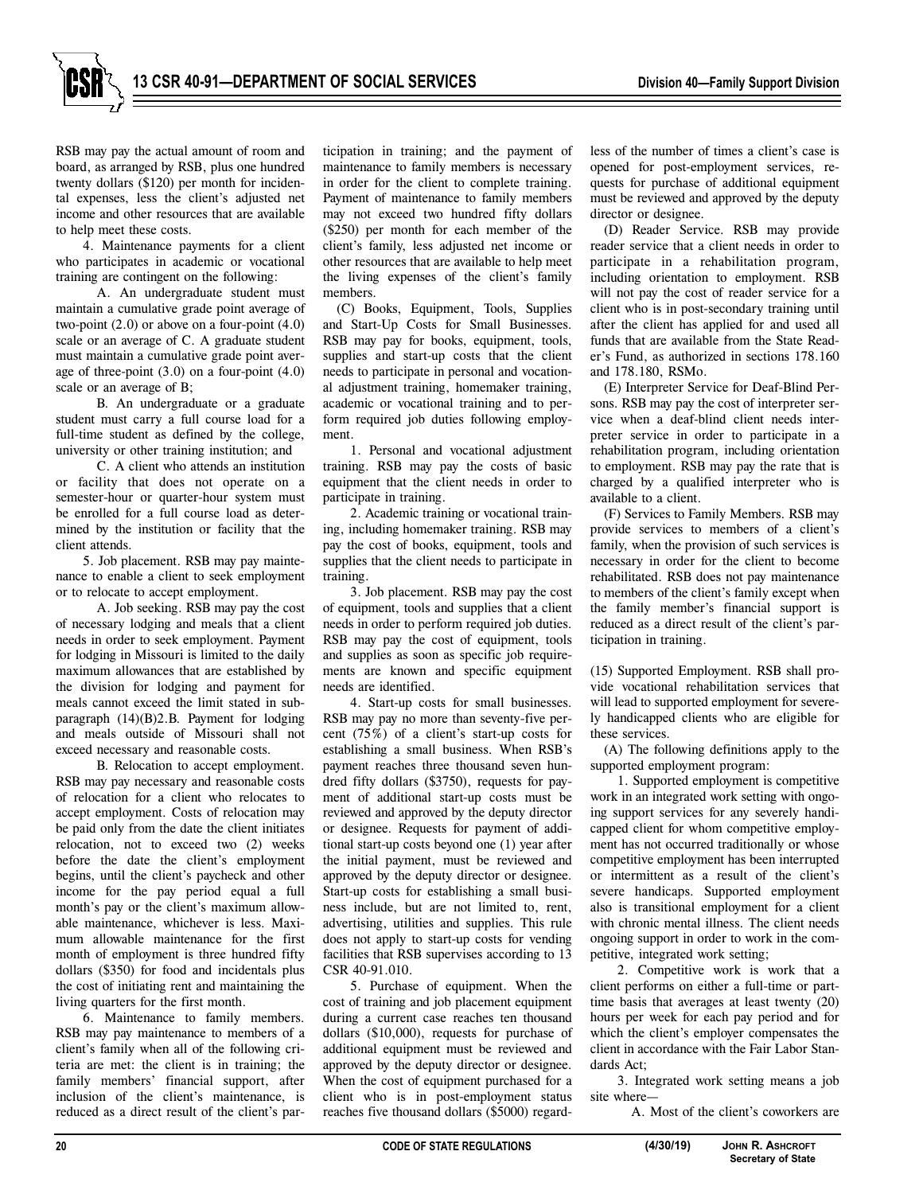RSB may pay the actual amount of room and board, as arranged by RSB, plus one hundred twenty dollars ($120) per month for incidental expenses, less the client's adjusted net income and other resources that are available to help meet these costs.

4. Maintenance payments for a client who participates in academic or vocational training are contingent on the following:

A. An undergraduate student must maintain a cumulative grade point average of two-point (2.0) or above on a four-point (4.0) scale or an average of C. A graduate student must maintain a cumulative grade point average of three-point (3.0) on a four-point (4.0) scale or an average of B;

B. An undergraduate or a graduate student must carry a full course load for a full-time student as defined by the college, university or other training institution; and

C. A client who attends an institution or facility that does not operate on a semester-hour or quarter-hour system must be enrolled for a full course load as determined by the institution or facility that the client attends.

5. Job placement. RSB may pay maintenance to enable a client to seek employment or to relocate to accept employment.

A. Job seeking. RSB may pay the cost of necessary lodging and meals that a client needs in order to seek employment. Payment for lodging in Missouri is limited to the daily maximum allowances that are established by the division for lodging and payment for meals cannot exceed the limit stated in subparagraph (14)(B)2.B. Payment for lodging and meals outside of Missouri shall not exceed necessary and reasonable costs.

B. Relocation to accept employment. RSB may pay necessary and reasonable costs of relocation for a client who relocates to accept employment. Costs of relocation may be paid only from the date the client initiates relocation, not to exceed two (2) weeks before the date the client's employment begins, until the client's paycheck and other income for the pay period equal a full month's pay or the client's maximum allowable maintenance, whichever is less. Maximum allowable maintenance for the first month of employment is three hundred fifty dollars ($350) for food and incidentals plus the cost of initiating rent and maintaining the living quarters for the first month.

6. Maintenance to family members. RSB may pay maintenance to members of a client's family when all of the following criteria are met: the client is in training; the family members' financial support, after inclusion of the client's maintenance, is reduced as a direct result of the client's participation in training; and the payment of maintenance to family members is necessary in order for the client to complete training. Payment of maintenance to family members may not exceed two hundred fifty dollars ($250) per month for each member of the client's family, less adjusted net income or other resources that are available to help meet the living expenses of the client's family members.

(C) Books, Equipment, Tools, Supplies and Start-Up Costs for Small Businesses. RSB may pay for books, equipment, tools, supplies and start-up costs that the client needs to participate in personal and vocational adjustment training, homemaker training, academic or vocational training and to perform required job duties following employment.

1. Personal and vocational adjustment training. RSB may pay the costs of basic equipment that the client needs in order to participate in training.

2. Academic training or vocational training, including homemaker training. RSB may pay the cost of books, equipment, tools and supplies that the client needs to participate in training.

3. Job placement. RSB may pay the cost of equipment, tools and supplies that a client needs in order to perform required job duties. RSB may pay the cost of equipment, tools and supplies as soon as specific job requirements are known and specific equipment needs are identified.

4. Start-up costs for small businesses. RSB may pay no more than seventy-five percent (75%) of a client's start-up costs for establishing a small business. When RSB's payment reaches three thousand seven hundred fifty dollars ($3750), requests for payment of additional start-up costs must be reviewed and approved by the deputy director or designee. Requests for payment of additional start-up costs beyond one (1) year after the initial payment, must be reviewed and approved by the deputy director or designee. Start-up costs for establishing a small business include, but are not limited to, rent, advertising, utilities and supplies. This rule does not apply to start-up costs for vending facilities that RSB supervises according to 13 CSR 40-91.010.

5. Purchase of equipment. When the cost of training and job placement equipment during a current case reaches ten thousand dollars ($10,000), requests for purchase of additional equipment must be reviewed and approved by the deputy director or designee. When the cost of equipment purchased for a client who is in post-employment status reaches five thousand dollars ($5000) regardless of the number of times a client's case is opened for post-employment services, requests for purchase of additional equipment must be reviewed and approved by the deputy director or designee.

(D) Reader Service. RSB may provide reader service that a client needs in order to participate in a rehabilitation program, including orientation to employment. RSB will not pay the cost of reader service for a client who is in post-secondary training until after the client has applied for and used all funds that are available from the State Reader's Fund, as authorized in sections 178.160 and 178.180, RSMo.

(E) Interpreter Service for Deaf-Blind Persons. RSB may pay the cost of interpreter service when a deaf-blind client needs interpreter service in order to participate in a rehabilitation program, including orientation to employment. RSB may pay the rate that is charged by a qualified interpreter who is available to a client.

(F) Services to Family Members. RSB may provide services to members of a client's family, when the provision of such services is necessary in order for the client to become rehabilitated. RSB does not pay maintenance to members of the client's family except when the family member's financial support is reduced as a direct result of the client's participation in training.

(15) Supported Employment. RSB shall provide vocational rehabilitation services that will lead to supported employment for severely handicapped clients who are eligible for these services.

(A) The following definitions apply to the supported employment program:

1. Supported employment is competitive work in an integrated work setting with ongoing support services for any severely handicapped client for whom competitive employment has not occurred traditionally or whose competitive employment has been interrupted or intermittent as a result of the client's severe handicaps. Supported employment also is transitional employment for a client with chronic mental illness. The client needs ongoing support in order to work in the competitive, integrated work setting;

2. Competitive work is work that a client performs on either a full-time or part-time basis that averages at least twenty (20) hours per week for each pay period and for which the client's employer compensates the client in accordance with the Fair Labor Standards Act;

3. Integrated work setting means a job site where—

A. Most of the client's coworkers are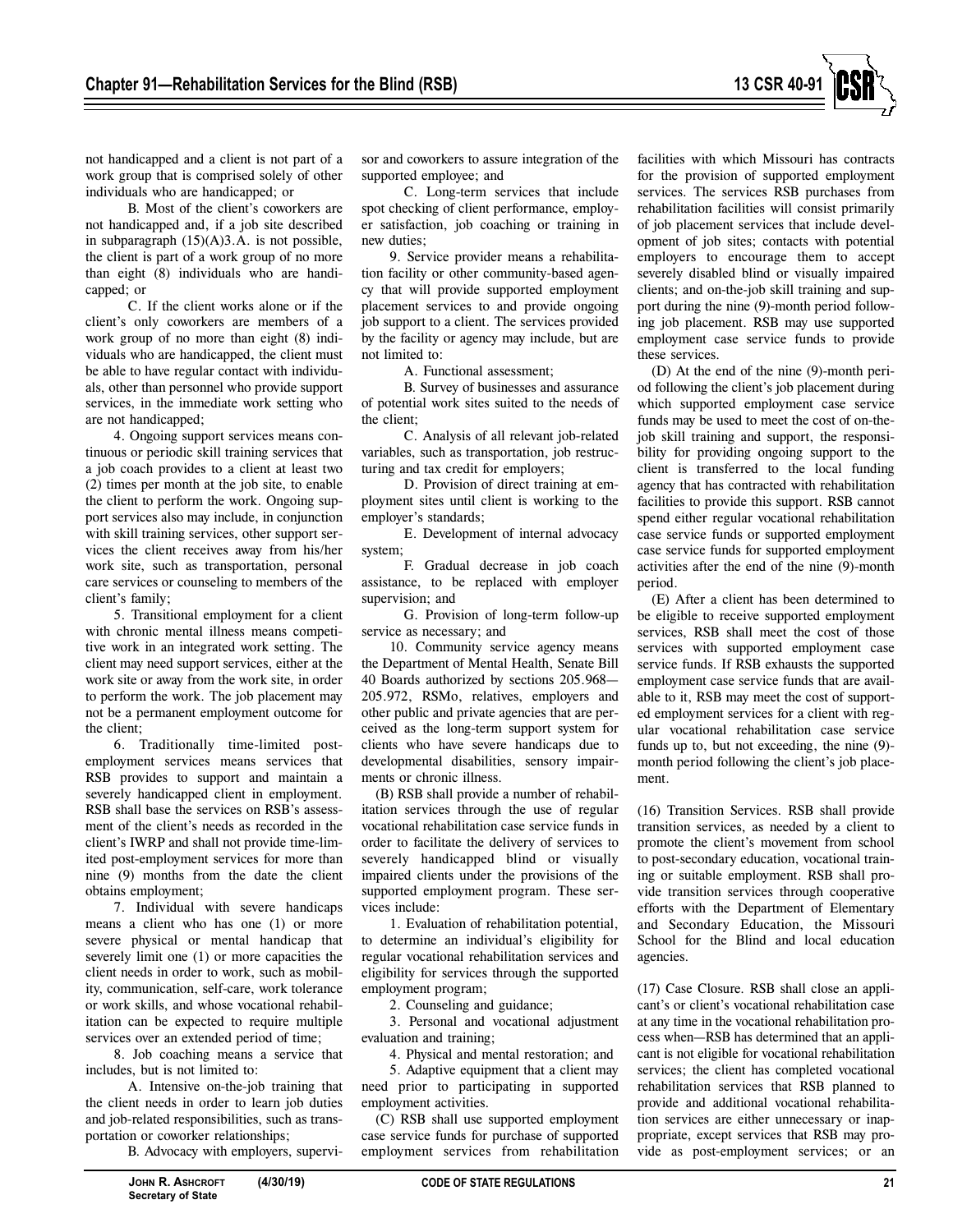not handicapped and a client is not part of a work group that is comprised solely of other individuals who are handicapped; or

B. Most of the client's coworkers are not handicapped and, if a job site described in subparagraph (15)(A)3.A. is not possible, the client is part of a work group of no more than eight (8) individuals who are handicapped; or

C. If the client works alone or if the client's only coworkers are members of a work group of no more than eight (8) individuals who are handicapped, the client must be able to have regular contact with individuals, other than personnel who provide support services, in the immediate work setting who are not handicapped;

4. Ongoing support services means continuous or periodic skill training services that a job coach provides to a client at least two (2) times per month at the job site, to enable the client to perform the work. Ongoing support services also may include, in conjunction with skill training services, other support services the client receives away from his/her work site, such as transportation, personal care services or counseling to members of the client's family;

5. Transitional employment for a client with chronic mental illness means competitive work in an integrated work setting. The client may need support services, either at the work site or away from the work site, in order to perform the work. The job placement may not be a permanent employment outcome for the client;

6. Traditionally time-limited post-employment services means services that RSB provides to support and maintain a severely handicapped client in employment. RSB shall base the services on RSB's assessment of the client's needs as recorded in the client's IWRP and shall not provide time-limited post-employment services for more than nine (9) months from the date the client obtains employment;

7. Individual with severe handicaps means a client who has one (1) or more severe physical or mental handicap that severely limit one (1) or more capacities the client needs in order to work, such as mobility, communication, self-care, work tolerance or work skills, and whose vocational rehabilitation can be expected to require multiple services over an extended period of time;

8. Job coaching means a service that includes, but is not limited to:

A. Intensive on-the-job training that the client needs in order to learn job duties and job-related responsibilities, such as transportation or coworker relationships;

B. Advocacy with employers, supervisor and coworkers to assure integration of the supported employee; and

C. Long-term services that include spot checking of client performance, employer satisfaction, job coaching or training in new duties;

9. Service provider means a rehabilitation facility or other community-based agency that will provide supported employment placement services to and provide ongoing job support to a client. The services provided by the facility or agency may include, but are not limited to:

A. Functional assessment;

B. Survey of businesses and assurance of potential work sites suited to the needs of the client;

C. Analysis of all relevant job-related variables, such as transportation, job restructuring and tax credit for employers;

D. Provision of direct training at employment sites until client is working to the employer's standards;

E. Development of internal advocacy system;

F. Gradual decrease in job coach assistance, to be replaced with employer supervision; and

G. Provision of long-term follow-up service as necessary; and

10. Community service agency means the Department of Mental Health, Senate Bill 40 Boards authorized by sections 205.968—205.972, RSMo, relatives, employers and other public and private agencies that are perceived as the long-term support system for clients who have severe handicaps due to developmental disabilities, sensory impairments or chronic illness.

(B) RSB shall provide a number of rehabilitation services through the use of regular vocational rehabilitation case service funds in order to facilitate the delivery of services to severely handicapped blind or visually impaired clients under the provisions of the supported employment program. These services include:

1. Evaluation of rehabilitation potential, to determine an individual's eligibility for regular vocational rehabilitation services and eligibility for services through the supported employment program;

2. Counseling and guidance;

3. Personal and vocational adjustment evaluation and training;

4. Physical and mental restoration; and

5. Adaptive equipment that a client may need prior to participating in supported employment activities.

(C) RSB shall use supported employment case service funds for purchase of supported employment services from rehabilitation facilities with which Missouri has contracts for the provision of supported employment services. The services RSB purchases from rehabilitation facilities will consist primarily of job placement services that include development of job sites; contacts with potential employers to encourage them to accept severely disabled blind or visually impaired clients; and on-the-job skill training and support during the nine (9)-month period following job placement. RSB may use supported employment case service funds to provide these services.

(D) At the end of the nine (9)-month period following the client's job placement during which supported employment case service funds may be used to meet the cost of on-the-job skill training and support, the responsibility for providing ongoing support to the client is transferred to the local funding agency that has contracted with rehabilitation facilities to provide this support. RSB cannot spend either regular vocational rehabilitation case service funds or supported employment case service funds for supported employment activities after the end of the nine (9)-month period.

(E) After a client has been determined to be eligible to receive supported employment services, RSB shall meet the cost of those services with supported employment case service funds. If RSB exhausts the supported employment case service funds that are available to it, RSB may meet the cost of supported employment services for a client with regular vocational rehabilitation case service funds up to, but not exceeding, the nine (9)-month period following the client's job placement.

(16) Transition Services. RSB shall provide transition services, as needed by a client to promote the client's movement from school to post-secondary education, vocational training or suitable employment. RSB shall provide transition services through cooperative efforts with the Department of Elementary and Secondary Education, the Missouri School for the Blind and local education agencies.

(17) Case Closure. RSB shall close an applicant's or client's vocational rehabilitation case at any time in the vocational rehabilitation process when—RSB has determined that an applicant is not eligible for vocational rehabilitation services; the client has completed vocational rehabilitation services that RSB planned to provide and additional vocational rehabilitation services are either unnecessary or inappropriate, except services that RSB may provide as post-employment services; or an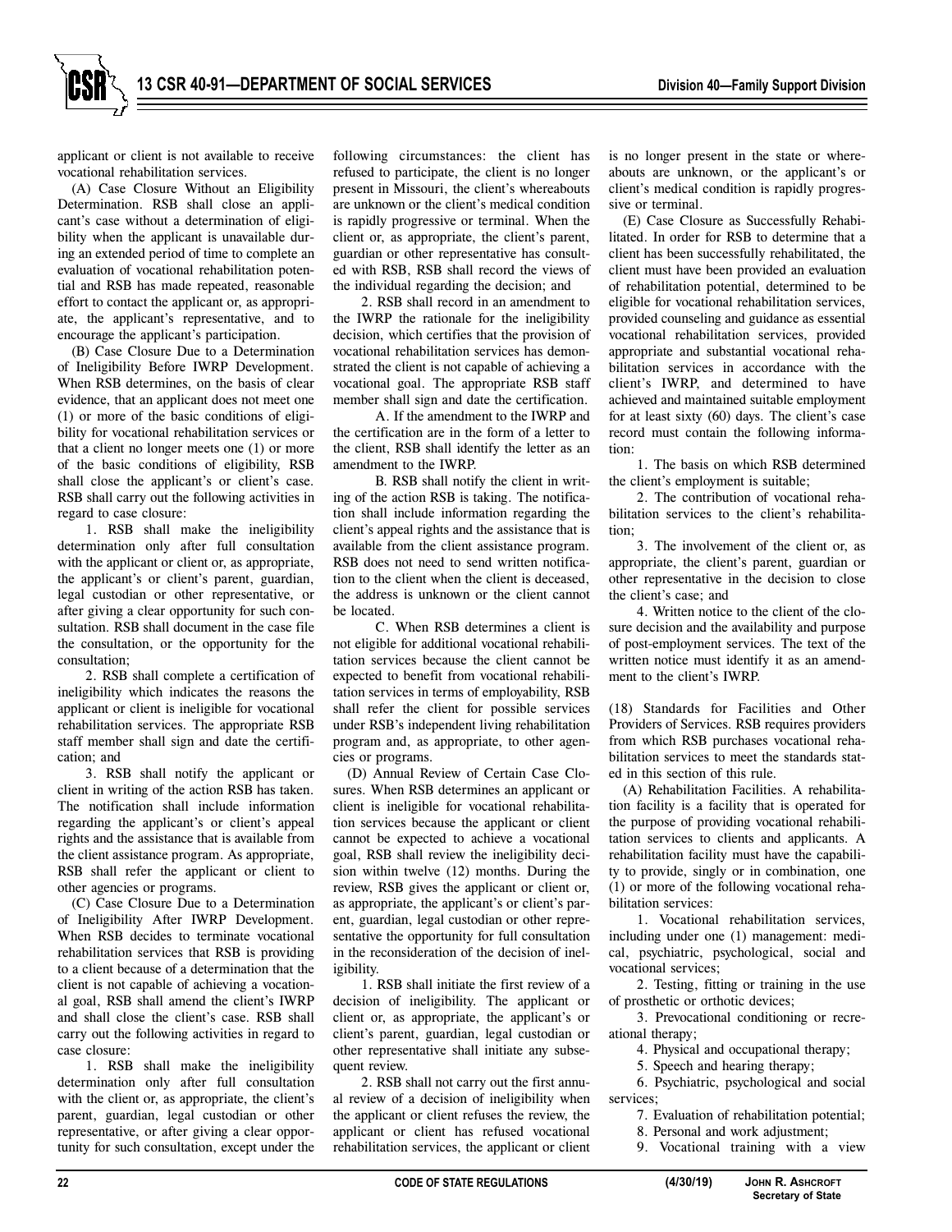applicant or client is not available to receive vocational rehabilitation services.

(A) Case Closure Without an Eligibility Determination. RSB shall close an applicant's case without a determination of eligibility when the applicant is unavailable during an extended period of time to complete an evaluation of vocational rehabilitation potential and RSB has made repeated, reasonable effort to contact the applicant or, as appropriate, the applicant's representative, and to encourage the applicant's participation.

(B) Case Closure Due to a Determination of Ineligibility Before IWRP Development. When RSB determines, on the basis of clear evidence, that an applicant does not meet one (1) or more of the basic conditions of eligibility for vocational rehabilitation services or that a client no longer meets one (1) or more of the basic conditions of eligibility, RSB shall close the applicant's or client's case. RSB shall carry out the following activities in regard to case closure:

1. RSB shall make the ineligibility determination only after full consultation with the applicant or client or, as appropriate, the applicant's or client's parent, guardian, legal custodian or other representative, or after giving a clear opportunity for such consultation. RSB shall document in the case file the consultation, or the opportunity for the consultation;

2. RSB shall complete a certification of ineligibility which indicates the reasons the applicant or client is ineligible for vocational rehabilitation services. The appropriate RSB staff member shall sign and date the certification; and

3. RSB shall notify the applicant or client in writing of the action RSB has taken. The notification shall include information regarding the applicant's or client's appeal rights and the assistance that is available from the client assistance program. As appropriate, RSB shall refer the applicant or client to other agencies or programs.

(C) Case Closure Due to a Determination of Ineligibility After IWRP Development. When RSB decides to terminate vocational rehabilitation services that RSB is providing to a client because of a determination that the client is not capable of achieving a vocational goal, RSB shall amend the client's IWRP and shall close the client's case. RSB shall carry out the following activities in regard to case closure:

1. RSB shall make the ineligibility determination only after full consultation with the client or, as appropriate, the client's parent, guardian, legal custodian or other representative, or after giving a clear opportunity for such consultation, except under the following circumstances: the client has refused to participate, the client is no longer present in Missouri, the client's whereabouts are unknown or the client's medical condition is rapidly progressive or terminal. When the client or, as appropriate, the client's parent, guardian or other representative has consulted with RSB, RSB shall record the views of the individual regarding the decision; and

2. RSB shall record in an amendment to the IWRP the rationale for the ineligibility decision, which certifies that the provision of vocational rehabilitation services has demonstrated the client is not capable of achieving a vocational goal. The appropriate RSB staff member shall sign and date the certification.

A. If the amendment to the IWRP and the certification are in the form of a letter to the client, RSB shall identify the letter as an amendment to the IWRP.

B. RSB shall notify the client in writing of the action RSB is taking. The notification shall include information regarding the client's appeal rights and the assistance that is available from the client assistance program. RSB does not need to send written notification to the client when the client is deceased, the address is unknown or the client cannot be located.

C. When RSB determines a client is not eligible for additional vocational rehabilitation services because the client cannot be expected to benefit from vocational rehabilitation services in terms of employability, RSB shall refer the client for possible services under RSB's independent living rehabilitation program and, as appropriate, to other agencies or programs.

(D) Annual Review of Certain Case Closures. When RSB determines an applicant or client is ineligible for vocational rehabilitation services because the applicant or client cannot be expected to achieve a vocational goal, RSB shall review the ineligibility decision within twelve (12) months. During the review, RSB gives the applicant or client or, as appropriate, the applicant's or client's parent, guardian, legal custodian or other representative the opportunity for full consultation in the reconsideration of the decision of ineligibility.

1. RSB shall initiate the first review of a decision of ineligibility. The applicant or client or, as appropriate, the applicant's or client's parent, guardian, legal custodian or other representative shall initiate any subsequent review.

2. RSB shall not carry out the first annual review of a decision of ineligibility when the applicant or client refuses the review, the applicant or client has refused vocational rehabilitation services, the applicant or client is no longer present in the state or whereabouts are unknown, or the applicant's or client's medical condition is rapidly progressive or terminal.

(E) Case Closure as Successfully Rehabilitated. In order for RSB to determine that a client has been successfully rehabilitated, the client must have been provided an evaluation of rehabilitation potential, determined to be eligible for vocational rehabilitation services, provided counseling and guidance as essential vocational rehabilitation services, provided appropriate and substantial vocational rehabilitation services in accordance with the client's IWRP, and determined to have achieved and maintained suitable employment for at least sixty (60) days. The client's case record must contain the following information:

1. The basis on which RSB determined the client's employment is suitable;

2. The contribution of vocational rehabilitation services to the client's rehabilitation;

3. The involvement of the client or, as appropriate, the client's parent, guardian or other representative in the decision to close the client's case; and

4. Written notice to the client of the closure decision and the availability and purpose of post-employment services. The text of the written notice must identify it as an amendment to the client's IWRP.

(18) Standards for Facilities and Other Providers of Services. RSB requires providers from which RSB purchases vocational rehabilitation services to meet the standards stated in this section of this rule.

(A) Rehabilitation Facilities. A rehabilitation facility is a facility that is operated for the purpose of providing vocational rehabilitation services to clients and applicants. A rehabilitation facility must have the capability to provide, singly or in combination, one (1) or more of the following vocational rehabilitation services:

1. Vocational rehabilitation services, including under one (1) management: medical, psychiatric, psychological, social and vocational services;

2. Testing, fitting or training in the use of prosthetic or orthotic devices;

3. Prevocational conditioning or recreational therapy;

4. Physical and occupational therapy;

5. Speech and hearing therapy;

6. Psychiatric, psychological and social services;

7. Evaluation of rehabilitation potential;

8. Personal and work adjustment;

9. Vocational training with a view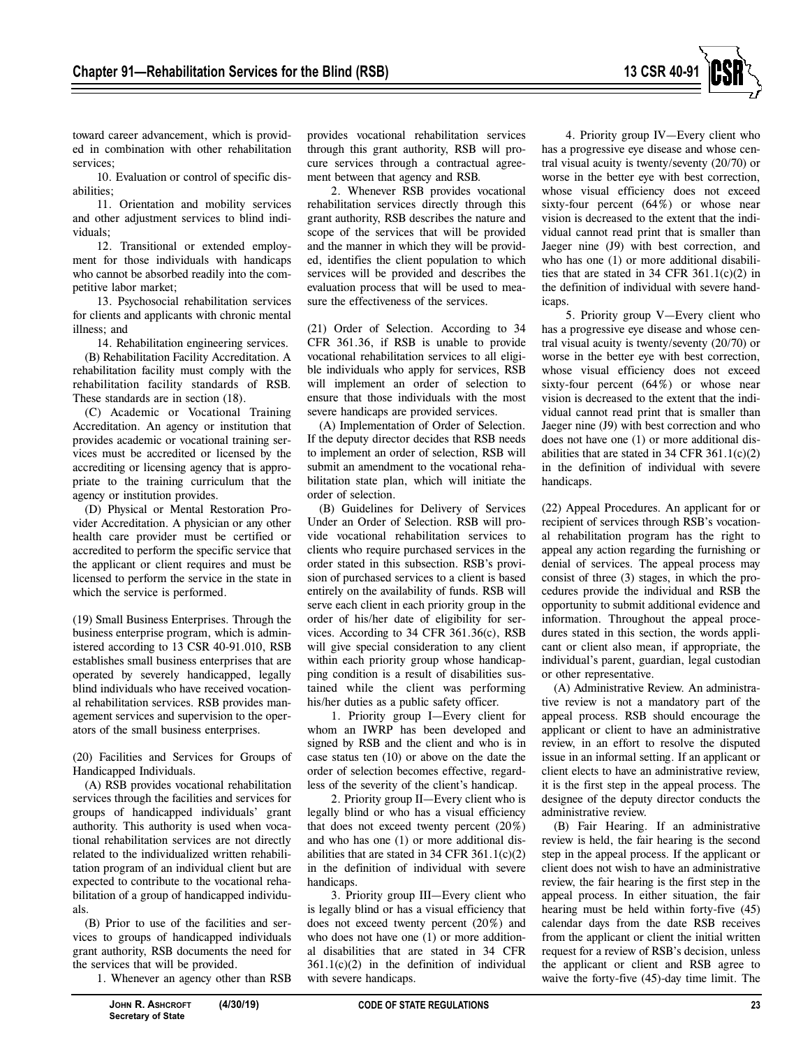toward career advancement, which is provided in combination with other rehabilitation services;

10. Evaluation or control of specific disabilities;

11. Orientation and mobility services and other adjustment services to blind individuals;

12. Transitional or extended employment for those individuals with handicaps who cannot be absorbed readily into the competitive labor market;

13. Psychosocial rehabilitation services for clients and applicants with chronic mental illness; and

14. Rehabilitation engineering services.

(B) Rehabilitation Facility Accreditation. A rehabilitation facility must comply with the rehabilitation facility standards of RSB. These standards are in section (18).

(C) Academic or Vocational Training Accreditation. An agency or institution that provides academic or vocational training services must be accredited or licensed by the accrediting or licensing agency that is appropriate to the training curriculum that the agency or institution provides.

(D) Physical or Mental Restoration Provider Accreditation. A physician or any other health care provider must be certified or accredited to perform the specific service that the applicant or client requires and must be licensed to perform the service in the state in which the service is performed.

(19) Small Business Enterprises. Through the business enterprise program, which is administered according to 13 CSR 40-91.010, RSB establishes small business enterprises that are operated by severely handicapped, legally blind individuals who have received vocational rehabilitation services. RSB provides management services and supervision to the operators of the small business enterprises.

(20) Facilities and Services for Groups of Handicapped Individuals.

(A) RSB provides vocational rehabilitation services through the facilities and services for groups of handicapped individuals' grant authority. This authority is used when vocational rehabilitation services are not directly related to the individualized written rehabilitation program of an individual client but are expected to contribute to the vocational rehabilitation of a group of handicapped individuals.

(B) Prior to use of the facilities and services to groups of handicapped individuals grant authority, RSB documents the need for the services that will be provided.

1. Whenever an agency other than RSB provides vocational rehabilitation services through this grant authority, RSB will procure services through a contractual agreement between that agency and RSB.

2. Whenever RSB provides vocational rehabilitation services directly through this grant authority, RSB describes the nature and scope of the services that will be provided and the manner in which they will be provided, identifies the client population to which services will be provided and describes the evaluation process that will be used to measure the effectiveness of the services.

(21) Order of Selection. According to 34 CFR 361.36, if RSB is unable to provide vocational rehabilitation services to all eligible individuals who apply for services, RSB will implement an order of selection to ensure that those individuals with the most severe handicaps are provided services.

(A) Implementation of Order of Selection. If the deputy director decides that RSB needs to implement an order of selection, RSB will submit an amendment to the vocational rehabilitation state plan, which will initiate the order of selection.

(B) Guidelines for Delivery of Services Under an Order of Selection. RSB will provide vocational rehabilitation services to clients who require purchased services in the order stated in this subsection. RSB's provision of purchased services to a client is based entirely on the availability of funds. RSB will serve each client in each priority group in the order of his/her date of eligibility for services. According to 34 CFR 361.36(c), RSB will give special consideration to any client within each priority group whose handicapping condition is a result of disabilities sustained while the client was performing his/her duties as a public safety officer.

1. Priority group I—Every client for whom an IWRP has been developed and signed by RSB and the client and who is in case status ten (10) or above on the date the order of selection becomes effective, regardless of the severity of the client's handicap.

2. Priority group II—Every client who is legally blind or who has a visual efficiency that does not exceed twenty percent (20%) and who has one (1) or more additional disabilities that are stated in 34 CFR 361.1(c)(2) in the definition of individual with severe handicaps.

3. Priority group III—Every client who is legally blind or has a visual efficiency that does not exceed twenty percent (20%) and who does not have one (1) or more additional disabilities that are stated in 34 CFR 361.1(c)(2) in the definition of individual with severe handicaps.

4. Priority group IV—Every client who has a progressive eye disease and whose central visual acuity is twenty/seventy (20/70) or worse in the better eye with best correction, whose visual efficiency does not exceed sixty-four percent (64%) or whose near vision is decreased to the extent that the individual cannot read print that is smaller than Jaeger nine (J9) with best correction, and who has one (1) or more additional disabilities that are stated in 34 CFR 361.1(c)(2) in the definition of individual with severe handicaps.

5. Priority group V—Every client who has a progressive eye disease and whose central visual acuity is twenty/seventy (20/70) or worse in the better eye with best correction, whose visual efficiency does not exceed sixty-four percent (64%) or whose near vision is decreased to the extent that the individual cannot read print that is smaller than Jaeger nine (J9) with best correction and who does not have one (1) or more additional disabilities that are stated in 34 CFR 361.1(c)(2) in the definition of individual with severe handicaps.

(22) Appeal Procedures. An applicant for or recipient of services through RSB's vocational rehabilitation program has the right to appeal any action regarding the furnishing or denial of services. The appeal process may consist of three (3) stages, in which the procedures provide the individual and RSB the opportunity to submit additional evidence and information. Throughout the appeal procedures stated in this section, the words applicant or client also mean, if appropriate, the individual's parent, guardian, legal custodian or other representative.

(A) Administrative Review. An administrative review is not a mandatory part of the appeal process. RSB should encourage the applicant or client to have an administrative review, in an effort to resolve the disputed issue in an informal setting. If an applicant or client elects to have an administrative review, it is the first step in the appeal process. The designee of the deputy director conducts the administrative review.

(B) Fair Hearing. If an administrative review is held, the fair hearing is the second step in the appeal process. If the applicant or client does not wish to have an administrative review, the fair hearing is the first step in the appeal process. In either situation, the fair hearing must be held within forty-five (45) calendar days from the date RSB receives from the applicant or client the initial written request for a review of RSB's decision, unless the applicant or client and RSB agree to waive the forty-five (45)-day time limit. The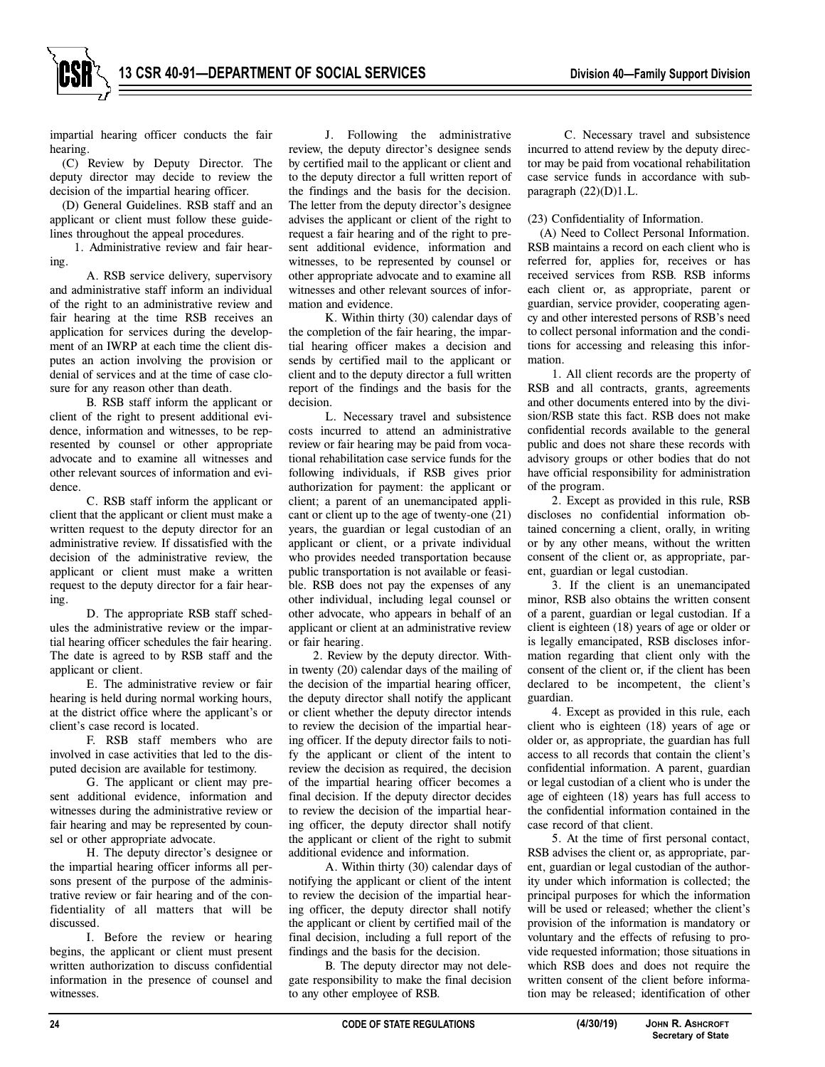impartial hearing officer conducts the fair hearing.

(C) Review by Deputy Director. The deputy director may decide to review the decision of the impartial hearing officer.

(D) General Guidelines. RSB staff and an applicant or client must follow these guidelines throughout the appeal procedures.

1. Administrative review and fair hearing.

A. RSB service delivery, supervisory and administrative staff inform an individual of the right to an administrative review and fair hearing at the time RSB receives an application for services during the development of an IWRP at each time the client disputes an action involving the provision or denial of services and at the time of case closure for any reason other than death.

B. RSB staff inform the applicant or client of the right to present additional evidence, information and witnesses, to be represented by counsel or other appropriate advocate and to examine all witnesses and other relevant sources of information and evidence.

C. RSB staff inform the applicant or client that the applicant or client must make a written request to the deputy director for an administrative review. If dissatisfied with the decision of the administrative review, the applicant or client must make a written request to the deputy director for a fair hearing.

D. The appropriate RSB staff schedules the administrative review or the impartial hearing officer schedules the fair hearing. The date is agreed to by RSB staff and the applicant or client.

E. The administrative review or fair hearing is held during normal working hours, at the district office where the applicant's or client's case record is located.

F. RSB staff members who are involved in case activities that led to the disputed decision are available for testimony.

G. The applicant or client may present additional evidence, information and witnesses during the administrative review or fair hearing and may be represented by counsel or other appropriate advocate.

H. The deputy director's designee or the impartial hearing officer informs all persons present of the purpose of the administrative review or fair hearing and of the confidentiality of all matters that will be discussed.

I. Before the review or hearing begins, the applicant or client must present written authorization to discuss confidential information in the presence of counsel and witnesses.

J. Following the administrative review, the deputy director's designee sends by certified mail to the applicant or client and to the deputy director a full written report of the findings and the basis for the decision. The letter from the deputy director's designee advises the applicant or client of the right to request a fair hearing and of the right to present additional evidence, information and witnesses, to be represented by counsel or other appropriate advocate and to examine all witnesses and other relevant sources of information and evidence.

K. Within thirty (30) calendar days of the completion of the fair hearing, the impartial hearing officer makes a decision and sends by certified mail to the applicant or client and to the deputy director a full written report of the findings and the basis for the decision.

L. Necessary travel and subsistence costs incurred to attend an administrative review or fair hearing may be paid from vocational rehabilitation case service funds for the following individuals, if RSB gives prior authorization for payment: the applicant or client; a parent of an unemancipated applicant or client up to the age of twenty-one (21) years, the guardian or legal custodian of an applicant or client, or a private individual who provides needed transportation because public transportation is not available or feasible. RSB does not pay the expenses of any other individual, including legal counsel or other advocate, who appears in behalf of an applicant or client at an administrative review or fair hearing.

2. Review by the deputy director. Within twenty (20) calendar days of the mailing of the decision of the impartial hearing officer, the deputy director shall notify the applicant or client whether the deputy director intends to review the decision of the impartial hearing officer. If the deputy director fails to notify the applicant or client of the intent to review the decision as required, the decision of the impartial hearing officer becomes a final decision. If the deputy director decides to review the decision of the impartial hearing officer, the deputy director shall notify the applicant or client of the right to submit additional evidence and information.

A. Within thirty (30) calendar days of notifying the applicant or client of the intent to review the decision of the impartial hearing officer, the deputy director shall notify the applicant or client by certified mail of the final decision, including a full report of the findings and the basis for the decision.

B. The deputy director may not delegate responsibility to make the final decision to any other employee of RSB.

C. Necessary travel and subsistence incurred to attend review by the deputy director may be paid from vocational rehabilitation case service funds in accordance with subparagraph (22)(D)1.L.

(23) Confidentiality of Information.

(A) Need to Collect Personal Information. RSB maintains a record on each client who is referred for, applies for, receives or has received services from RSB. RSB informs each client or, as appropriate, parent or guardian, service provider, cooperating agency and other interested persons of RSB's need to collect personal information and the conditions for accessing and releasing this information.

1. All client records are the property of RSB and all contracts, grants, agreements and other documents entered into by the division/RSB state this fact. RSB does not make confidential records available to the general public and does not share these records with advisory groups or other bodies that do not have official responsibility for administration of the program.

2. Except as provided in this rule, RSB discloses no confidential information obtained concerning a client, orally, in writing or by any other means, without the written consent of the client or, as appropriate, parent, guardian or legal custodian.

3. If the client is an unemancipated minor, RSB also obtains the written consent of a parent, guardian or legal custodian. If a client is eighteen (18) years of age or older or is legally emancipated, RSB discloses information regarding that client only with the consent of the client or, if the client has been declared to be incompetent, the client's guardian.

4. Except as provided in this rule, each client who is eighteen (18) years of age or older or, as appropriate, the guardian has full access to all records that contain the client's confidential information. A parent, guardian or legal custodian of a client who is under the age of eighteen (18) years has full access to the confidential information contained in the case record of that client.

5. At the time of first personal contact, RSB advises the client or, as appropriate, parent, guardian or legal custodian of the authority under which information is collected; the principal purposes for which the information will be used or released; whether the client's provision of the information is mandatory or voluntary and the effects of refusing to provide requested information; those situations in which RSB does and does not require the written consent of the client before information may be released; identification of other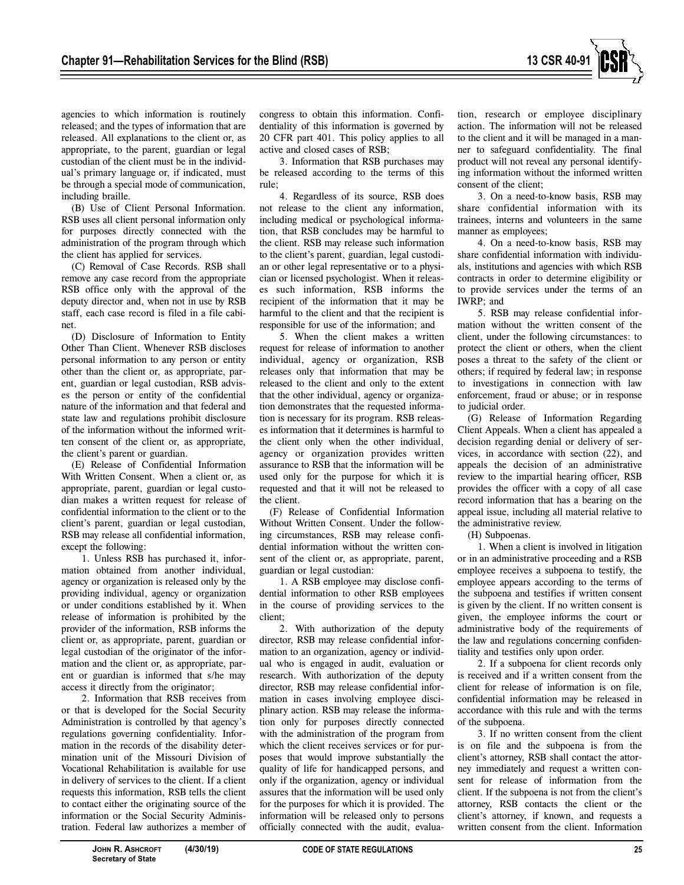agencies to which information is routinely released; and the types of information that are released. All explanations to the client or, as appropriate, to the parent, guardian or legal custodian of the client must be in the individual's primary language or, if indicated, must be through a special mode of communication, including braille.

(B) Use of Client Personal Information. RSB uses all client personal information only for purposes directly connected with the administration of the program through which the client has applied for services.

(C) Removal of Case Records. RSB shall remove any case record from the appropriate RSB office only with the approval of the deputy director and, when not in use by RSB staff, each case record is filed in a file cabinet.

(D) Disclosure of Information to Entity Other Than Client. Whenever RSB discloses personal information to any person or entity other than the client or, as appropriate, parent, guardian or legal custodian, RSB advises the person or entity of the confidential nature of the information and that federal and state law and regulations prohibit disclosure of the information without the informed written consent of the client or, as appropriate, the client's parent or guardian.

(E) Release of Confidential Information With Written Consent. When a client or, as appropriate, parent, guardian or legal custodian makes a written request for release of confidential information to the client or to the client's parent, guardian or legal custodian, RSB may release all confidential information, except the following:

1. Unless RSB has purchased it, information obtained from another individual, agency or organization is released only by the providing individual, agency or organization or under conditions established by it. When release of information is prohibited by the provider of the information, RSB informs the client or, as appropriate, parent, guardian or legal custodian of the originator of the information and the client or, as appropriate, parent or guardian is informed that s/he may access it directly from the originator;

2. Information that RSB receives from or that is developed for the Social Security Administration is controlled by that agency's regulations governing confidentiality. Information in the records of the disability determination unit of the Missouri Division of Vocational Rehabilitation is available for use in delivery of services to the client. If a client requests this information, RSB tells the client to contact either the originating source of the information or the Social Security Administration. Federal law authorizes a member of congress to obtain this information. Confidentiality of this information is governed by 20 CFR part 401. This policy applies to all active and closed cases of RSB;

3. Information that RSB purchases may be released according to the terms of this rule;

4. Regardless of its source, RSB does not release to the client any information, including medical or psychological information, that RSB concludes may be harmful to the client. RSB may release such information to the client's parent, guardian, legal custodian or other legal representative or to a physician or licensed psychologist. When it releases such information, RSB informs the recipient of the information that it may be harmful to the client and that the recipient is responsible for use of the information; and

5. When the client makes a written request for release of information to another individual, agency or organization, RSB releases only that information that may be released to the client and only to the extent that the other individual, agency or organization demonstrates that the requested information is necessary for its program. RSB releases information that it determines is harmful to the client only when the other individual, agency or organization provides written assurance to RSB that the information will be used only for the purpose for which it is requested and that it will not be released to the client.

(F) Release of Confidential Information Without Written Consent. Under the following circumstances, RSB may release confidential information without the written consent of the client or, as appropriate, parent, guardian or legal custodian:

1. A RSB employee may disclose confidential information to other RSB employees in the course of providing services to the client;

2. With authorization of the deputy director, RSB may release confidential information to an organization, agency or individual who is engaged in audit, evaluation or research. With authorization of the deputy director, RSB may release confidential information in cases involving employee disciplinary action. RSB may release the information only for purposes directly connected with the administration of the program from which the client receives services or for purposes that would improve substantially the quality of life for handicapped persons, and only if the organization, agency or individual assures that the information will be used only for the purposes for which it is provided. The information will be released only to persons officially connected with the audit, evaluation, research or employee disciplinary action. The information will not be released to the client and it will be managed in a manner to safeguard confidentiality. The final product will not reveal any personal identifying information without the informed written consent of the client;

3. On a need-to-know basis, RSB may share confidential information with its trainees, interns and volunteers in the same manner as employees;

4. On a need-to-know basis, RSB may share confidential information with individuals, institutions and agencies with which RSB contracts in order to determine eligibility or to provide services under the terms of an IWRP; and

5. RSB may release confidential information without the written consent of the client, under the following circumstances: to protect the client or others, when the client poses a threat to the safety of the client or others; if required by federal law; in response to investigations in connection with law enforcement, fraud or abuse; or in response to judicial order.

(G) Release of Information Regarding Client Appeals. When a client has appealed a decision regarding denial or delivery of services, in accordance with section (22), and appeals the decision of an administrative review to the impartial hearing officer, RSB provides the officer with a copy of all case record information that has a bearing on the appeal issue, including all material relative to the administrative review.

(H) Subpoenas.

1. When a client is involved in litigation or in an administrative proceeding and a RSB employee receives a subpoena to testify, the employee appears according to the terms of the subpoena and testifies if written consent is given by the client. If no written consent is given, the employee informs the court or administrative body of the requirements of the law and regulations concerning confidentiality and testifies only upon order.

2. If a subpoena for client records only is received and if a written consent from the client for release of information is on file, confidential information may be released in accordance with this rule and with the terms of the subpoena.

3. If no written consent from the client is on file and the subpoena is from the client's attorney, RSB shall contact the attorney immediately and request a written consent for release of information from the client. If the subpoena is not from the client's attorney, RSB contacts the client or the client's attorney, if known, and requests a written consent from the client. Information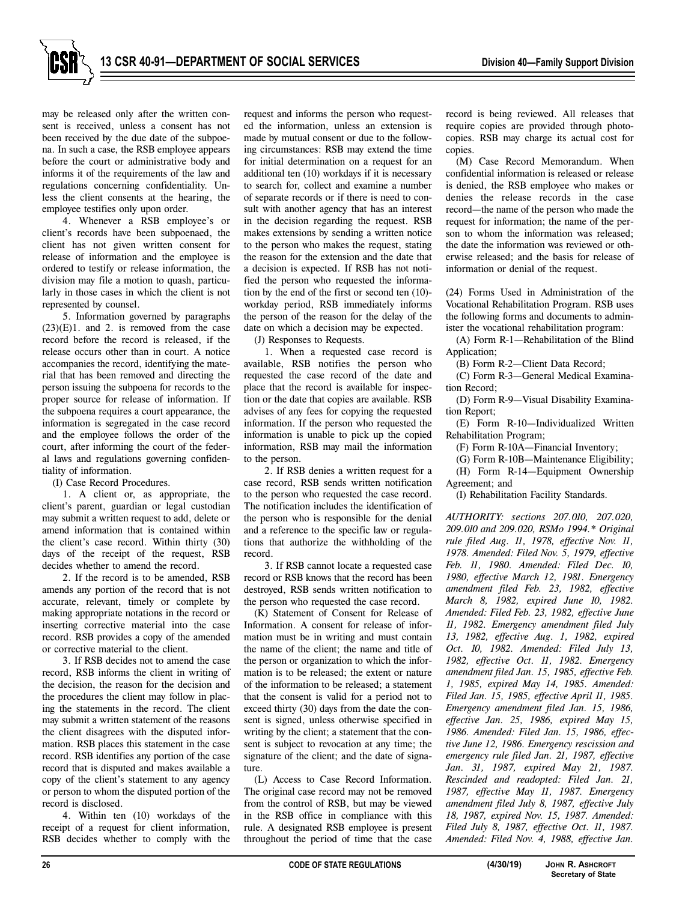may be released only after the written consent is received, unless a consent has not been received by the due date of the subpoena. In such a case, the RSB employee appears before the court or administrative body and informs it of the requirements of the law and regulations concerning confidentiality. Unless the client consents at the hearing, the employee testifies only upon order.

4. Whenever a RSB employee's or client's records have been subpoenaed, the client has not given written consent for release of information and the employee is ordered to testify or release information, the division may file a motion to quash, particularly in those cases in which the client is not represented by counsel.

5. Information governed by paragraphs (23)(E)1. and 2. is removed from the case record before the record is released, if the release occurs other than in court. A notice accompanies the record, identifying the material that has been removed and directing the person issuing the subpoena for records to the proper source for release of information. If the subpoena requires a court appearance, the information is segregated in the case record and the employee follows the order of the court, after informing the court of the federal laws and regulations governing confidentiality of information.

(I) Case Record Procedures.

1. A client or, as appropriate, the client's parent, guardian or legal custodian may submit a written request to add, delete or amend information that is contained within the client's case record. Within thirty (30) days of the receipt of the request, RSB decides whether to amend the record.

2. If the record is to be amended, RSB amends any portion of the record that is not accurate, relevant, timely or complete by making appropriate notations in the record or inserting corrective material into the case record. RSB provides a copy of the amended or corrective material to the client.

3. If RSB decides not to amend the case record, RSB informs the client in writing of the decision, the reason for the decision and the procedures the client may follow in placing the statements in the record. The client may submit a written statement of the reasons the client disagrees with the disputed information. RSB places this statement in the case record. RSB identifies any portion of the case record that is disputed and makes available a copy of the client's statement to any agency or person to whom the disputed portion of the record is disclosed.

4. Within ten (10) workdays of the receipt of a request for client information, RSB decides whether to comply with the request and informs the person who requested the information, unless an extension is made by mutual consent or due to the following circumstances: RSB may extend the time for initial determination on a request for an additional ten (10) workdays if it is necessary to search for, collect and examine a number of separate records or if there is need to consult with another agency that has an interest in the decision regarding the request. RSB makes extensions by sending a written notice to the person who makes the request, stating the reason for the extension and the date that a decision is expected. If RSB has not notified the person who requested the information by the end of the first or second ten (10)-workday period, RSB immediately informs the person of the reason for the delay of the date on which a decision may be expected.

(J) Responses to Requests.

1. When a requested case record is available, RSB notifies the person who requested the case record of the date and place that the record is available for inspection or the date that copies are available. RSB advises of any fees for copying the requested information. If the person who requested the information is unable to pick up the copied information, RSB may mail the information to the person.

2. If RSB denies a written request for a case record, RSB sends written notification to the person who requested the case record. The notification includes the identification of the person who is responsible for the denial and a reference to the specific law or regulations that authorize the withholding of the record.

3. If RSB cannot locate a requested case record or RSB knows that the record has been destroyed, RSB sends written notification to the person who requested the case record.

(K) Statement of Consent for Release of Information. A consent for release of information must be in writing and must contain the name of the client; the name and title of the person or organization to which the information is to be released; the extent or nature of the information to be released; a statement that the consent is valid for a period not to exceed thirty (30) days from the date the consent is signed, unless otherwise specified in writing by the client; a statement that the consent is subject to revocation at any time; the signature of the client; and the date of signature.

(L) Access to Case Record Information. The original case record may not be removed from the control of RSB, but may be viewed in the RSB office in compliance with this rule. A designated RSB employee is present throughout the period of time that the case record is being reviewed. All releases that require copies are provided through photocopies. RSB may charge its actual cost for copies.

(M) Case Record Memorandum. When confidential information is released or release is denied, the RSB employee who makes or denies the release records in the case record—the name of the person who made the request for information; the name of the person to whom the information was released; the date the information was reviewed or otherwise released; and the basis for release of information or denial of the request.

(24) Forms Used in Administration of the Vocational Rehabilitation Program. RSB uses the following forms and documents to administer the vocational rehabilitation program:

(A) Form R-1—Rehabilitation of the Blind Application;

(B) Form R-2—Client Data Record;

(C) Form R-3—General Medical Examination Record;

(D) Form R-9—Visual Disability Examination Report;

(E) Form R-10—Individualized Written Rehabilitation Program;

(F) Form R-10A—Financial Inventory;

(G) Form R-10B—Maintenance Eligibility;

(H) Form R-14—Equipment Ownership Agreement; and

(I) Rehabilitation Facility Standards.

*AUTHORITY: sections 207.010, 207.020, 209.010 and 209.020, RSMo 1994.\* Original rule filed Aug. 11, 1978, effective Nov. 11, 1978. Amended: Filed Nov. 5, 1979, effective Feb. 11, 1980. Amended: Filed Dec. 10, 1980, effective March 12, 1981. Emergency amendment filed Feb. 23, 1982, effective March 8, 1982, expired June 10, 1982. Amended: Filed Feb. 23, 1982, effective June 11, 1982. Emergency amendment filed July 13, 1982, effective Aug. 1, 1982, expired Oct. 10, 1982. Amended: Filed July 13, 1982, effective Oct. 11, 1982. Emergency amendment filed Jan. 15, 1985, effective Feb. 1, 1985, expired May 14, 1985. Amended: Filed Jan. 15, 1985, effective April 11, 1985. Emergency amendment filed Jan. 15, 1986, effective Jan. 25, 1986, expired May 15, 1986. Amended: Filed Jan. 15, 1986, effective June 12, 1986. Emergency rescission and emergency rule filed Jan. 21, 1987, effective Jan. 31, 1987, expired May 21, 1987. Rescinded and readopted: Filed Jan. 21, 1987, effective May 11, 1987. Emergency amendment filed July 8, 1987, effective July 18, 1987, expired Nov. 15, 1987. Amended: Filed July 8, 1987, effective Oct. 11, 1987. Amended: Filed Nov. 4, 1988, effective Jan.*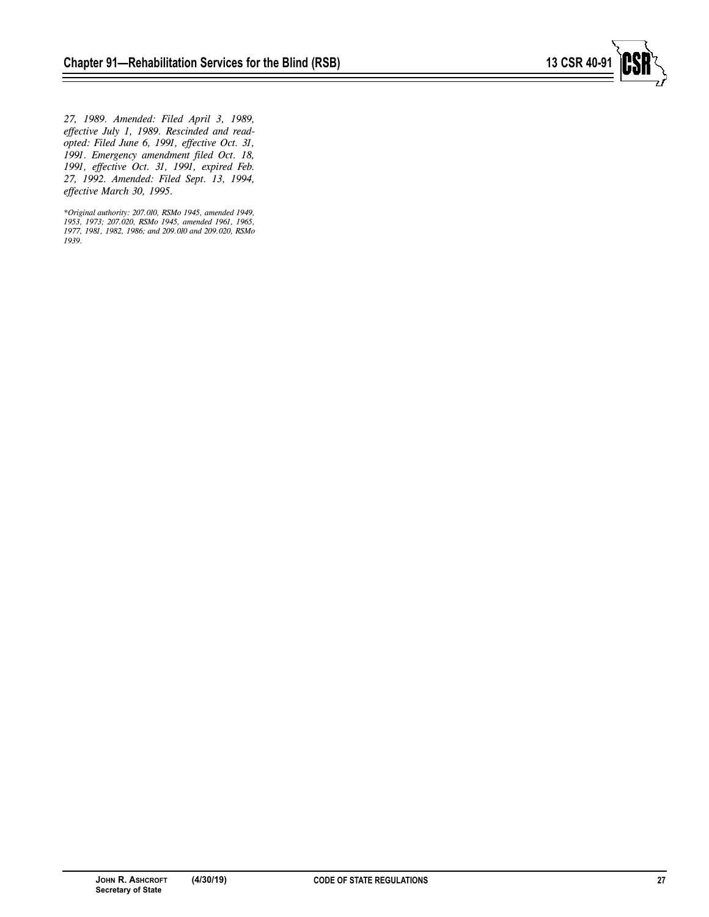*27, 1989. Amended: Filed April 3, 1989, effective July 1, 1989. Rescinded and readopted: Filed June 6, 1991, effective Oct. 31, 1991. Emergency amendment filed Oct. 18, 1991, effective Oct. 31, 1991, expired Feb. 27, 1992. Amended: Filed Sept. 13, 1994, effective March 30, 1995.*

*\*Original authority: 207.010, RSMo 1945, amended 1949, 1953, 1973; 207.020, RSMo 1945, amended 1961, 1965, 1977, 1981, 1982, 1986; and 209.010 and 209.020, RSMo 1939.*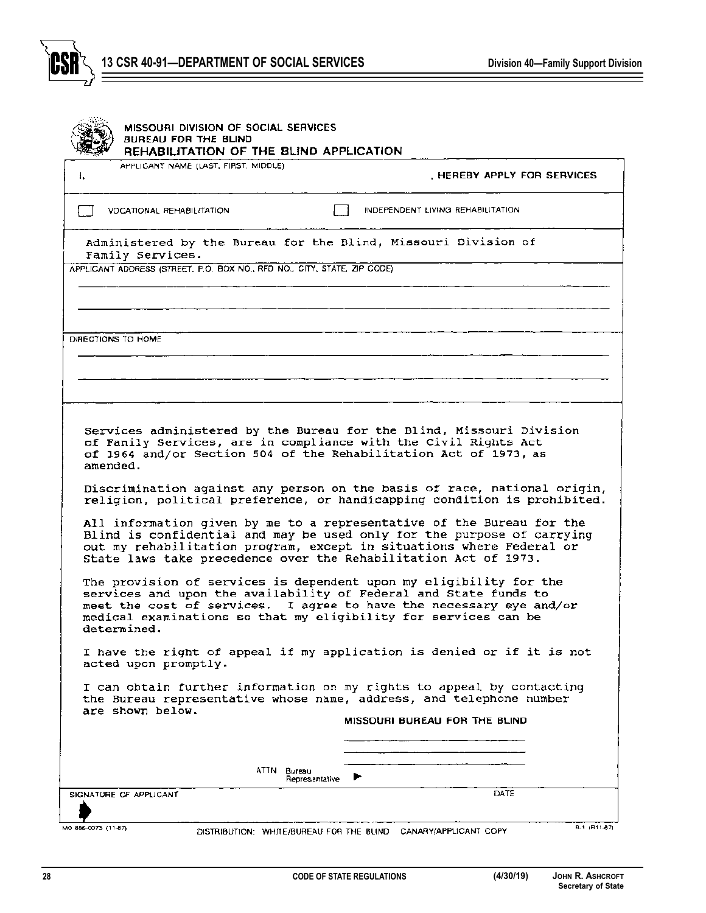MISSOURI DIVISION OF SOCIAL SERVICES
BUREAU FOR THE BLIND
**REHABILITATION OF THE BLIND APPLICATION**

APPLICANT NAME (LAST, FIRST, MIDDLE)

I, ______________________________ , HEREBY APPLY FOR SERVICES

☐ VOCATIONAL REHABILITATION ☐ INDEPENDENT LIVING REHABILITATION

Administered by the Bureau for the Blind, Missouri Division of Family Services.

APPLICANT ADDRESS (STREET, P.O. BOX NO., RFD NO., CITY, STATE, ZIP CODE)

______________________________

______________________________

DIRECTIONS TO HOME

______________________________

______________________________

Services administered by the Bureau for the Blind, Missouri Division of Family Services, are in compliance with the Civil Rights Act of 1964 and/or Section 504 of the Rehabilitation Act of 1973, as amended.

Discrimination against any person on the basis of race, national origin, religion, political preference, or handicapping condition is prohibited.

All information given by me to a representative of the Bureau for the Blind is confidential and may be used only for the purpose of carrying out my rehabilitation program, except in situations where Federal or State laws take precedence over the Rehabilitation Act of 1973.

The provision of services is dependent upon my eligibility for the services and upon the availability of Federal and State funds to meet the cost of services. I agree to have the necessary eye and/or medical examinations so that my eligibility for services can be determined.

I have the right of appeal if my application is denied or if it is not acted upon promptly.

I can obtain further information on my rights to appeal by contacting the Bureau representative whose name, address, and telephone number are shown below.

MISSOURI BUREAU FOR THE BLIND

______________________________

______________________________

______________________________

ATTN Bureau Representative ▶

SIGNATURE OF APPLICANT DATE

▶

MO 886-0075 (11-87) DISTRIBUTION: WHITE/BUREAU FOR THE BLIND CANARY/APPLICANT COPY R-1 (R11-87)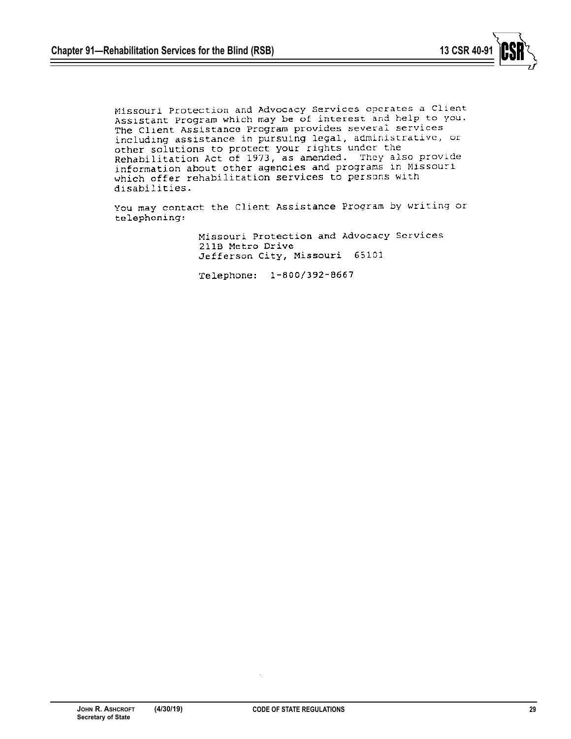Missouri Protection and Advocacy Services operates a Client Assistant Program which may be of interest and help to you. The Client Assistance Program provides several services including assistance in pursuing legal, administrative, or other solutions to protect your rights under the Rehabilitation Act of 1973, as amended. They also provide information about other agencies and programs in Missouri which offer rehabilitation services to persons with disabilities.

You may contact the Client Assistance Program by writing or telephoning:

Missouri Protection and Advocacy Services
211B Metro Drive
Jefferson City, Missouri 65101

Telephone: 1-800/392-8667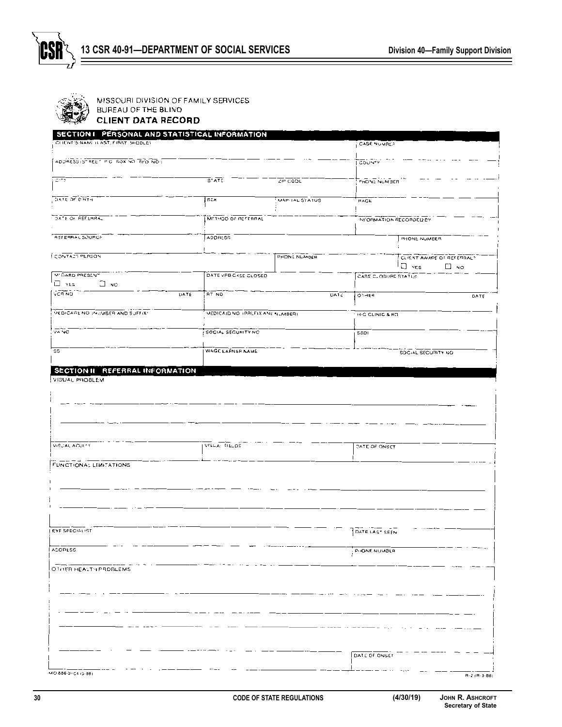MISSOURI DIVISION OF FAMILY SERVICES
BUREAU OF THE BLIND
**CLIENT DATA RECORD**

## SECTION I PERSONAL AND STATISTICAL INFORMATION

| | | | |
|---|---|---|---|
| CLIENT'S NAME (LAST, FIRST, MIDDLE) | | | CASE NUMBER |
| ADDRESS (STREET, P.O. BOX NO., RFD NO.) | | | COUNTY |
| CITY | STATE | ZIP CODE | PHONE NUMBER |
| DATE OF BIRTH | SEX | MARITAL STATUS | RACE |
| DATE OF REFERRAL | METHOD OF REFERRAL | | INFORMATION RECORDED BY |
| REFERRAL SOURCE | ADDRESS | | PHONE NUMBER |
| CONTACT PERSON | | PHONE NUMBER | CLIENT AWARE OF REFERRAL? ☐ YES ☐ NO |
| MI CARD PRESENT ☐ YES ☐ NO | DATE VPB CASE CLOSED | | CASE CLOSURE STATUS |
| VCR NO. DATE | RT NO. DATE | | OTHER DATE |
| MEDICARE NO. (NUMBER AND SUFFIX) | MEDICAID NO. (PREFIX AND NUMBER) | | HIC CLINIC & NO. |
| VA NO. | SOCIAL SECURITY NO. | | SSDI |
| SS | WAGE EARNER NAME | | SOCIAL SECURITY NO. |

## SECTION II REFERRAL INFORMATION

VISUAL PROBLEM

| | | |
|---|---|---|
| VISUAL ACUITY | VISUAL FIELDS | DATE OF ONSET |

FUNCTIONAL LIMITATIONS

| | |
|---|---|
| EYE SPECIALIST | DATE LAST SEEN |
| ADDRESS | PHONE NUMBER |

OTHER HEALTH PROBLEMS

DATE OF ONSET

MO 886-0104 (3-88) R-2 (R-3-88)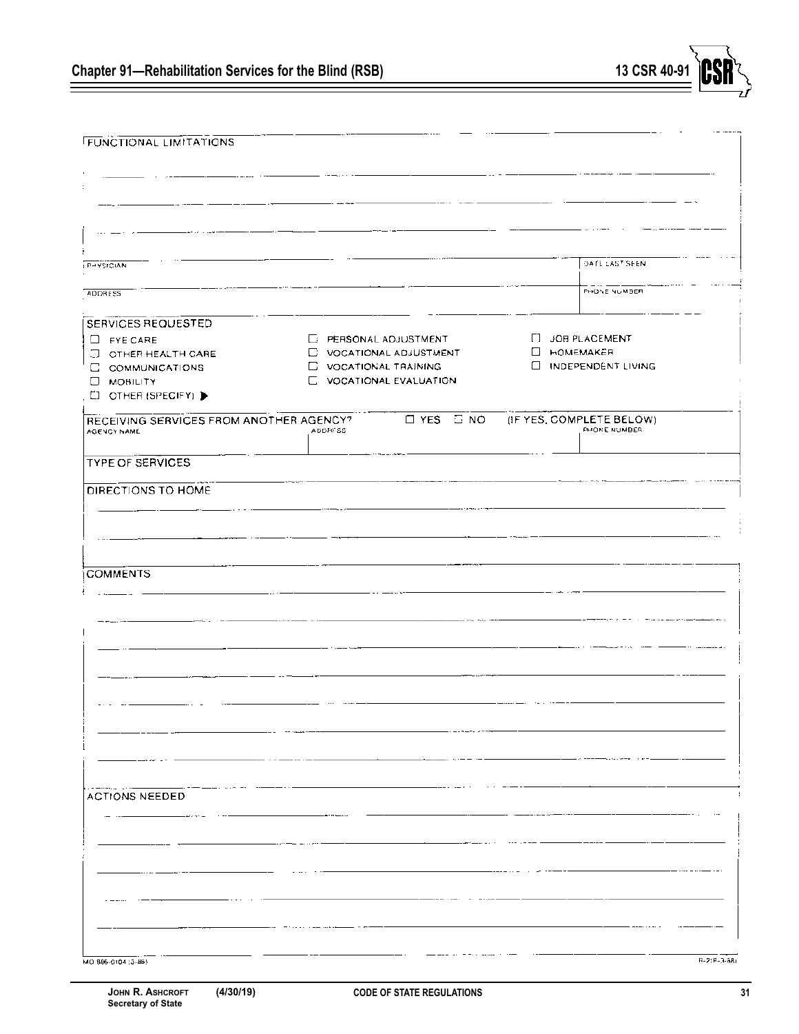FUNCTIONAL LIMITATIONS

| PHYSICIAN | DATE LAST SEEN |
| --- | --- |
| ADDRESS | PHONE NUMBER |

SERVICES REQUESTED

- ☐ EYE CARE
- ☐ OTHER HEALTH CARE
- ☐ COMMUNICATIONS
- ☐ MOBILITY
- ☐ OTHER (SPECIFY) ▶
- ☐ PERSONAL ADJUSTMENT
- ☐ VOCATIONAL ADJUSTMENT
- ☐ VOCATIONAL TRAINING
- ☐ VOCATIONAL EVALUATION
- ☐ JOB PLACEMENT
- ☐ HOMEMAKER
- ☐ INDEPENDENT LIVING

RECEIVING SERVICES FROM ANOTHER AGENCY? ☐ YES ☐ NO (IF YES, COMPLETE BELOW)

| AGENCY NAME | ADDRESS | PHONE NUMBER |
| --- | --- | --- |
| | | |

TYPE OF SERVICES

DIRECTIONS TO HOME

COMMENTS

ACTIONS NEEDED

MO 866-0104 (3-89) R-2 (R-3-88)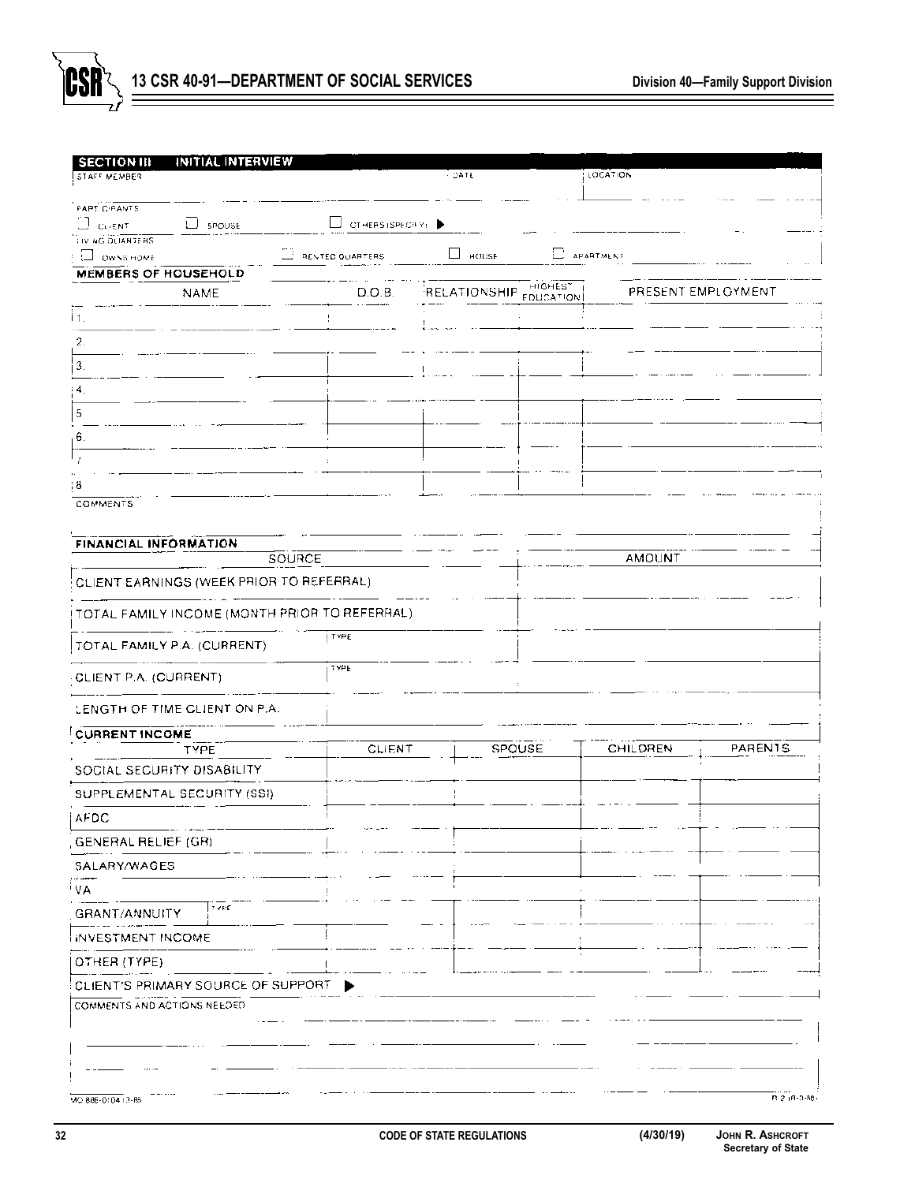## SECTION III INITIAL INTERVIEW

| STAFF MEMBER | DATE | LOCATION |
|---|---|---|
| | | |

PARTICIPANTS

☐ CLIENT ☐ SPOUSE ☐ OTHERS (SPECIFY) ▶

LIVING QUARTERS

☐ OWNS HOME ☐ RENTED QUARTERS ☐ HOUSE ☐ APARTMENT

### MEMBERS OF HOUSEHOLD

| NAME | D.O.B. | RELATIONSHIP | HIGHEST EDUCATION | PRESENT EMPLOYMENT |
|---|---|---|---|---|
| 1. | | | | |
| 2. | | | | |
| 3. | | | | |
| 4. | | | | |
| 5. | | | | |
| 6. | | | | |
| 7. | | | | |
| 8. | | | | |

COMMENTS

### FINANCIAL INFORMATION

| SOURCE | | AMOUNT |
|---|---|---|
| CLIENT EARNINGS (WEEK PRIOR TO REFERRAL) | | |
| TOTAL FAMILY INCOME (MONTH PRIOR TO REFERRAL) | | |
| TOTAL FAMILY P.A. (CURRENT) | TYPE | |
| CLIENT P.A. (CURRENT) | TYPE | |
| LENGTH OF TIME CLIENT ON P.A. | | |

### CURRENT INCOME

| TYPE | CLIENT | SPOUSE | CHILDREN | PARENTS |
|---|---|---|---|---|
| SOCIAL SECURITY DISABILITY | | | | |
| SUPPLEMENTAL SECURITY (SSI) | | | | |
| AFDC | | | | |
| GENERAL RELIEF (GR) | | | | |
| SALARY/WAGES | | | | |
| VA | | | | |
| GRANT/ANNUITY TYPE | | | | |
| INVESTMENT INCOME | | | | |
| OTHER (TYPE) | | | | |

CLIENT'S PRIMARY SOURCE OF SUPPORT ▶

COMMENTS AND ACTIONS NEEDED

MO 886-0104 (3-85) R-2 (8-0-86)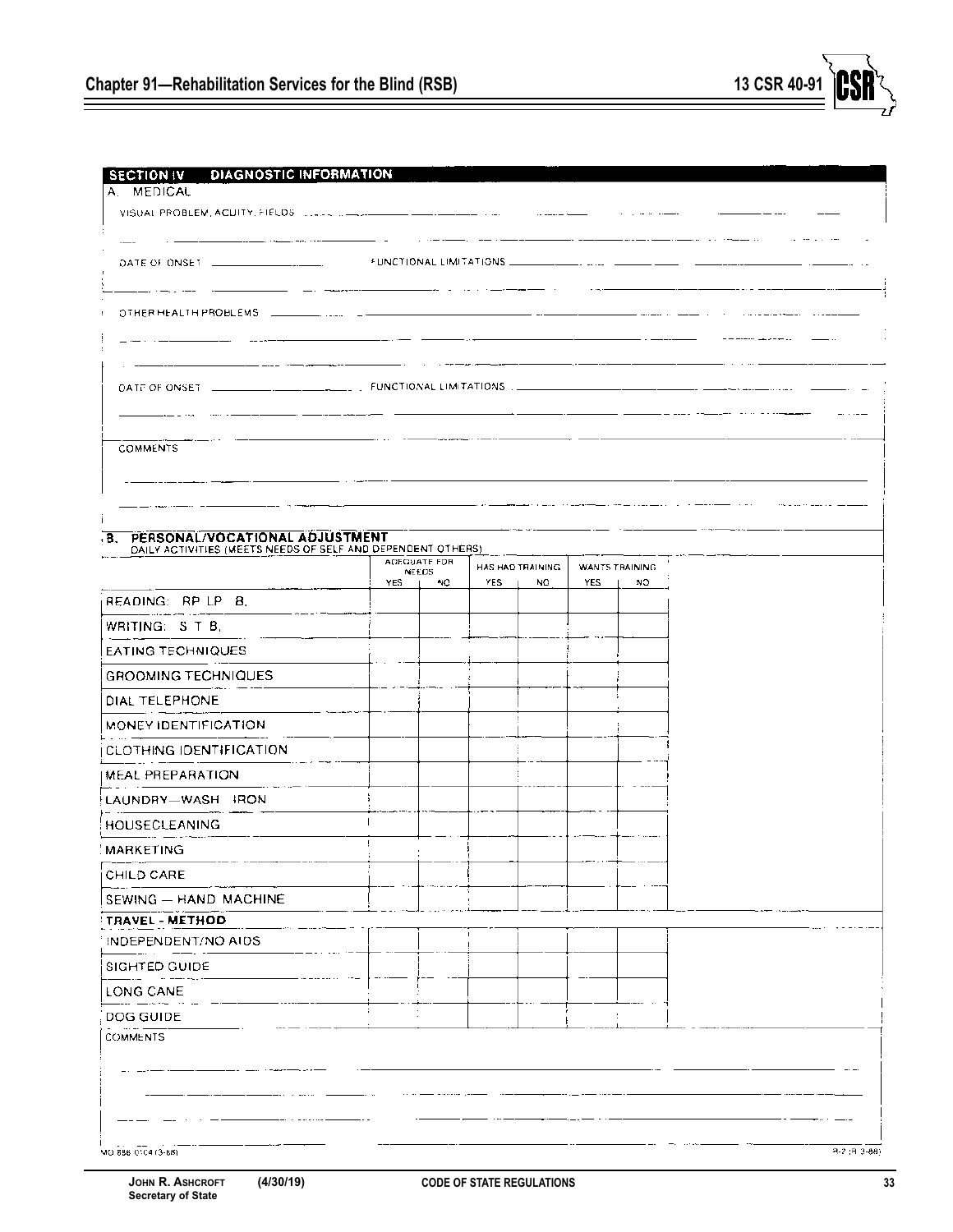## SECTION IV DIAGNOSTIC INFORMATION

### A. MEDICAL

VISUAL PROBLEM, ACUITY, FIELDS

DATE OF ONSET FUNCTIONAL LIMITATIONS

OTHER HEALTH PROBLEMS

DATE OF ONSET FUNCTIONAL LIMITATIONS

COMMENTS

### B. PERSONAL/VOCATIONAL ADJUSTMENT

DAILY ACTIVITIES (MEETS NEEDS OF SELF AND DEPENDENT OTHERS)

| | ADEQUATE FOR NEEDS | | HAS HAD TRAINING | | WANTS TRAINING | |
|---|---|---|---|---|---|---|
| | YES | NO | YES | NO | YES | NO |
| READING: RP LP B. | | | | | | |
| WRITING: S T B. | | | | | | |
| EATING TECHNIQUES | | | | | | |
| GROOMING TECHNIQUES | | | | | | |
| DIAL TELEPHONE | | | | | | |
| MONEY IDENTIFICATION | | | | | | |
| CLOTHING IDENTIFICATION | | | | | | |
| MEAL PREPARATION | | | | | | |
| LAUNDRY—WASH IRON | | | | | | |
| HOUSECLEANING | | | | | | |
| MARKETING | | | | | | |
| CHILD CARE | | | | | | |
| SEWING — HAND MACHINE | | | | | | |
| **TRAVEL - METHOD** | | | | | | |
| INDEPENDENT/NO AIDS | | | | | | |
| SIGHTED GUIDE | | | | | | |
| LONG CANE | | | | | | |
| DOG GUIDE | | | | | | |

COMMENTS

MO 886-0104 (3-88) R-2 (R 3-88)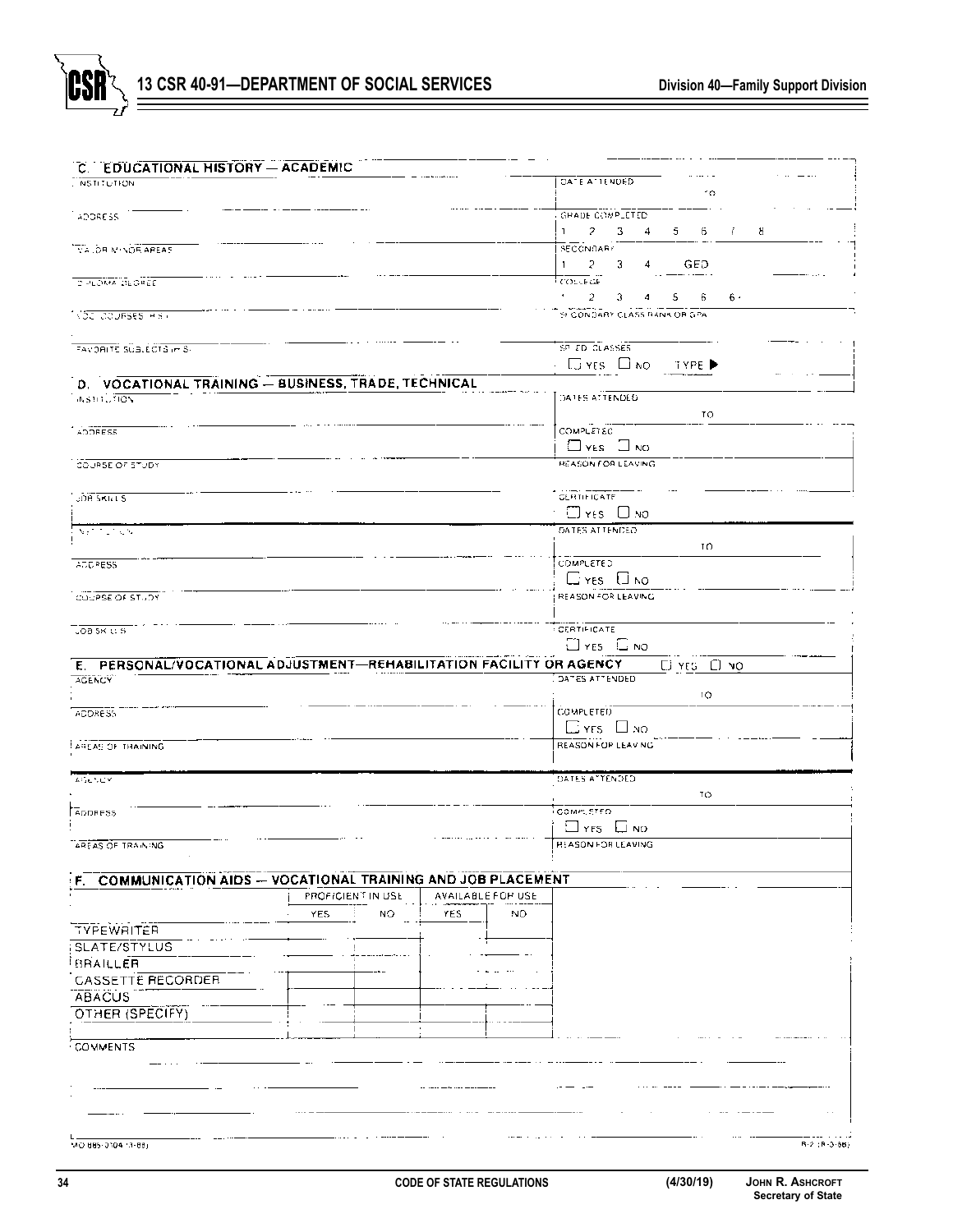## C. EDUCATIONAL HISTORY — ACADEMIC

| | |
|---|---|
| INSTITUTION | DATE ATTENDED<br>TO |
| ADDRESS | GRADE COMPLETED<br>1 2 3 4 5 6 7 8 |
| MAJOR/MINOR AREAS | SECONDARY<br>1 2 3 4 GED |
| DIPLOMA/DEGREE | COLLEGE<br>1 2 3 4 5 6 6+ |
| VOC. COURSES (H.S.) | SECONDARY CLASS RANK OR GPA |
| FAVORITE SUBJECTS (H.S.) | SP. ED. CLASSES<br>☐ YES ☐ NO TYPE ▶ |

## D. VOCATIONAL TRAINING — BUSINESS, TRADE, TECHNICAL

| | |
|---|---|
| INSTITUTION | DATES ATTENDED<br>TO |
| ADDRESS | COMPLETED<br>☐ YES ☐ NO |
| COURSE OF STUDY | REASON FOR LEAVING |
| JOB SKILLS | CERTIFICATE<br>☐ YES ☐ NO |
| INSTITUTION | DATES ATTENDED<br>TO |
| ADDRESS | COMPLETED<br>☐ YES ☐ NO |
| COURSE OF STUDY | REASON FOR LEAVING |
| JOB SKILLS | CERTIFICATE<br>☐ YES ☐ NO |

## E. PERSONAL/VOCATIONAL ADJUSTMENT—REHABILITATION FACILITY OR AGENCY ☐ YES ☐ NO

| | |
|---|---|
| AGENCY | DATES ATTENDED<br>TO |
| ADDRESS | COMPLETED<br>☐ YES ☐ NO |
| AREAS OF TRAINING | REASON FOR LEAVING |
| AGENCY | DATES ATTENDED<br>TO |
| ADDRESS | COMPLETED<br>☐ YES ☐ NO |
| AREAS OF TRAINING | REASON FOR LEAVING |

## F. COMMUNICATION AIDS — VOCATIONAL TRAINING AND JOB PLACEMENT

| | PROFICIENT IN USE | | AVAILABLE FOR USE | |
|---|---|---|---|---|
| | YES | NO | YES | NO |
| TYPEWRITER | | | | |
| SLATE/STYLUS | | | | |
| BRAILLER | | | | |
| CASSETTE RECORDER | | | | |
| ABACUS | | | | |
| OTHER (SPECIFY) | | | | |
| | | | | |

COMMENTS

MO 886-0104 (3-88) R-2 (R-3-88)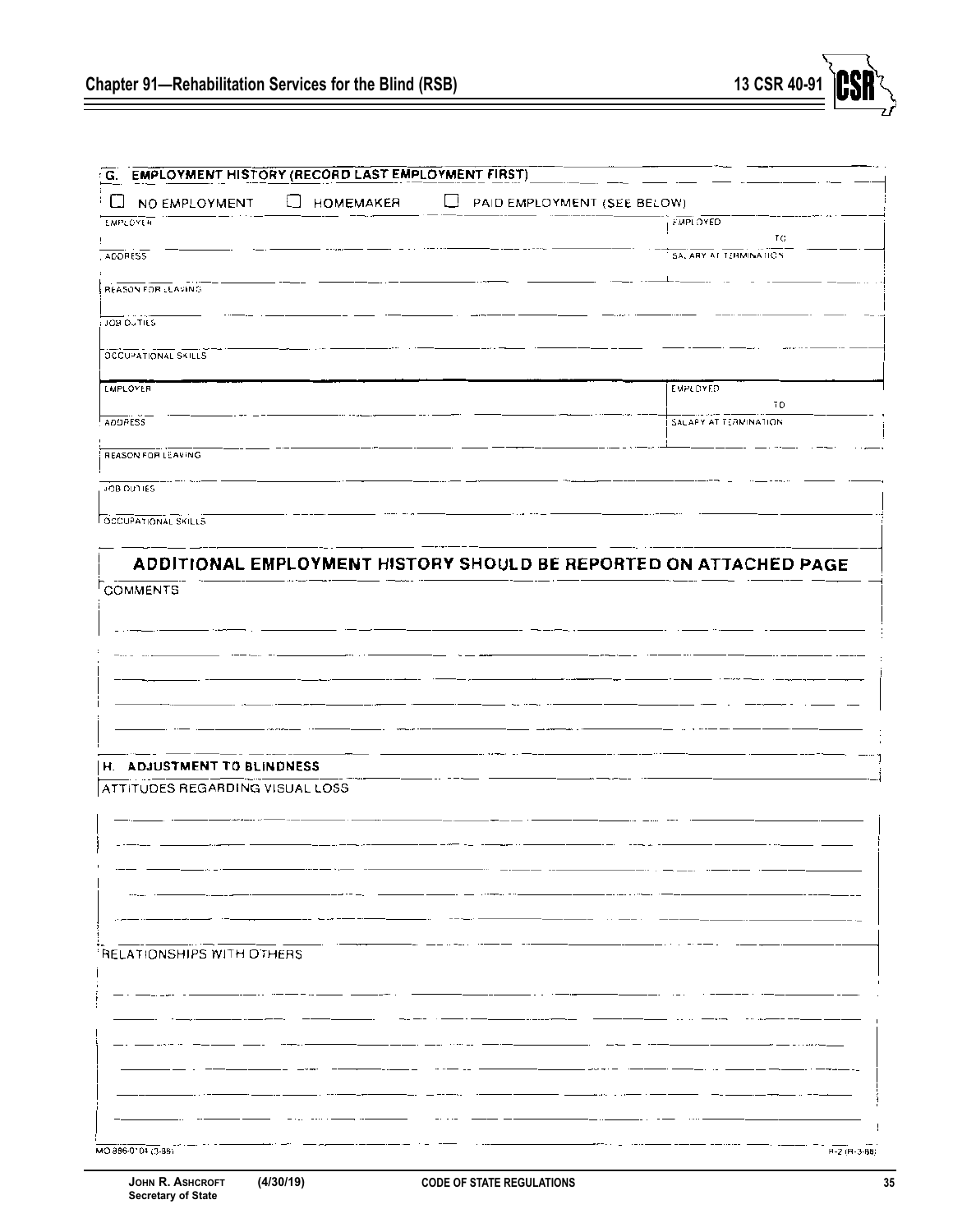## G. EMPLOYMENT HISTORY (RECORD LAST EMPLOYMENT FIRST)

☐ NO EMPLOYMENT ☐ HOMEMAKER ☐ PAID EMPLOYMENT (SEE BELOW)

| EMPLOYER | EMPLOYED TO |
|---|---|
| ADDRESS | SALARY AT TERMINATION |
| REASON FOR LEAVING | |
| JOB DUTIES | |
| OCCUPATIONAL SKILLS | |

| EMPLOYER | EMPLOYED TO |
|---|---|
| ADDRESS | SALARY AT TERMINATION |
| REASON FOR LEAVING | |
| JOB DUTIES | |
| OCCUPATIONAL SKILLS | |

**ADDITIONAL EMPLOYMENT HISTORY SHOULD BE REPORTED ON ATTACHED PAGE**

COMMENTS

## H. ADJUSTMENT TO BLINDNESS

ATTITUDES REGARDING VISUAL LOSS

RELATIONSHIPS WITH OTHERS

MO 886-0104 (3-88) R-2 (R-3-88)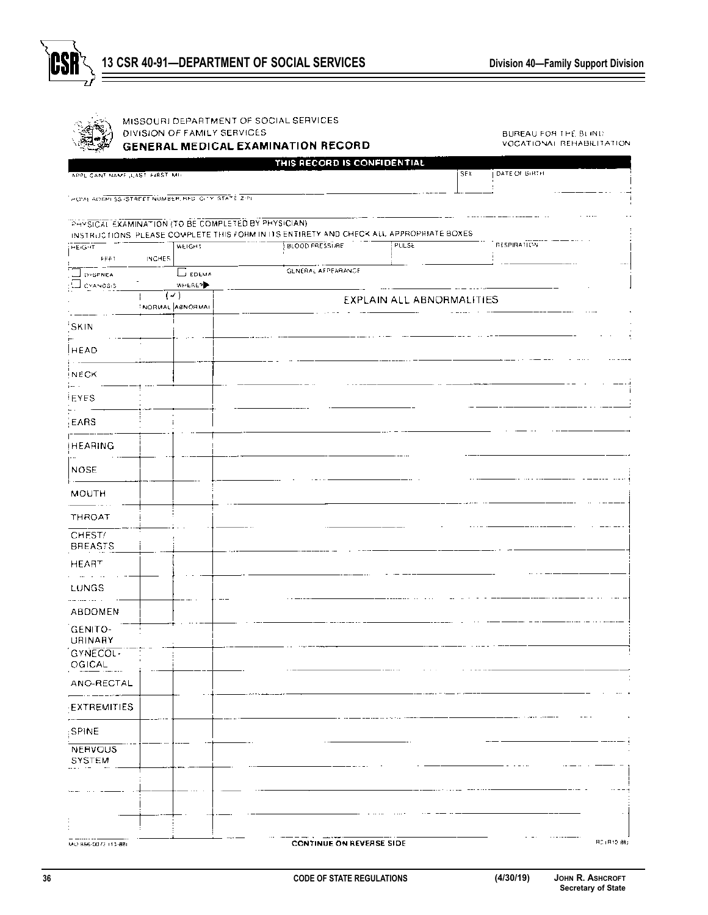MISSOURI DEPARTMENT OF SOCIAL SERVICES
DIVISION OF FAMILY SERVICES

## GENERAL MEDICAL EXAMINATION RECORD

BUREAU FOR THE BLIND
VOCATIONAL REHABILITATION

**THIS RECORD IS CONFIDENTIAL**

| APPLICANT NAME (LAST, FIRST, MI) | SEX | DATE OF BIRTH |
|---|---|---|
| | | |

HOME ADDRESS (STREET NUMBER, RFD, CITY, STATE, ZIP)

PHYSICAL EXAMINATION (TO BE COMPLETED BY PHYSICIAN)
INSTRUCTIONS: PLEASE COMPLETE THIS FORM IN ITS ENTIRETY AND CHECK ALL APPROPRIATE BOXES

| HEIGHT FEET / INCHES | WEIGHT | BLOOD PRESSURE | PULSE | RESPIRATION |
|---|---|---|---|---|
| | | | | |

☐ DYSPNEA ☐ EDEMA WHERE? ▶ GENERAL APPEARANCE
☐ CYANOSIS

| | (✓) NORMAL | (✓) ABNORMAL | EXPLAIN ALL ABNORMALITIES |
|---|---|---|---|
| SKIN | | | |
| HEAD | | | |
| NECK | | | |
| EYES | | | |
| EARS | | | |
| HEARING | | | |
| NOSE | | | |
| MOUTH | | | |
| THROAT | | | |
| CHEST/BREASTS | | | |
| HEART | | | |
| LUNGS | | | |
| ABDOMEN | | | |
| GENITO-URINARY | | | |
| GYNECOLOGICAL | | | |
| ANO-RECTAL | | | |
| EXTREMITIES | | | |
| SPINE | | | |
| NERVOUS SYSTEM | | | |
| | | | |
| | | | |
| | | | |

MO 886-0073 (11-88) CONTINUE ON REVERSE SIDE RC1 (R10-88)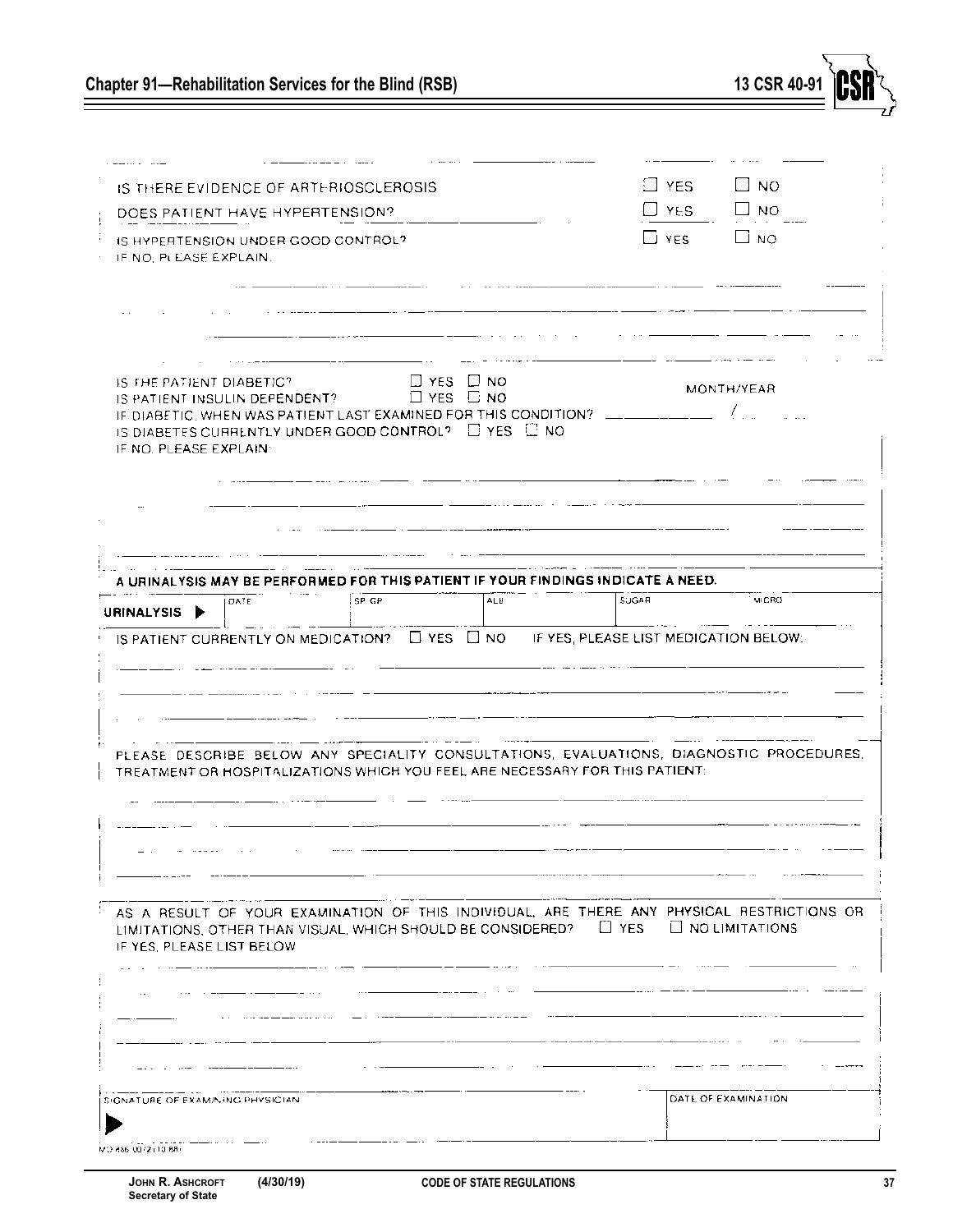IS THERE EVIDENCE OF ARTERIOSCLEROSIS ☐ YES ☐ NO

DOES PATIENT HAVE HYPERTENSION? ☐ YES ☐ NO

IS HYPERTENSION UNDER GOOD CONTROL? ☐ YES ☐ NO

IF NO, PLEASE EXPLAIN.

IS THE PATIENT DIABETIC? ☐ YES ☐ NO

IS PATIENT INSULIN DEPENDENT? ☐ YES ☐ NO

IF DIABETIC, WHEN WAS PATIENT LAST EXAMINED FOR THIS CONDITION? MONTH/YEAR ______ / ______

IS DIABETES CURRENTLY UNDER GOOD CONTROL? ☐ YES ☐ NO

IF NO, PLEASE EXPLAIN:

**A URINALYSIS MAY BE PERFORMED FOR THIS PATIENT IF YOUR FINDINGS INDICATE A NEED.**

| URINALYSIS ▶ | DATE | SP. GR | ALB | SUGAR | MICRO |
|---|---|---|---|---|---|
| | | | | | |

IS PATIENT CURRENTLY ON MEDICATION? ☐ YES ☐ NO IF YES, PLEASE LIST MEDICATION BELOW:

PLEASE DESCRIBE BELOW ANY SPECIALITY CONSULTATIONS, EVALUATIONS, DIAGNOSTIC PROCEDURES, TREATMENT OR HOSPITALIZATIONS WHICH YOU FEEL ARE NECESSARY FOR THIS PATIENT:

AS A RESULT OF YOUR EXAMINATION OF THIS INDIVIDUAL, ARE THERE ANY PHYSICAL RESTRICTIONS OR LIMITATIONS, OTHER THAN VISUAL, WHICH SHOULD BE CONSIDERED? ☐ YES ☐ NO LIMITATIONS

IF YES, PLEASE LIST BELOW

| SIGNATURE OF EXAMINING PHYSICIAN | DATE OF EXAMINATION |
|---|---|
| ▶ | |

MO 886-0072 (10-88)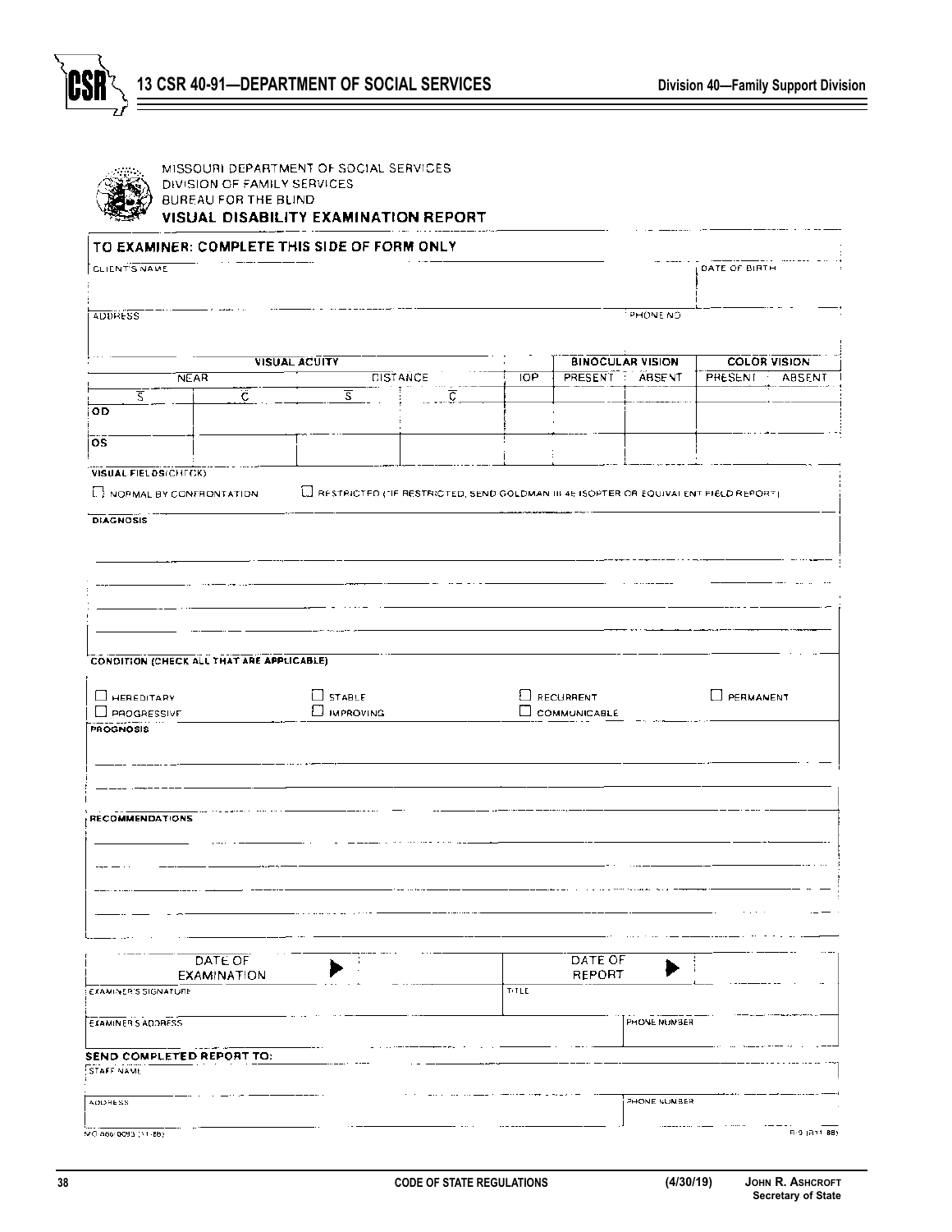MISSOURI DEPARTMENT OF SOCIAL SERVICES
DIVISION OF FAMILY SERVICES
BUREAU FOR THE BLIND

## VISUAL DISABILITY EXAMINATION REPORT

**TO EXAMINER: COMPLETE THIS SIDE OF FORM ONLY**

| CLIENT'S NAME | DATE OF BIRTH |
|---|---|
| | |

| ADDRESS | PHONE NO |
|---|---|
| | |

| | VISUAL ACUITY | | | | | BINOCULAR VISION | | COLOR VISION | |
|---|---|---|---|---|---|---|---|---|---|
| | NEAR | | DISTANCE | | IOP | PRESENT | ABSENT | PRESENT | ABSENT |
| | $\overline{S}$ | $\overline{C}$ | $\overline{S}$ | $\overline{C}$ | | | | | |
| OD | | | | | | | | | |
| OS | | | | | | | | | |

**VISUAL FIELDS(CHECK)**

☐ NORMAL BY CONFRONTATION ☐ RESTRICTED (*IF RESTRICTED, SEND GOLDMAN III 4E ISOPTER OR EQUIVALENT FIELD REPORT)

**DIAGNOSIS**

**CONDITION (CHECK ALL THAT ARE APPLICABLE)**

☐ HEREDITARY ☐ STABLE ☐ RECURRENT ☐ PERMANENT
☐ PROGRESSIVE ☐ IMPROVING ☐ COMMUNICABLE

**PROGNOSIS**

**RECOMMENDATIONS**

| DATE OF EXAMINATION ▶ | | DATE OF REPORT ▶ | |
|---|---|---|---|
| EXAMINER'S SIGNATURE | | TITLE | |
| EXAMINER'S ADDRESS | | PHONE NUMBER | |

**SEND COMPLETED REPORT TO:**

| STAFF NAME | |
|---|---|
| ADDRESS | PHONE NUMBER |

MO 886-0093 (11-88) B-9 (R11-88)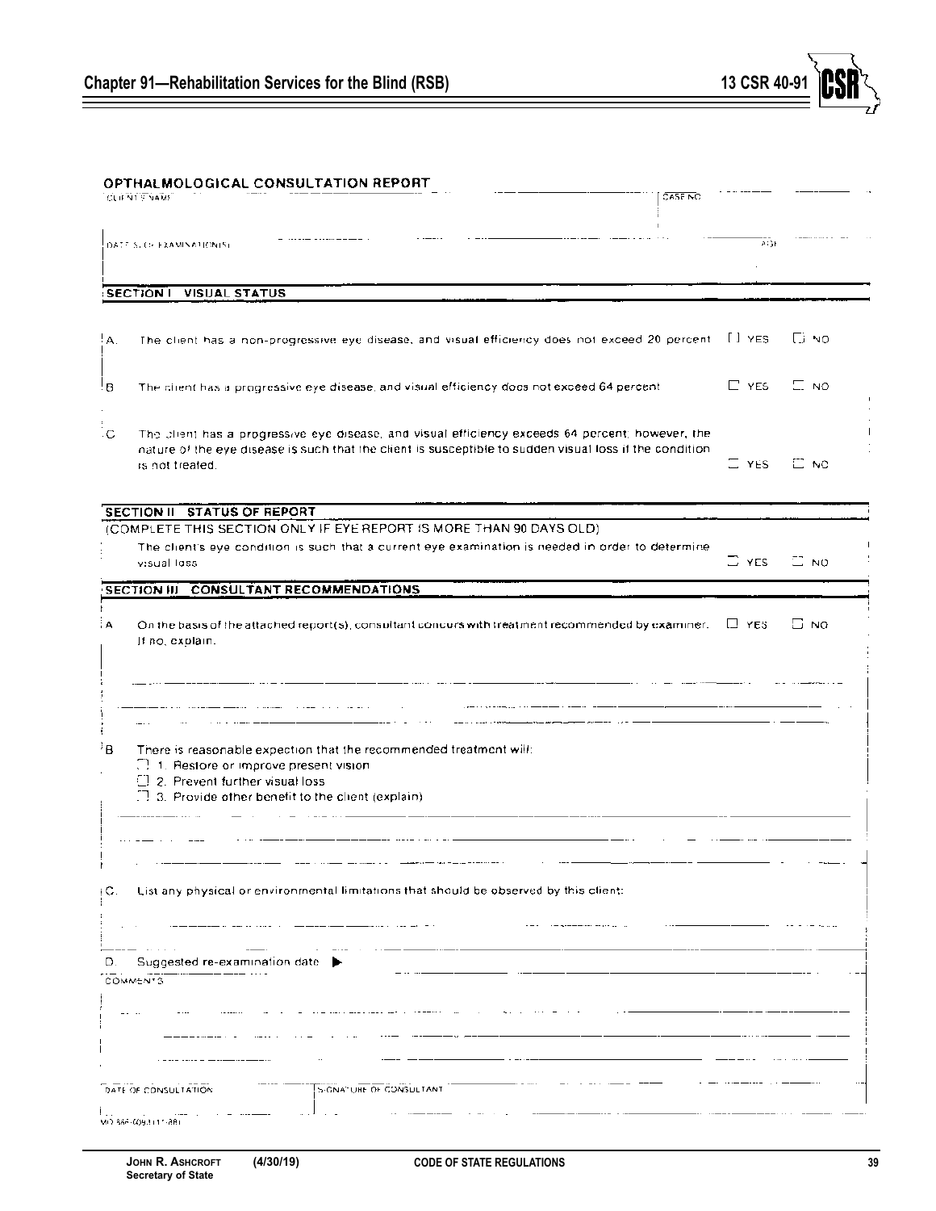## OPTHALMOLOGICAL CONSULTATION REPORT

CLIENT'S NAME | CASE NO.

DATE(S) OF EXAMINATION(S) | AGE

### SECTION I VISUAL STATUS

A. The client has a non-progressive eye disease, and visual efficiency does not exceed 20 percent ☐ YES ☐ NO

B. The client has a progressive eye disease, and visual efficiency does not exceed 64 percent ☐ YES ☐ NO

C. The client has a progressive eye disease, and visual efficiency exceeds 64 percent; however, the nature of the eye disease is such that the client is susceptible to sudden visual loss if the condition is not treated. ☐ YES ☐ NO

### SECTION II STATUS OF REPORT

(COMPLETE THIS SECTION ONLY IF EYE REPORT IS MORE THAN 90 DAYS OLD)

The client's eye condition is such that a current eye examination is needed in order to determine visual loss ☐ YES ☐ NO

### SECTION III CONSULTANT RECOMMENDATIONS

A. On the basis of the attached report(s), consultant concurs with treatment recommended by examiner. ☐ YES ☐ NO
If no, explain.

B. There is reasonable expection that the recommended treatment will:
☐ 1. Restore or improve present vision
☐ 2. Prevent further visual loss
☐ 3. Provide other benefit to the client (explain)

C. List any physical or environmental limitations that should be observed by this client:

D. Suggested re-examination date ▶

COMMENTS

DATE OF CONSULTATION | SIGNATURE OF CONSULTANT

MO 886-0093 (11-88)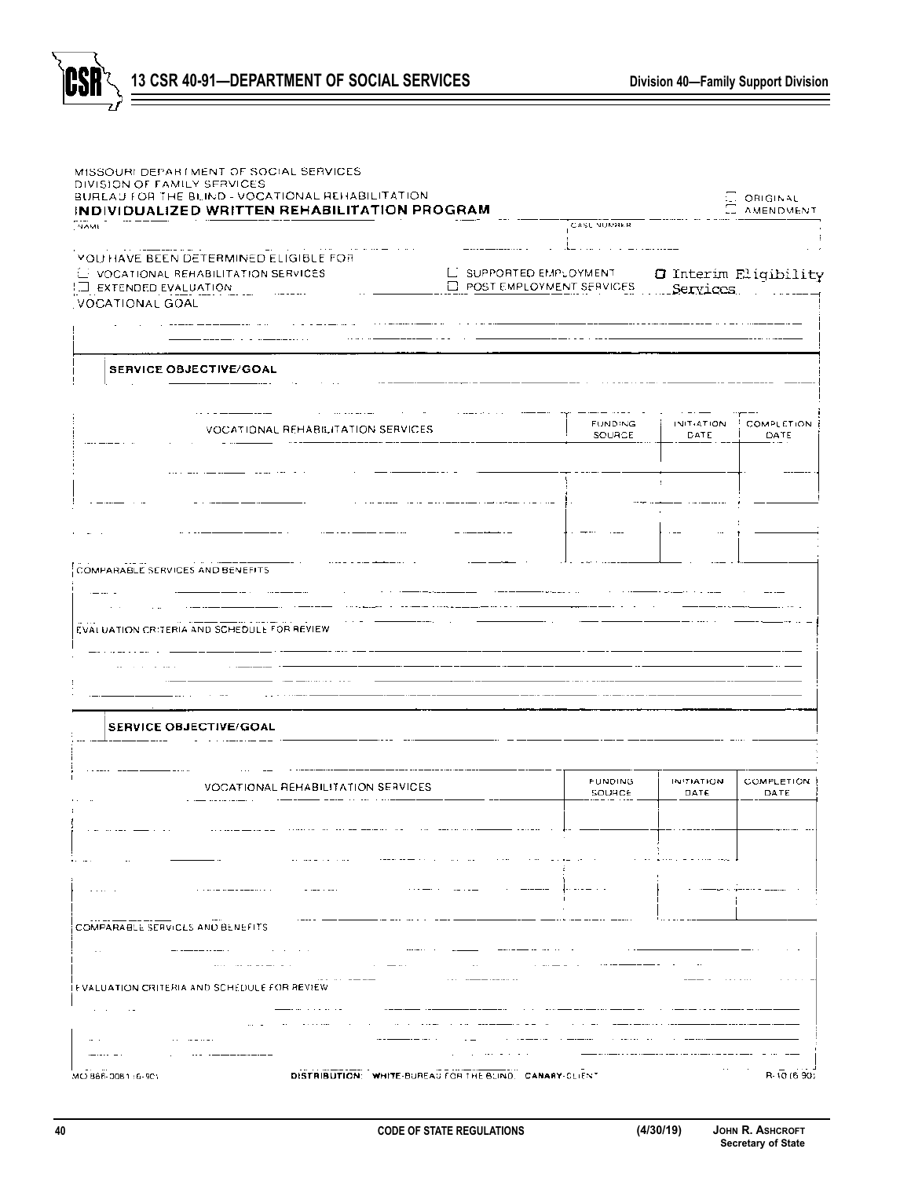MISSOURI DEPARTMENT OF SOCIAL SERVICES
DIVISION OF FAMILY SERVICES
BUREAU FOR THE BLIND - VOCATIONAL REHABILITATION

## INDIVIDUALIZED WRITTEN REHABILITATION PROGRAM

☐ ORIGINAL
☐ AMENDMENT

NAME | CASE NUMBER

YOU HAVE BEEN DETERMINED ELIGIBLE FOR

☐ VOCATIONAL REHABILITATION SERVICES
☐ EXTENDED EVALUATION
☐ SUPPORTED EMPLOYMENT
☐ POST EMPLOYMENT SERVICES
☐ Interim Eligibility Services

VOCATIONAL GOAL

**SERVICE OBJECTIVE/GOAL**

| VOCATIONAL REHABILITATION SERVICES | FUNDING SOURCE | INITIATION DATE | COMPLETION DATE |
| --- | --- | --- | --- |
| | | | |
| | | | |
| | | | |

COMPARABLE SERVICES AND BENEFITS

EVALUATION CRITERIA AND SCHEDULE FOR REVIEW

**SERVICE OBJECTIVE/GOAL**

| VOCATIONAL REHABILITATION SERVICES | FUNDING SOURCE | INITIATION DATE | COMPLETION DATE |
| --- | --- | --- | --- |
| | | | |
| | | | |
| | | | |

COMPARABLE SERVICES AND BENEFITS

EVALUATION CRITERIA AND SCHEDULE FOR REVIEW

MO 886-0081 (6-90) DISTRIBUTION: WHITE-BUREAU FOR THE BLIND CANARY-CLIENT R-10 (6-90)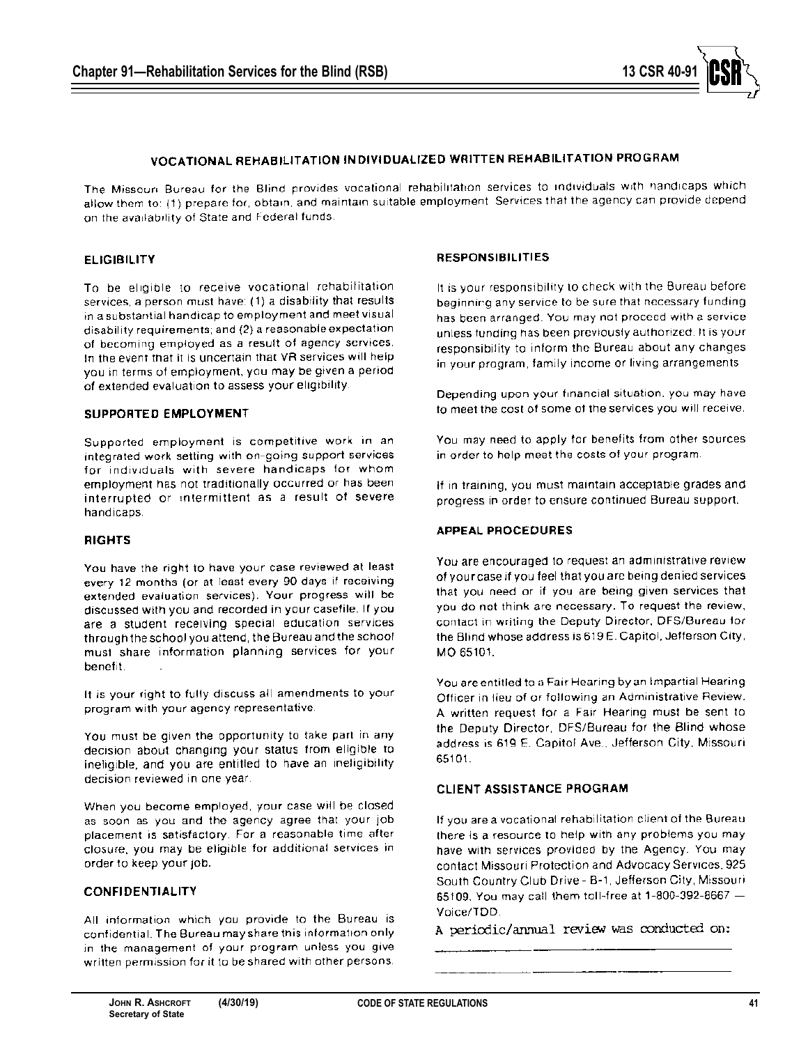## VOCATIONAL REHABILITATION INDIVIDUALIZED WRITTEN REHABILITATION PROGRAM

The Missouri Bureau for the Blind provides vocational rehabilitation services to individuals with handicaps which allow them to: (1) prepare for, obtain, and maintain suitable employment. Services that the agency can provide depend on the availability of State and Federal funds.

### ELIGIBILITY

To be eligible to receive vocational rehabilitation services, a person must have: (1) a disability that results in a substantial handicap to employment and meet visual disability requirements; and (2) a reasonable expectation of becoming employed as a result of agency services. In the event that it is uncertain that VR services will help you in terms of employment, you may be given a period of extended evaluation to assess your eligibility.

### SUPPORTED EMPLOYMENT

Supported employment is competitive work in an integrated work setting with on-going support services for individuals with severe handicaps for whom employment has not traditionally occurred or has been interrupted or intermittent as a result of severe handicaps.

### RIGHTS

You have the right to have your case reviewed at least every 12 months (or at least every 90 days if receiving extended evaluation services). Your progress will be discussed with you and recorded in your casefile. If you are a student receiving special education services through the school you attend, the Bureau and the school must share information planning services for your benefit.

It is your right to fully discuss all amendments to your program with your agency representative.

You must be given the opportunity to take part in any decision about changing your status from eligible to ineligible, and you are entitled to have an ineligibility decision reviewed in one year.

When you become employed, your case will be closed as soon as you and the agency agree that your job placement is satisfactory. For a reasonable time after closure, you may be eligible for additional services in order to keep your job.

### CONFIDENTIALITY

All information which you provide to the Bureau is confidential. The Bureau may share this information only in the management of your program unless you give written permission for it to be shared with other persons.

### RESPONSIBILITIES

It is your responsibility to check with the Bureau before beginning any service to be sure that necessary funding has been arranged. You may not proceed with a service unless funding has been previously authorized. It is your responsibility to inform the Bureau about any changes in your program, family income or living arrangements.

Depending upon your financial situation, you may have to meet the cost of some of the services you will receive.

You may need to apply for benefits from other sources in order to help meet the costs of your program.

If in training, you must maintain acceptable grades and progress in order to ensure continued Bureau support.

### APPEAL PROCEDURES

You are encouraged to request an administrative review of your case if you feel that you are being denied services that you need or if you are being given services that you do not think are necessary. To request the review, contact in writing the Deputy Director, DFS/Bureau for the Blind whose address is 619 E. Capitol, Jefferson City, MO 65101.

You are entitled to a Fair Hearing by an Impartial Hearing Officer in lieu of or following an Administrative Review. A written request for a Fair Hearing must be sent to the Deputy Director, DFS/Bureau for the Blind whose address is 619 E. Capitol Ave., Jefferson City, Missouri 65101.

### CLIENT ASSISTANCE PROGRAM

If you are a vocational rehabilitation client of the Bureau there is a resource to help with any problems you may have with services provided by the Agency. You may contact Missouri Protection and Advocacy Services, 925 South Country Club Drive - B-1, Jefferson City, Missouri 65109. You may call them toll-free at 1-800-392-8667 — Voice/TDD.

A periodic/annual review was conducted on:

______________________________

______________________________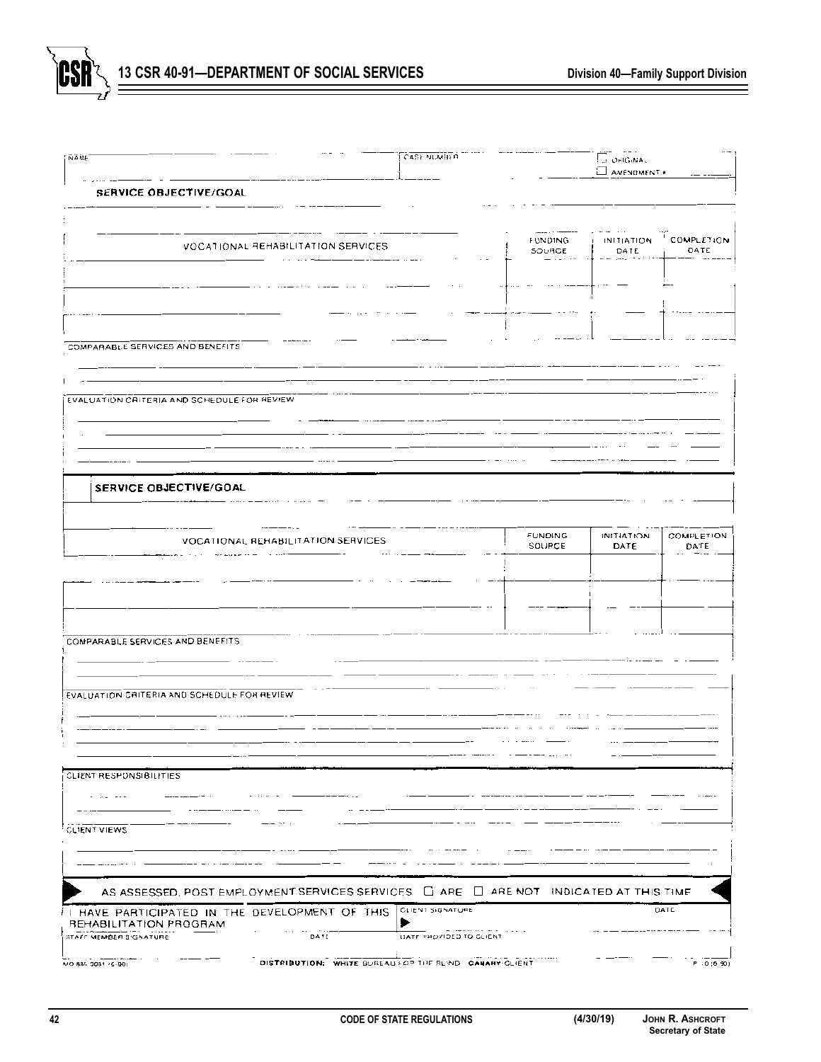| NAME | CASE NUMBER | ☐ ORIGINAL ☐ AMENDMENT # |
|---|---|---|
| | | |

**SERVICE OBJECTIVE/GOAL**

| VOCATIONAL REHABILITATION SERVICES | FUNDING SOURCE | INITIATION DATE | COMPLETION DATE |
|---|---|---|---|
| | | | |
| | | | |
| | | | |

COMPARABLE SERVICES AND BENEFITS

EVALUATION CRITERIA AND SCHEDULE FOR REVIEW

**SERVICE OBJECTIVE/GOAL**

| VOCATIONAL REHABILITATION SERVICES | FUNDING SOURCE | INITIATION DATE | COMPLETION DATE |
|---|---|---|---|
| | | | |
| | | | |
| | | | |

COMPARABLE SERVICES AND BENEFITS

EVALUATION CRITERIA AND SCHEDULE FOR REVIEW

CLIENT RESPONSIBILITIES

CLIENT VIEWS

AS ASSESSED, POST EMPLOYMENT SERVICES SERVICES ☐ ARE ☐ ARE NOT INDICATED AT THIS TIME

| I HAVE PARTICIPATED IN THE DEVELOPMENT OF THIS REHABILITATION PROGRAM | CLIENT SIGNATURE | DATE |
|---|---|---|
| STAFF MEMBER SIGNATURE / DATE | DATE PROVIDED TO CLIENT | |

MO 886-3081 (6-90) DISTRIBUTION: WHITE BUREAU FOR THE BLIND CANARY CLIENT F 10 (6-90)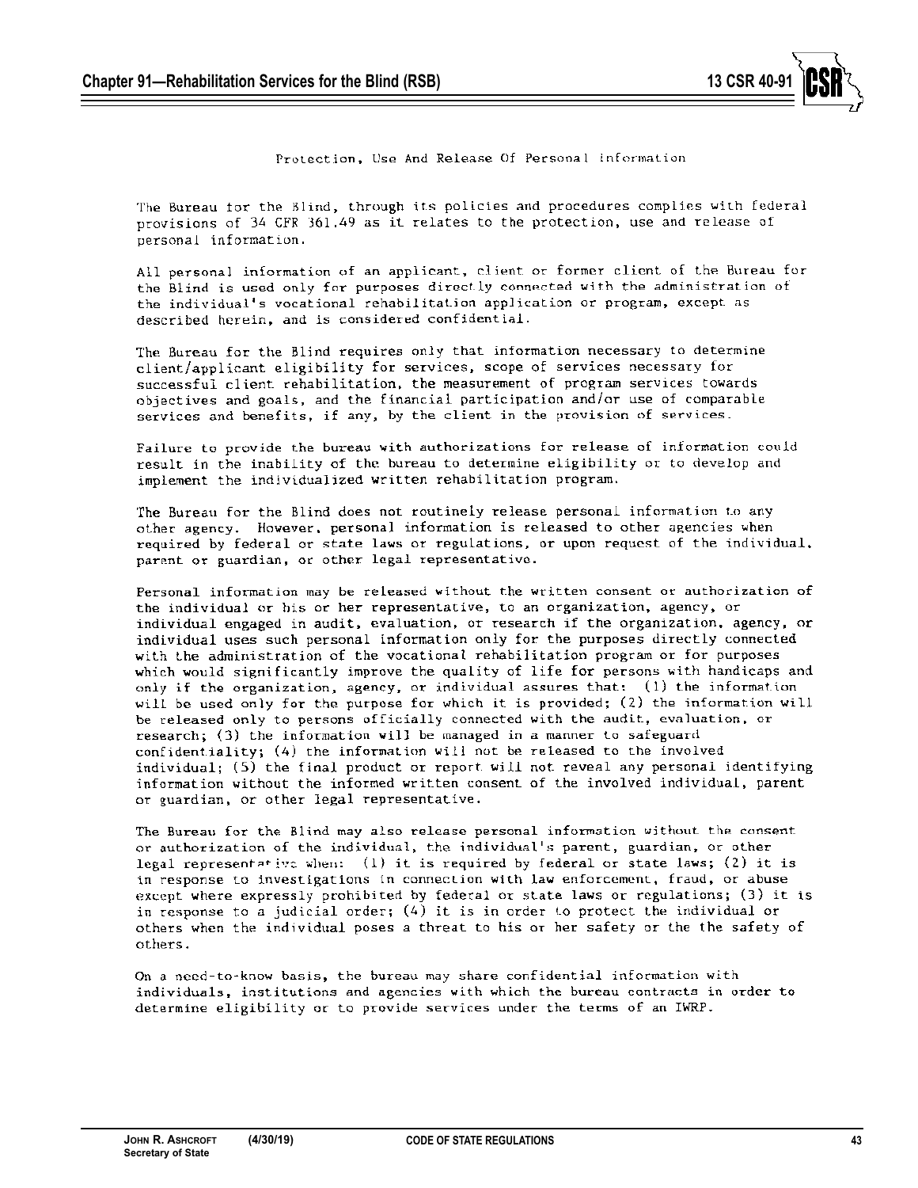## Protection, Use And Release Of Personal Information

The Bureau for the Blind, through its policies and procedures complies with federal provisions of 34 CFR 361.49 as it relates to the protection, use and release of personal information.

All personal information of an applicant, client or former client of the Bureau for the Blind is used only for purposes directly connected with the administration of the individual's vocational rehabilitation application or program, except as described herein, and is considered confidential.

The Bureau for the Blind requires only that information necessary to determine client/applicant eligibility for services, scope of services necessary for successful client rehabilitation, the measurement of program services towards objectives and goals, and the financial participation and/or use of comparable services and benefits, if any, by the client in the provision of services.

Failure to provide the bureau with authorizations for release of information could result in the inability of the bureau to determine eligibility or to develop and implement the individualized written rehabilitation program.

The Bureau for the Blind does not routinely release personal information to any other agency. However, personal information is released to other agencies when required by federal or state laws or regulations, or upon request of the individual, parent or guardian, or other legal representative.

Personal information may be released without the written consent or authorization of the individual or his or her representative, to an organization, agency, or individual engaged in audit, evaluation, or research if the organization, agency, or individual uses such personal information only for the purposes directly connected with the administration of the vocational rehabilitation program or for purposes which would significantly improve the quality of life for persons with handicaps and only if the organization, agency, or individual assures that: (1) the information will be used only for the purpose for which it is provided; (2) the information will be released only to persons officially connected with the audit, evaluation, or research; (3) the information will be managed in a manner to safeguard confidentiality; (4) the information will not be released to the involved individual; (5) the final product or report will not reveal any personal identifying information without the informed written consent of the involved individual, parent or guardian, or other legal representative.

The Bureau for the Blind may also release personal information without the consent or authorization of the individual, the individual's parent, guardian, or other legal representative when: (1) it is required by federal or state laws; (2) it is in response to investigations in connection with law enforcement, fraud, or abuse except where expressly prohibited by federal or state laws or regulations; (3) it is in response to a judicial order; (4) it is in order to protect the individual or others when the individual poses a threat to his or her safety or the the safety of others.

On a need-to-know basis, the bureau may share confidential information with individuals, institutions and agencies with which the bureau contracts in order to determine eligibility or to provide services under the terms of an IWRP.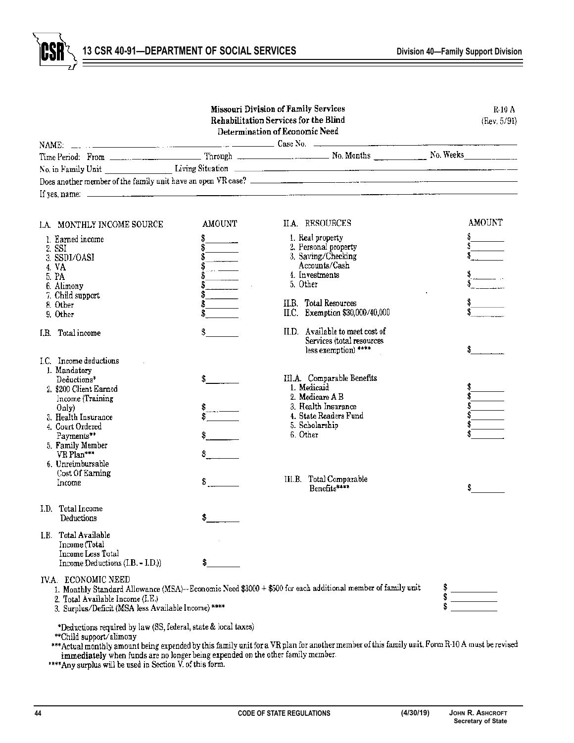**Missouri Division of Family Services**
**Rehabilitation Services for the Blind**
**Determination of Economic Need**

R-10 A
(Rev. 5/91)

NAME: ______________________ Case No. ______________________

Time Period: From ____________ Through ____________ No. Months ________ No. Weeks ________

No. in Family Unit ____________ Living Situation ______________________

Does another member of the family unit have an open VR case? ______________________

If yes, name: ______________________

| I.A. MONTHLY INCOME SOURCE | AMOUNT |
|---|---|
| 1. Earned income | $ |
| 2. SSI | $ |
| 3. SSDI/OASI | $ |
| 4. VA | $ |
| 5. PA | $ |
| 6. Alimony | $ |
| 7. Child support | $ |
| 8. Other | $ |
| 9. Other | $ |
| I.B. Total income | $ |
| I.C. Income deductions | |
| 1. Mandatory Deductions* | $ |
| 2. $200 Client Earned Income (Training Only) | $ |
| 3. Health Insurance | $ |
| 4. Court Ordered Payments** | $ |
| 5. Family Member VR Plan*** | $ |
| 6. Unreimbursable Cost Of Earning Income | $ |
| I.D. Total Income Deductions | $ |
| I.E. Total Available Income (Total Income Less Total Income Deductions (I.B. - I.D.)) | $ |

| II.A. RESOURCES | AMOUNT |
|---|---|
| 1. Real property | $ |
| 2. Personal property | $ |
| 3. Saving/Checking Accounts/Cash | $ |
| 4. Investments | $ |
| 5. Other | $ |
| II.B. Total Resources | $ |
| II.C. Exemption $30,000/40,000 | $ |
| II.D. Available to meet cost of Services (total resources less exemption) **** | $ |

| III.A. Comparable Benefits | |
|---|---|
| 1. Medicaid | $ |
| 2. Medicare A B | $ |
| 3. Health Insurance | $ |
| 4. State Readers Fund | $ |
| 5. Scholarship | $ |
| 6. Other | $ |
| III.B. Total Comparable Benefits**** | $ |

| IV.A. ECONOMIC NEED | |
|---|---|
| 1. Monthly Standard Allowance (MSA)—Economic Need $3000 + $500 for each additional member of family unit | $ |
| 2. Total Available Income (I.E.) | $ |
| 3. Surplus/Deficit (MSA less Available Income) **** | $ |

*Deductions required by law (SS, federal, state & local taxes)

**Child support/alimony

***Actual monthly amount being expended by this family unit for a VR plan for another member of this family unit. Form R-10 A must be revised **immediately** when funds are no longer being expended on the other family member.

****Any surplus will be used in Section V. of this form.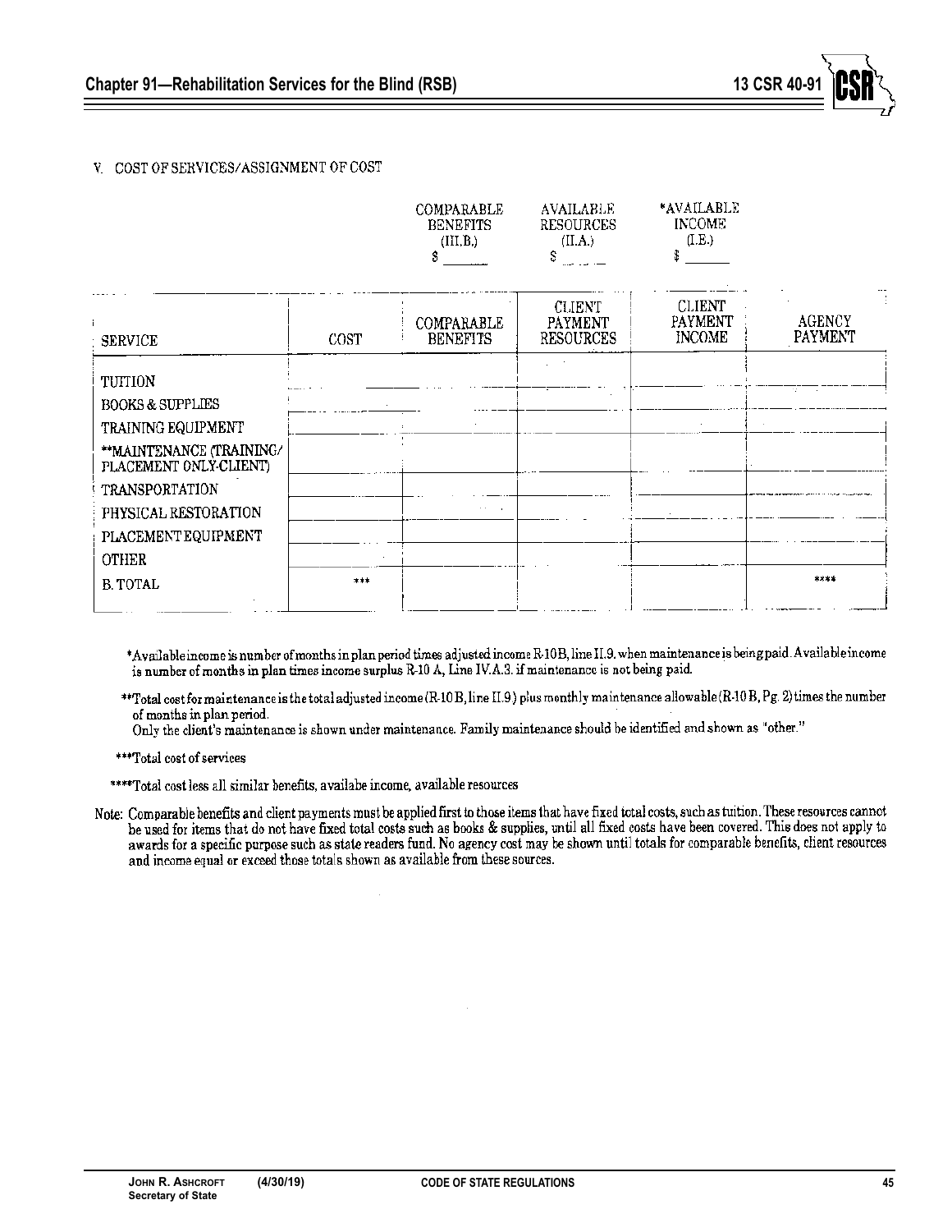V. COST OF SERVICES/ASSIGNMENT OF COST

| COMPARABLE BENEFITS (III.B.) | AVAILABLE RESOURCES (II.A.) | *AVAILABLE INCOME (I.E.) |
|---|---|---|
| $ _______ | $ _______ | $ _______ |

| SERVICE | COST | COMPARABLE BENEFITS | CLIENT PAYMENT RESOURCES | CLIENT PAYMENT INCOME | AGENCY PAYMENT |
|---|---|---|---|---|---|
| TUITION | | | | | |
| BOOKS & SUPPLIES | | | | | |
| TRAINING EQUIPMENT | | | | | |
| **MAINTENANCE (TRAINING/ PLACEMENT ONLY-CLIENT) | | | | | |
| TRANSPORTATION | | | | | |
| PHYSICAL RESTORATION | | | | | |
| PLACEMENT EQUIPMENT | | | | | |
| OTHER | | | | | |
| B. TOTAL | *** | | | | **** |

*Available income is number of months in plan period times adjusted income R-10B, line II.9. when maintenance is being paid. Available income is number of months in plan times income surplus R-10 A, Line IV.A.3. if maintenance is not being paid.

**Total cost for maintenance is the total adjusted income (R-10 B, line II.9) plus monthly maintenance allowable (R-10 B, Pg. 2) times the number of months in plan period.
Only the client's maintenance is shown under maintenance. Family maintenance should be identified and shown as "other."

***Total cost of services

****Total cost less all similar benefits, availabe income, available resources

Note: Comparable benefits and client payments must be applied first to those items that have fixed total costs, such as tuition. These resources cannot be used for items that do not have fixed total costs such as books & supplies, until all fixed costs have been covered. This does not apply to awards for a specific purpose such as state readers fund. No agency cost may be shown until totals for comparable benefits, client resources and income equal or exceed those totals shown as available from these sources.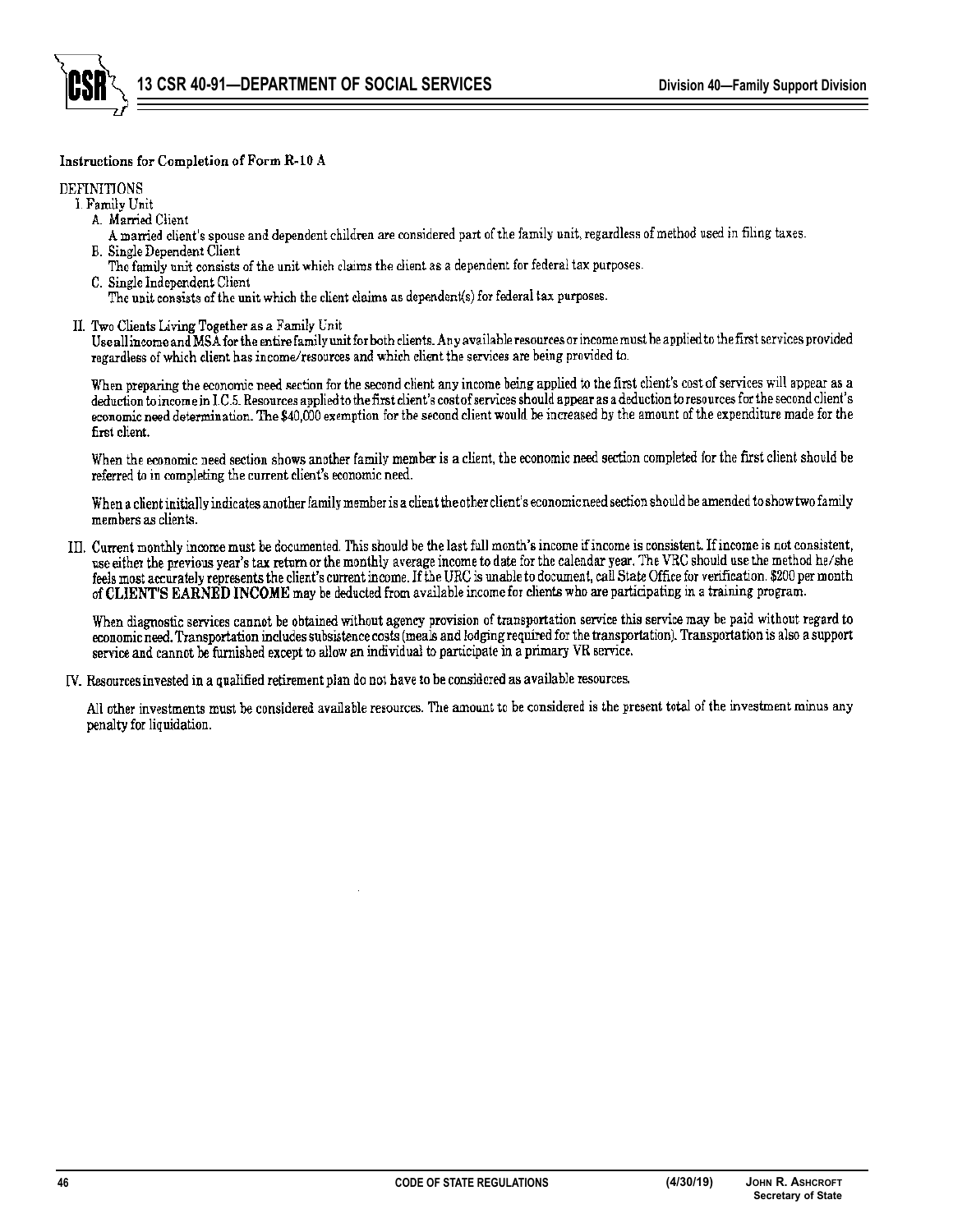### Instructions for Completion of Form R-10 A

DEFINITIONS

I. Family Unit

A. Married Client

A married client's spouse and dependent children are considered part of the family unit, regardless of method used in filing taxes.

B. Single Dependent Client

The family unit consists of the unit which claims the client as a dependent for federal tax purposes.

C. Single Independent Client

The unit consists of the unit which the client claims as dependent(s) for federal tax purposes.

II. Two Clients Living Together as a Family Unit

Use all income and MSA for the entire family unit for both clients. Any available resources or income must be applied to the first services provided regardless of which client has income/resources and which client the services are being provided to.

When preparing the economic need section for the second client any income being applied to the first client's cost of services will appear as a deduction to income in I.C.5. Resources applied to the first client's cost of services should appear as a deduction to resources for the second client's economic need determination. The $40,000 exemption for the second client would be increased by the amount of the expenditure made for the first client.

When the economic need section shows another family member is a client, the economic need section completed for the first client should be referred to in completing the current client's economic need.

When a client initially indicates another family member is a client the other client's economic need section should be amended to show two family members as clients.

III. Current monthly income must be documented. This should be the last full month's income if income is consistent. If income is not consistent, use either the previous year's tax return or the monthly average income to date for the calendar year. The VRC should use the method he/she feels most accurately represents the client's current income. If the URC is unable to document, call State Office for verification. $200 per month of **CLIENT'S EARNED INCOME** may be deducted from available income for clients who are participating in a training program.

When diagnostic services cannot be obtained without agency provision of transportation service this service may be paid without regard to economic need. Transportation includes subsistence costs (meals and lodging required for the transportation). Transportation is also a support service and cannot be furnished except to allow an individual to participate in a primary VR service.

IV. Resources invested in a qualified retirement plan do not have to be considered as available resources.

All other investments must be considered available resources. The amount to be considered is the present total of the investment minus any penalty for liquidation.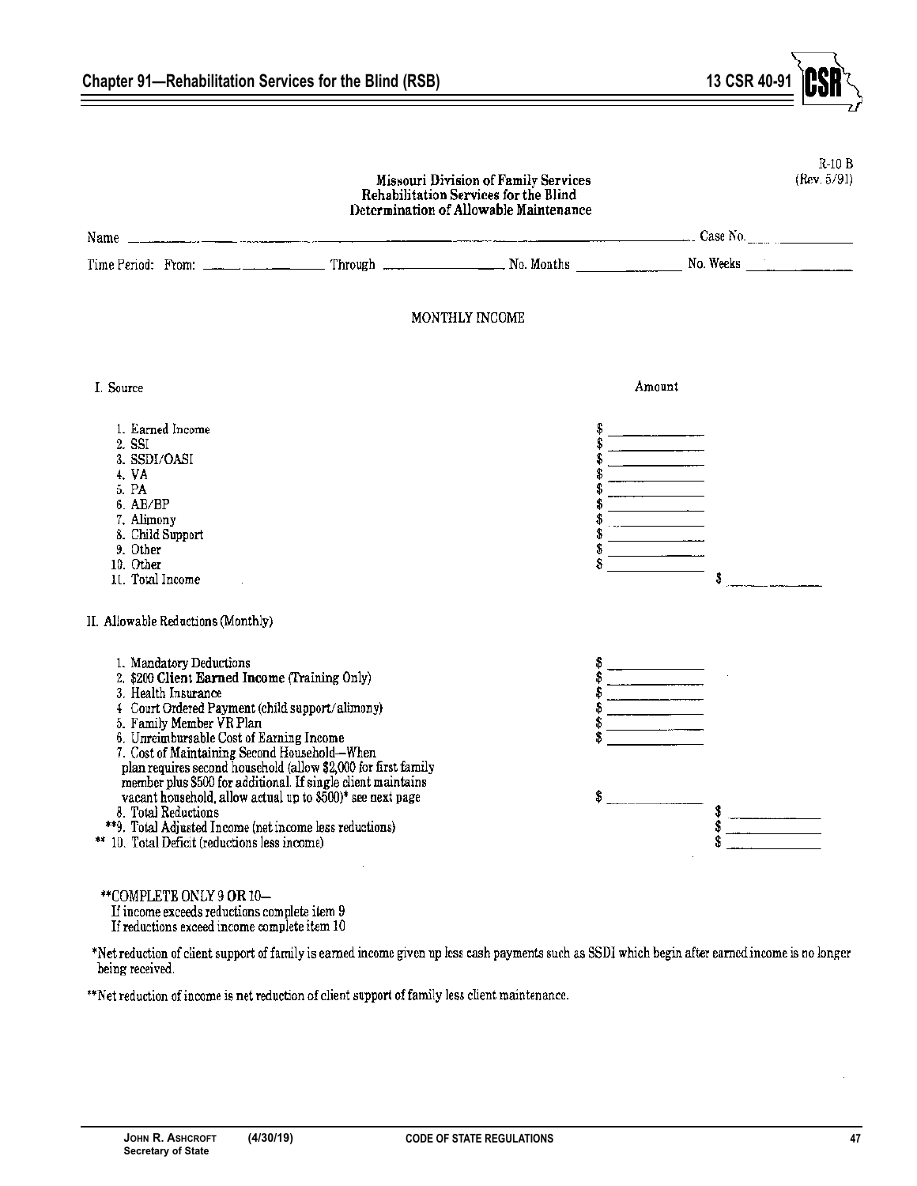R-10 B
(Rev. 5/91)

## Missouri Division of Family Services
## Rehabilitation Services for the Blind
## Determination of Allowable Maintenance

Name ______________________________________________ Case No. ____________

Time Period: From: ______________ Through ______________ No. Months ____________ No. Weeks ____________

### MONTHLY INCOME

| I. Source | Amount | |
|---|---|---|
| 1. Earned Income | $ ________ | |
| 2. SSI | $ ________ | |
| 3. SSDI/OASI | $ ________ | |
| 4. VA | $ ________ | |
| 5. PA | $ ________ | |
| 6. AB/BP | $ ________ | |
| 7. Alimony | $ ________ | |
| 8. Child Support | $ ________ | |
| 9. Other | $ ________ | |
| 10. Other | $ ________ | |
| 11. Total Income | | $ ________ |

| II. Allowable Reductions (Monthly) | | |
|---|---|---|
| 1. Mandatory Deductions | $ ________ | |
| 2. $200 Client Earned Income (Training Only) | $ ________ | |
| 3. Health Insurance | $ ________ | |
| 4. Court Ordered Payment (child support/alimony) | $ ________ | |
| 5. Family Member VR Plan | $ ________ | |
| 6. Unreimbursable Cost of Earning Income | $ ________ | |
| 7. Cost of Maintaining Second Household—When plan requires second household (allow $2,000 for first family member plus $500 for additional. If single client maintains vacant household, allow actual up to $500)* see next page | $ ________ | |
| 8. Total Reductions | | $ ________ |
| **9. Total Adjusted Income (net income less reductions) | | $ ________ |
| ** 10. Total Deficit (reductions less income) | | $ ________ |

**COMPLETE ONLY 9 **OR** 10—
If income exceeds reductions complete item 9
If reductions exceed income complete item 10

*Net reduction of client support of family is earned income given up less cash payments such as SSDI which begin after earned income is no longer being received.

**Net reduction of income is net reduction of client support of family less client maintenance.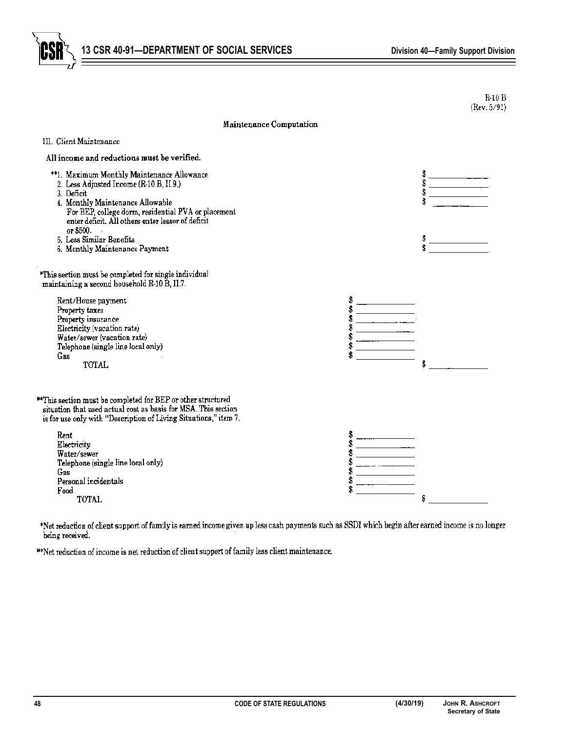R-10 B
(Rev. 5/91)

## Maintenance Computation

III. Client Maintenance

**All income and reductions must be verified.**

**1. Maximum Monthly Maintenance Allowance $ ____________
2. Less Adjusted Income (R-10 B, II.9.) $ ____________
3. Deficit $ ____________
4. Monthly Maintenance Allowable $ ____________
   For BEP, college dorm, residential PVA or placement enter deficit. All others enter lessor of deficit or $500.
5. Less Similar Benefits $ ____________
6. Monthly Maintenance Payment $ ____________

*This section must be completed for single individual maintaining a second household R-10 B, II.7.

| | | |
|---|---|---|
| Rent/House payment | $ ____________ | |
| Property taxes | $ ____________ | |
| Property insurance | $ ____________ | |
| Electricity (vacation rate) | $ ____________ | |
| Water/sewer (vacation rate) | $ ____________ | |
| Telephone (single line local only) | $ ____________ | |
| Gas | $ ____________ | |
| TOTAL | | $ ____________ |

**This section must be completed for BEP or other structured situation that used actual cost as basis for MSA. This section is for use only with "Description of Living Situations," item 7.

| | | |
|---|---|---|
| Rent | $ ____________ | |
| Electricity | $ ____________ | |
| Water/sewer | $ ____________ | |
| Telephone (single line local only) | $ ____________ | |
| Gas | $ ____________ | |
| Personal incidentals | $ ____________ | |
| Food | $ ____________ | |
| TOTAL | | $ ____________ |

*Net reduction of client support of family is earned income given up less cash payments such as SSDI which begin after earned income is no longer being received.

**Net reduction of income is net reduction of client support of family less client maintenance.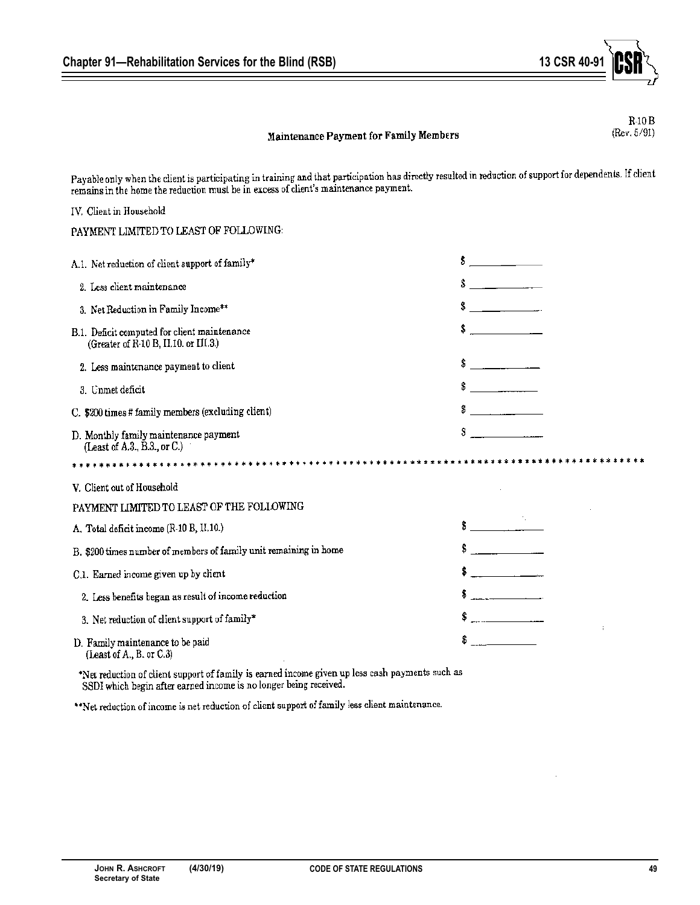R-10 B
(Rev. 5/91)

### Maintenance Payment for Family Members

Payable only when the client is participating in training and that participation has directly resulted in reduction of support for dependents. If client remains in the home the reduction must be in excess of client's maintenance payment.

IV. Client in Household

PAYMENT LIMITED TO LEAST OF FOLLOWING:

| | |
|---|---|
| A.1. Net reduction of client support of family* | $ ________ |
| 2. Less client maintenance | $ ________ |
| 3. Net Reduction in Family Income** | $ ________ |
| B.1. Deficit computed for client maintenance (Greater of R-10 B, II.10. or III.3.) | $ ________ |
| 2. Less maintenance payment to client | $ ________ |
| 3. Unmet deficit | $ ________ |
| C. $200 times # family members (excluding client) | $ ________ |
| D. Monthly family maintenance payment (Least of A.3., B.3., or C.) | $ ________ |

* * * * * * * * * * * * * * * * * * * * * * * * * * * * * * * * * * * * * * * * * * * * * * * * * * * * * * * * * * * * * * * * * * * * * * * * * * *

V. Client out of Household

PAYMENT LIMITED TO LEAST OF THE FOLLOWING

| | |
|---|---|
| A. Total deficit income (R-10 B, II.10.) | $ ________ |
| B. $200 times number of members of family unit remaining in home | $ ________ |
| C.1. Earned income given up by client | $ ________ |
| 2. Less benefits began as result of income reduction | $ ________ |
| 3. Net reduction of client support of family* | $ ________ |
| D. Family maintenance to be paid (Least of A., B. or C.3) | $ ________ |

*Net reduction of client support of family is earned income given up less cash payments such as SSDI which begin after earned income is no longer being received.

**Net reduction of income is net reduction of client support of family less client maintenance.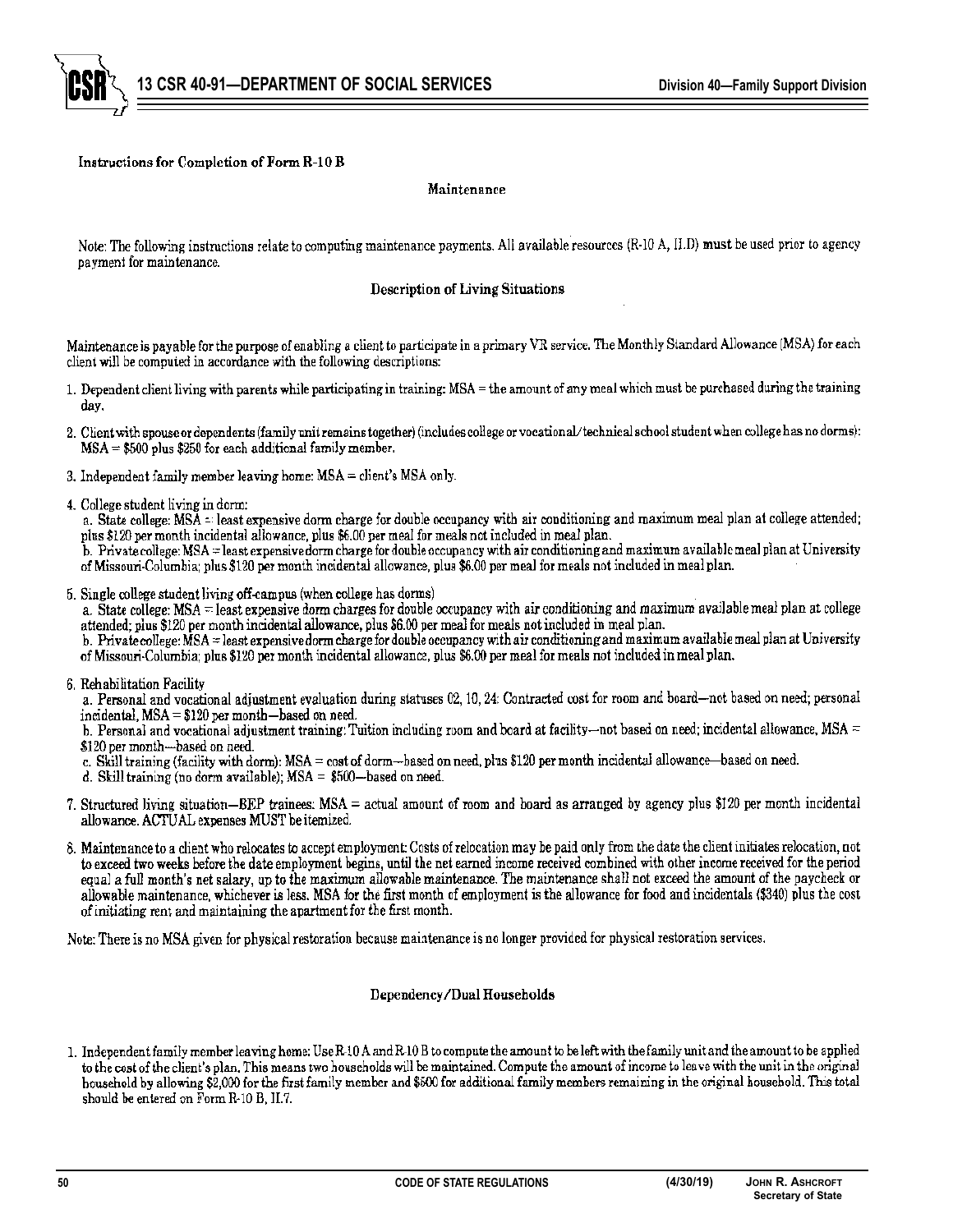Instructions for Completion of Form R-10 B

Maintenance

Note: The following instructions relate to computing maintenance payments. All available resources (R-10 A, II.D) must be used prior to agency payment for maintenance.

Description of Living Situations

Maintenance is payable for the purpose of enabling a client to participate in a primary VR service. The Monthly Standard Allowance (MSA) for each client will be computed in accordance with the following descriptions:

1. Dependent client living with parents while participating in training: MSA = the amount of any meal which must be purchased during the training day.
2. Client with spouse or dependents (family unit remains together) (includes college or vocational/technical school student when college has no dorms): MSA = $500 plus $250 for each additional family member.
3. Independent family member leaving home: MSA = client's MSA only.
4. College student living in dorm:
   a. State college: MSA = least expensive dorm charge for double occupancy with air conditioning and maximum meal plan at college attended; plus $120 per month incidental allowance, plus $6.00 per meal for meals not included in meal plan.
   b. Private college: MSA = least expensive dorm charge for double occupancy with air conditioning and maximum available meal plan at University of Missouri-Columbia; plus $120 per month incidental allowance, plus $6.00 per meal for meals not included in meal plan.
5. Single college student living off-campus (when college has dorms)
   a. State college: MSA = least expensive dorm charges for double occupancy with air conditioning and maximum available meal plan at college attended; plus $120 per month incidental allowance, plus $6.00 per meal for meals not included in meal plan.
   b. Private college: MSA = least expensive dorm charge for double occupancy with air conditioning and maximum available meal plan at University of Missouri-Columbia; plus $120 per month incidental allowance, plus $6.00 per meal for meals not included in meal plan.
6. Rehabilitation Facility
   a. Personal and vocational adjustment evaluation during statuses 02, 10, 24: Contracted cost for room and board—not based on need; personal incidental, MSA = $120 per month—based on need.
   b. Personal and vocational adjustment training: Tuition including room and board at facility—not based on need; incidental allowance, MSA = $120 per month—based on need.
   c. Skill training (facility with dorm): MSA = cost of dorm—based on need, plus $120 per month incidental allowance—based on need.
   d. Skill training (no dorm available); MSA = $500—based on need.
7. Structured living situation—BEP trainees: MSA = actual amount of room and board as arranged by agency plus $120 per month incidental allowance. ACTUAL expenses MUST be itemized.
8. Maintenance to a client who relocates to accept employment: Costs of relocation may be paid only from the date the client initiates relocation, not to exceed two weeks before the date employment begins, until the net earned income received combined with other income received for the period equal a full month's net salary, up to the maximum allowable maintenance. The maintenance shall not exceed the amount of the paycheck or allowable maintenance, whichever is less. MSA for the first month of employment is the allowance for food and incidentals ($340) plus the cost of initiating rent and maintaining the apartment for the first month.

Note: There is no MSA given for physical restoration because maintenance is no longer provided for physical restoration services.

Dependency/Dual Households

1. Independent family member leaving home: Use R-10 A and R-10 B to compute the amount to be left with the family unit and the amount to be applied to the cost of the client's plan. This means two households will be maintained. Compute the amount of income to leave with the unit in the original household by allowing $2,000 for the first family member and $500 for additional family members remaining in the original household. This total should be entered on Form R-10 B, II.7.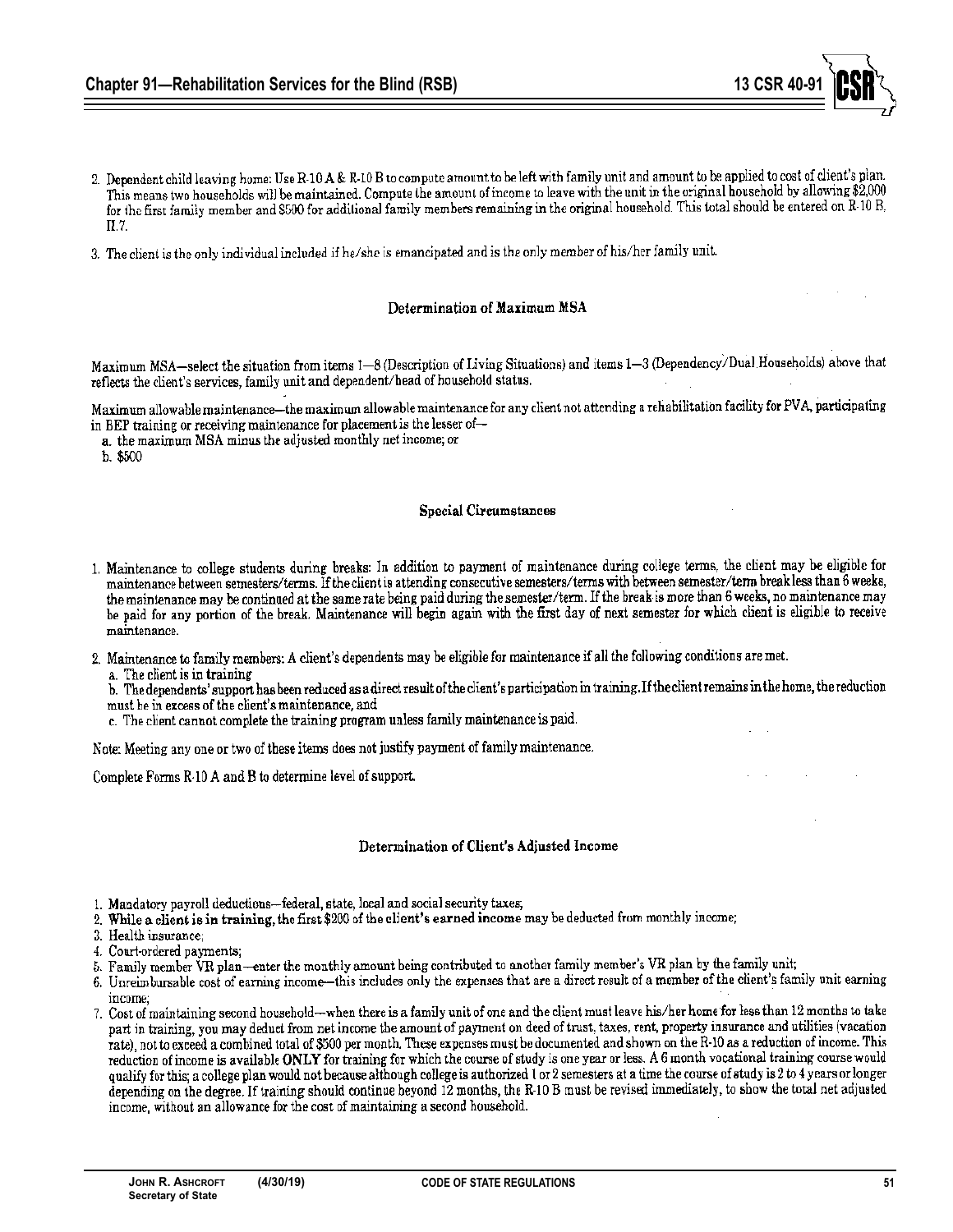2. Dependent child leaving home: Use R-10 A & R-10 B to compute amount to be left with family unit and amount to be applied to cost of client's plan. This means two households will be maintained. Compute the amount of income to leave with the unit in the original household by allowing $2,000 for the first family member and $500 for additional family members remaining in the original household. This total should be entered on R-10 B, II.7.

3. The client is the only individual included if he/she is emancipated and is the only member of his/her family unit.

### Determination of Maximum MSA

Maximum MSA—select the situation from items 1—8 (Description of Living Situations) and items 1—3 (Dependency/Dual Households) above that reflects the client's services, family unit and dependent/head of household status.

Maximum allowable maintenance—the maximum allowable maintenance for any client not attending a rehabilitation facility for PVA, participating in BEP training or receiving maintenance for placement is the lesser of—

a. the maximum MSA minus the adjusted monthly net income; or
b. $500

### Special Circumstances

1. Maintenance to college students during breaks: In addition to payment of maintenance during college terms, the client may be eligible for maintenance between semesters/terms. If the client is attending consecutive semesters/terms with between semester/term break less than 6 weeks, the maintenance may be continued at the same rate being paid during the semester/term. If the break is more than 6 weeks, no maintenance may be paid for any portion of the break. Maintenance will begin again with the first day of next semester for which client is eligible to receive maintenance.

2. Maintenance to family members: A client's dependents may be eligible for maintenance if all the following conditions are met.
   a. The client is in training
   b. The dependents' support has been reduced as a direct result of the client's participation in training. If the client remains in the home, the reduction must be in excess of the client's maintenance, and
   c. The client cannot complete the training program unless family maintenance is paid.

Note: Meeting any one or two of these items does not justify payment of family maintenance.

Complete Forms R-10 A and B to determine level of support.

### Determination of Client's Adjusted Income

1. Mandatory payroll deductions—federal, state, local and social security taxes;
2. **While a client is in training,** the first $200 of the **client's earned income** may be deducted from monthly income;
3. Health insurance;
4. Court-ordered payments;
5. Family member VR plan—enter the monthly amount being contributed to another family member's VR plan by the family unit;
6. Unreimbursable cost of earning income—this includes only the expenses that are a direct result of a member of the client's family unit earning income;
7. Cost of maintaining second household—when there is a family unit of one and the client must leave his/her home for less than 12 months to take part in training, you may deduct from net income the amount of payment on deed of trust, taxes, rent, property insurance and utilities (vacation rate), not to exceed a combined total of $500 per month. These expenses must be documented and shown on the R-10 as a reduction of income. This reduction of income is available **ONLY** for training for which the course of study is one year or less. A 6 month vocational training course would qualify for this; a college plan would not because although college is authorized 1 or 2 semesters at a time the course of study is 2 to 4 years or longer depending on the degree. If training should continue beyond 12 months, the R-10 B must be revised immediately, to show the total net adjusted income, without an allowance for the cost of maintaining a second household.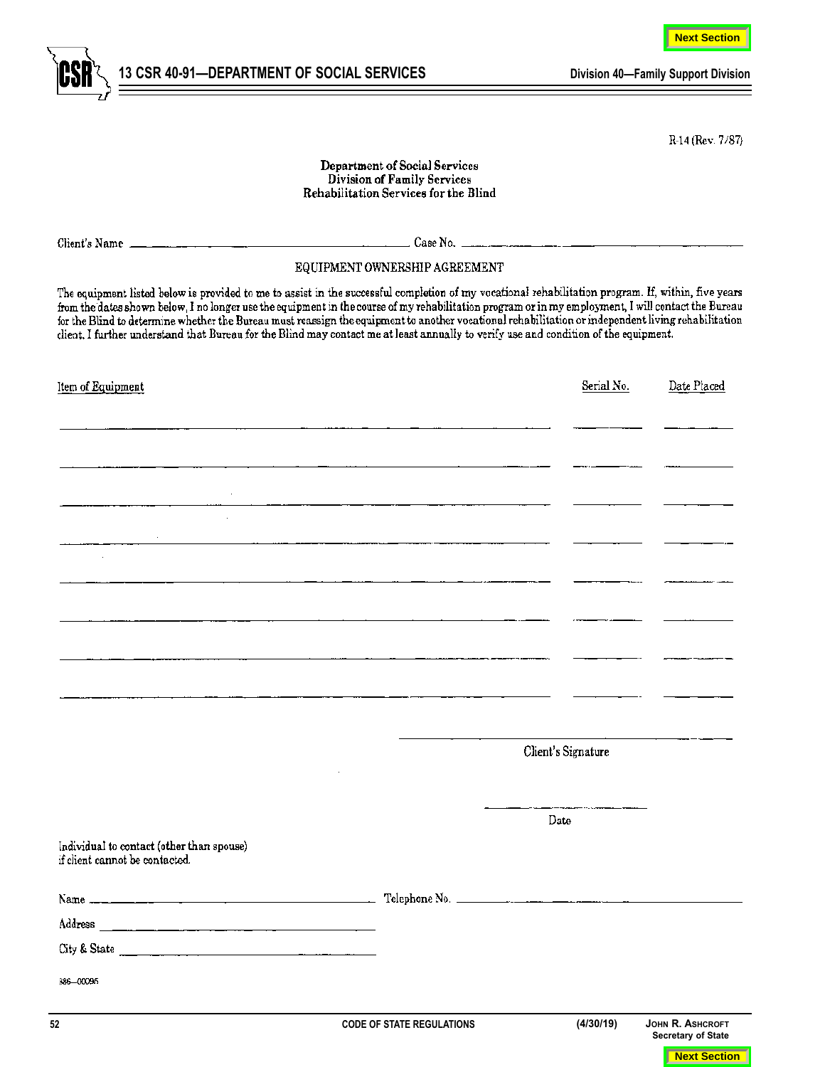R-14 (Rev. 7/87)

Department of Social Services
Division of Family Services
Rehabilitation Services for the Blind

Client's Name ______________________________ Case No. ______________________________

EQUIPMENT OWNERSHIP AGREEMENT

The equipment listed below is provided to me to assist in the successful completion of my vocational rehabilitation program. If, within, five years from the dates shown below, I no longer use the equipment in the course of my rehabilitation program or in my employment, I will contact the Bureau for the Blind to determine whether the Bureau must reassign the equipment to another vocational rehabilitation or independent living rehabilitation client. I further understand that Bureau for the Blind may contact me at least annually to verify use and condition of the equipment.

| Item of Equipment | Serial No. | Date Placed |
|---|---|---|
| | | |
| | | |
| | | |
| | | |
| | | |
| | | |
| | | |
| | | |

______________________________
Client's Signature

______________________________
Date

Individual to contact (other than spouse)
if client cannot be contacted.

Name ______________________________ Telephone No. ______________________________

Address ______________________________

City & State ______________________________

886—00095